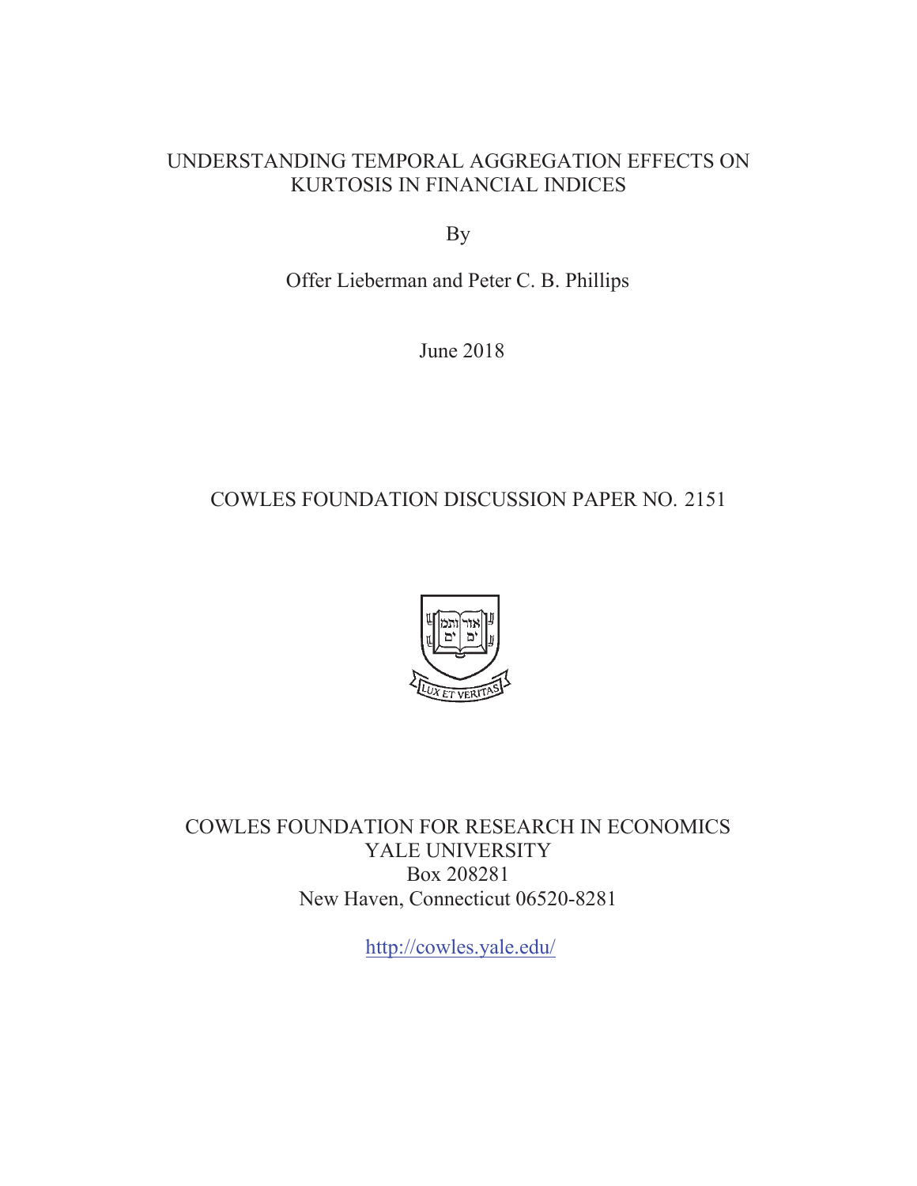# UNDERSTANDING TEMPORAL AGGREGATION EFFECTS ON KURTOSIS IN FINANCIAL INDICES

By

Offer Lieberman and Peter C. B. Phillips

June 2018

COWLES FOUNDATION DISCUSSION PAPER NO. 2151

COWLES FOUNDATION FOR RESEARCH IN ECONOMICS
YALE UNIVERSITY
Box 208281
New Haven, Connecticut 06520-8281

http://cowles.yale.edu/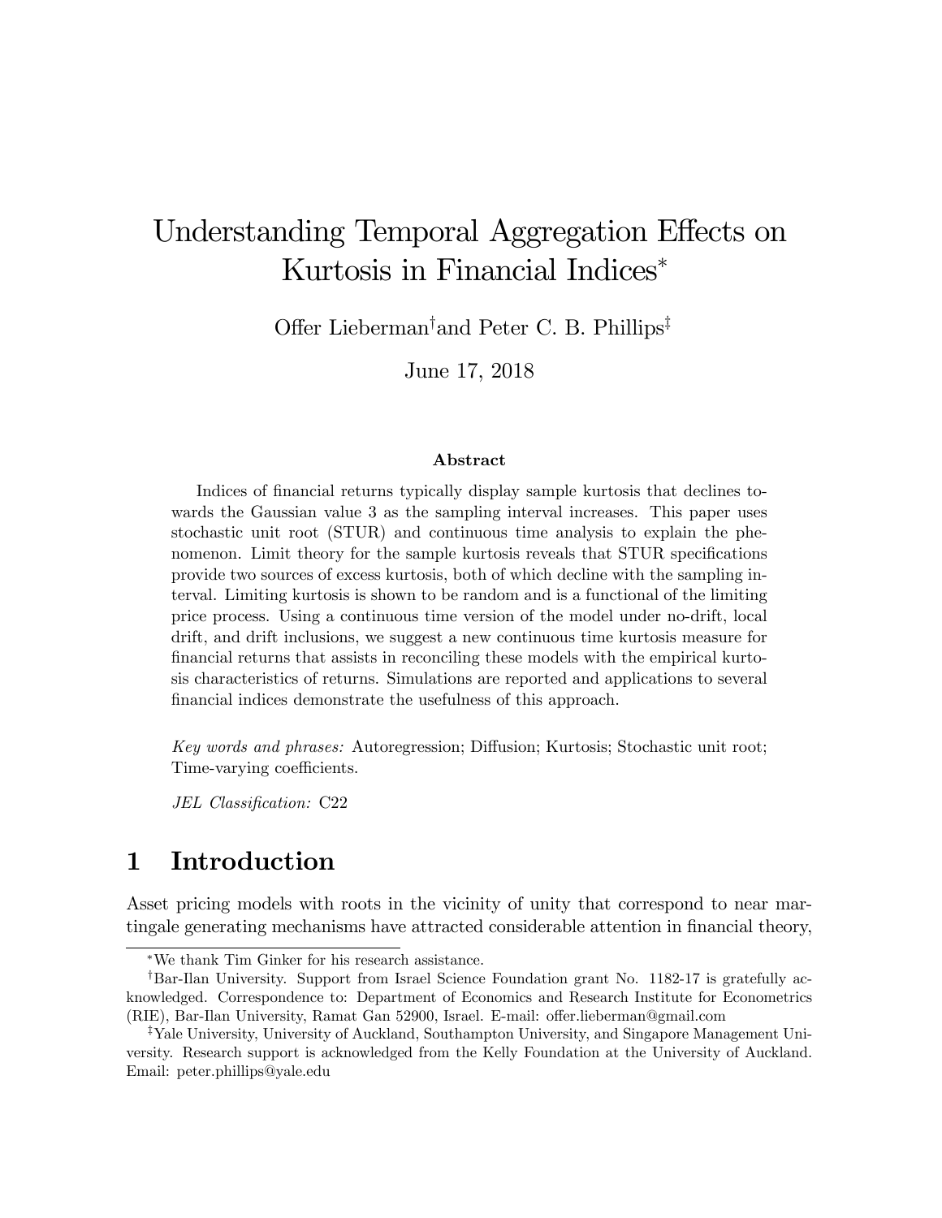# Understanding Temporal Aggregation Effects on Kurtosis in Financial Indices*

Offer Lieberman[†] and Peter C. B. Phillips[‡]

June 17, 2018

### Abstract

Indices of financial returns typically display sample kurtosis that declines towards the Gaussian value 3 as the sampling interval increases. This paper uses stochastic unit root (STUR) and continuous time analysis to explain the phenomenon. Limit theory for the sample kurtosis reveals that STUR specifications provide two sources of excess kurtosis, both of which decline with the sampling interval. Limiting kurtosis is shown to be random and is a functional of the limiting price process. Using a continuous time version of the model under no-drift, local drift, and drift inclusions, we suggest a new continuous time kurtosis measure for financial returns that assists in reconciling these models with the empirical kurtosis characteristics of returns. Simulations are reported and applications to several financial indices demonstrate the usefulness of this approach.

*Key words and phrases:* Autoregression; Diffusion; Kurtosis; Stochastic unit root; Time-varying coefficients.

*JEL Classification:* C22

## 1 Introduction

Asset pricing models with roots in the vicinity of unity that correspond to near martingale generating mechanisms have attracted considerable attention in financial theory,

---

*We thank Tim Ginker for his research assistance.

[†]Bar-Ilan University. Support from Israel Science Foundation grant No. 1182-17 is gratefully acknowledged. Correspondence to: Department of Economics and Research Institute for Econometrics (RIE), Bar-Ilan University, Ramat Gan 52900, Israel. E-mail: offer.lieberman@gmail.com

[‡]Yale University, University of Auckland, Southampton University, and Singapore Management University. Research support is acknowledged from the Kelly Foundation at the University of Auckland. Email: peter.phillips@yale.edu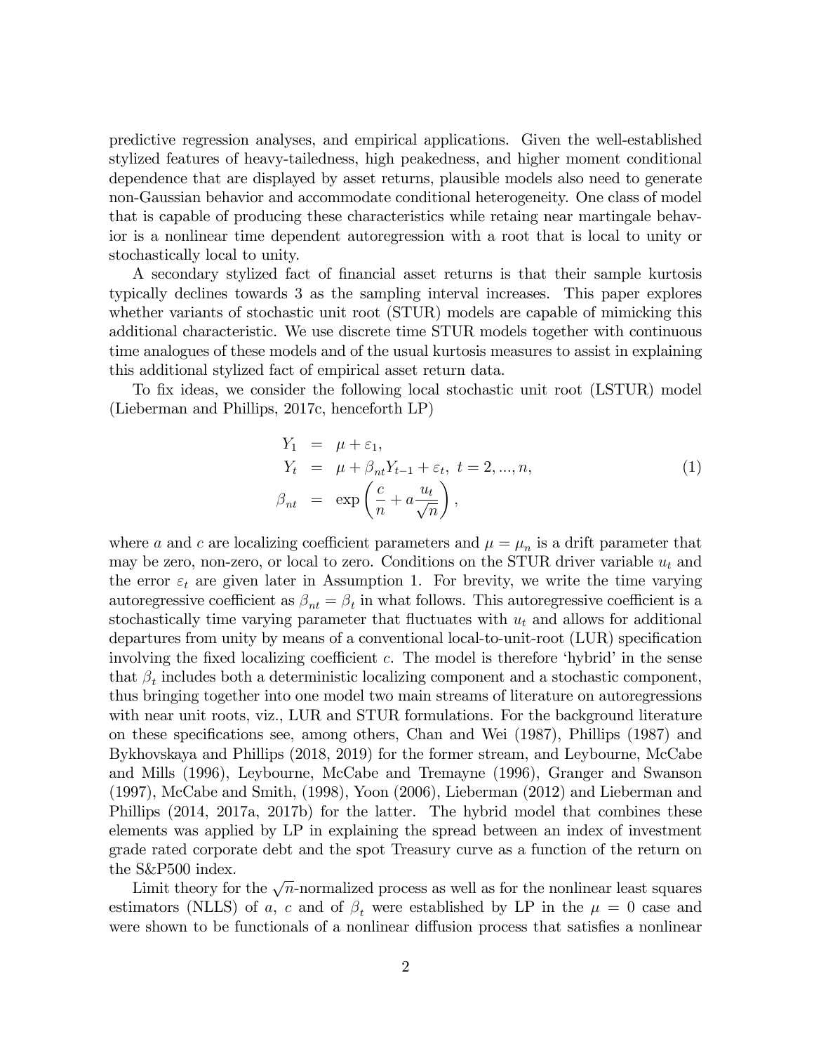predictive regression analyses, and empirical applications. Given the well-established stylized features of heavy-tailedness, high peakedness, and higher moment conditional dependence that are displayed by asset returns, plausible models also need to generate non-Gaussian behavior and accommodate conditional heterogeneity. One class of model that is capable of producing these characteristics while retaing near martingale behavior is a nonlinear time dependent autoregression with a root that is local to unity or stochastically local to unity.

A secondary stylized fact of financial asset returns is that their sample kurtosis typically declines towards 3 as the sampling interval increases. This paper explores whether variants of stochastic unit root (STUR) models are capable of mimicking this additional characteristic. We use discrete time STUR models together with continuous time analogues of these models and of the usual kurtosis measures to assist in explaining this additional stylized fact of empirical asset return data.

To fix ideas, we consider the following local stochastic unit root (LSTUR) model (Lieberman and Phillips, 2017c, henceforth LP)

$$
\begin{aligned}
Y_1 &= \mu + \varepsilon_1, \\
Y_t &= \mu + \beta_{nt} Y_{t-1} + \varepsilon_t, \; t = 2, ..., n, \\
\beta_{nt} &= \exp\left(\frac{c}{n} + a\frac{u_t}{\sqrt{n}}\right),
\end{aligned}
\tag{1}
$$

where $a$ and $c$ are localizing coefficient parameters and $\mu = \mu_n$ is a drift parameter that may be zero, non-zero, or local to zero. Conditions on the STUR driver variable $u_t$ and the error $\varepsilon_t$ are given later in Assumption 1. For brevity, we write the time varying autoregressive coefficient as $\beta_{nt} = \beta_t$ in what follows. This autoregressive coefficient is a stochastically time varying parameter that fluctuates with $u_t$ and allows for additional departures from unity by means of a conventional local-to-unit-root (LUR) specification involving the fixed localizing coefficient $c$. The model is therefore 'hybrid' in the sense that $\beta_t$ includes both a deterministic localizing component and a stochastic component, thus bringing together into one model two main streams of literature on autoregressions with near unit roots, viz., LUR and STUR formulations. For the background literature on these specifications see, among others, Chan and Wei (1987), Phillips (1987) and Bykhovskaya and Phillips (2018, 2019) for the former stream, and Leybourne, McCabe and Mills (1996), Leybourne, McCabe and Tremayne (1996), Granger and Swanson (1997), McCabe and Smith, (1998), Yoon (2006), Lieberman (2012) and Lieberman and Phillips (2014, 2017a, 2017b) for the latter. The hybrid model that combines these elements was applied by LP in explaining the spread between an index of investment grade rated corporate debt and the spot Treasury curve as a function of the return on the S&P500 index.

Limit theory for the $\sqrt{n}$-normalized process as well as for the nonlinear least squares estimators (NLLS) of $a$, $c$ and of $\beta_t$ were established by LP in the $\mu = 0$ case and were shown to be functionals of a nonlinear diffusion process that satisfies a nonlinear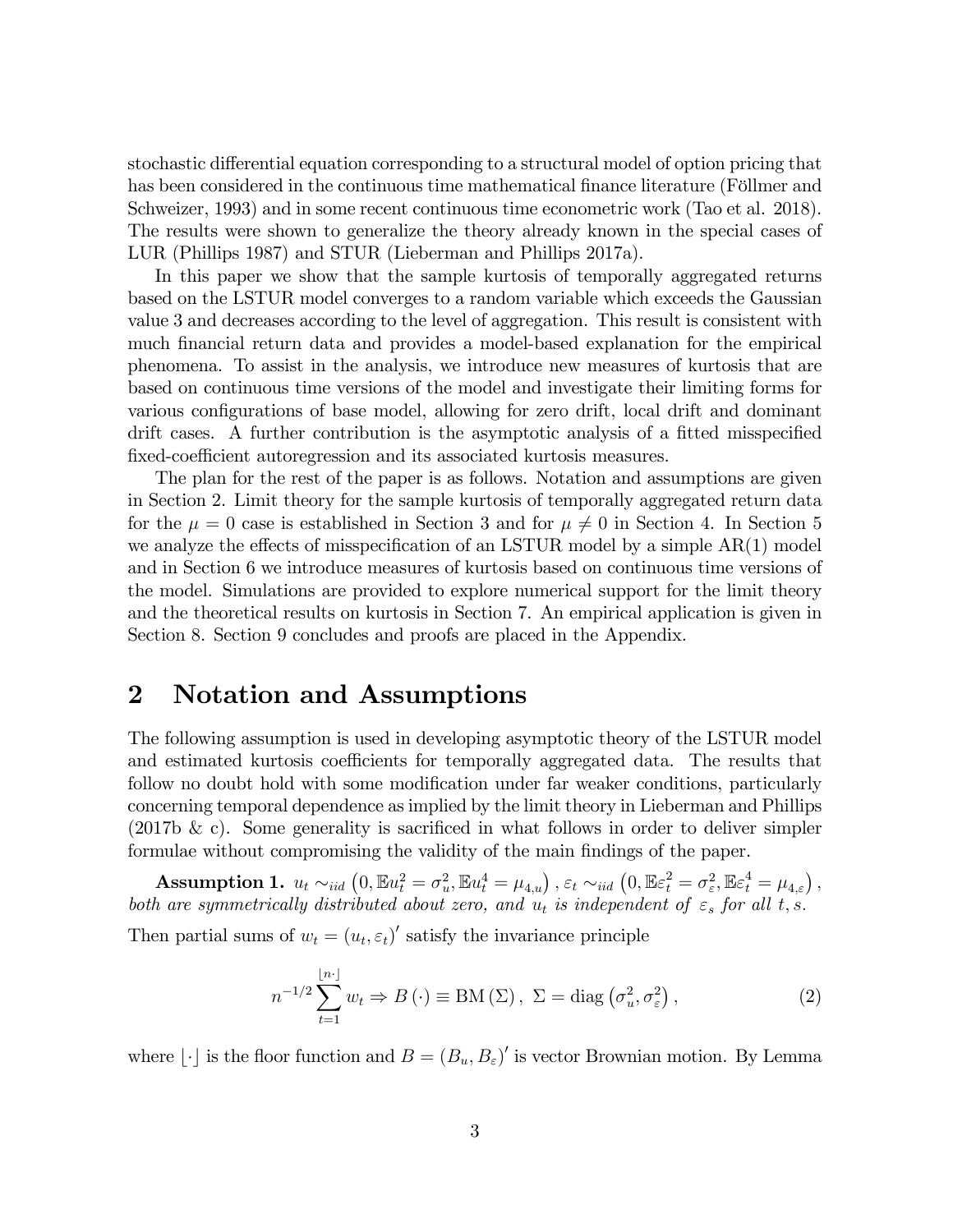stochastic differential equation corresponding to a structural model of option pricing that has been considered in the continuous time mathematical finance literature (Föllmer and Schweizer, 1993) and in some recent continuous time econometric work (Tao et al. 2018). The results were shown to generalize the theory already known in the special cases of LUR (Phillips 1987) and STUR (Lieberman and Phillips 2017a).

In this paper we show that the sample kurtosis of temporally aggregated returns based on the LSTUR model converges to a random variable which exceeds the Gaussian value 3 and decreases according to the level of aggregation. This result is consistent with much financial return data and provides a model-based explanation for the empirical phenomena. To assist in the analysis, we introduce new measures of kurtosis that are based on continuous time versions of the model and investigate their limiting forms for various configurations of base model, allowing for zero drift, local drift and dominant drift cases. A further contribution is the asymptotic analysis of a fitted misspecified fixed-coefficient autoregression and its associated kurtosis measures.

The plan for the rest of the paper is as follows. Notation and assumptions are given in Section 2. Limit theory for the sample kurtosis of temporally aggregated return data for the $\mu = 0$ case is established in Section 3 and for $\mu \neq 0$ in Section 4. In Section 5 we analyze the effects of misspecification of an LSTUR model by a simple AR(1) model and in Section 6 we introduce measures of kurtosis based on continuous time versions of the model. Simulations are provided to explore numerical support for the limit theory and the theoretical results on kurtosis in Section 7. An empirical application is given in Section 8. Section 9 concludes and proofs are placed in the Appendix.

## 2 Notation and Assumptions

The following assumption is used in developing asymptotic theory of the LSTUR model and estimated kurtosis coefficients for temporally aggregated data. The results that follow no doubt hold with some modification under far weaker conditions, particularly concerning temporal dependence as implied by the limit theory in Lieberman and Phillips (2017b & c). Some generality is sacrificed in what follows in order to deliver simpler formulae without compromising the validity of the main findings of the paper.

**Assumption 1.** $u_t \sim_{iid} \left(0, \mathbb{E}u_t^2 = \sigma_u^2, \mathbb{E}u_t^4 = \mu_{4,u}\right), \varepsilon_t \sim_{iid} \left(0, \mathbb{E}\varepsilon_t^2 = \sigma_\varepsilon^2, \mathbb{E}\varepsilon_t^4 = \mu_{4,\varepsilon}\right),$ *both are symmetrically distributed about zero, and* $u_t$ *is independent of* $\varepsilon_s$ *for all* $t, s$.

Then partial sums of $w_t = (u_t, \varepsilon_t)'$ satisfy the invariance principle

$$n^{-1/2} \sum_{t=1}^{\lfloor n \cdot \rfloor} w_t \Rightarrow B(\cdot) \equiv \text{BM}(\Sigma), \ \Sigma = \text{diag}\left(\sigma_u^2, \sigma_\varepsilon^2\right), \tag{2}$$

where $\lfloor \cdot \rfloor$ is the floor function and $B = (B_u, B_\varepsilon)'$ is vector Brownian motion. By Lemma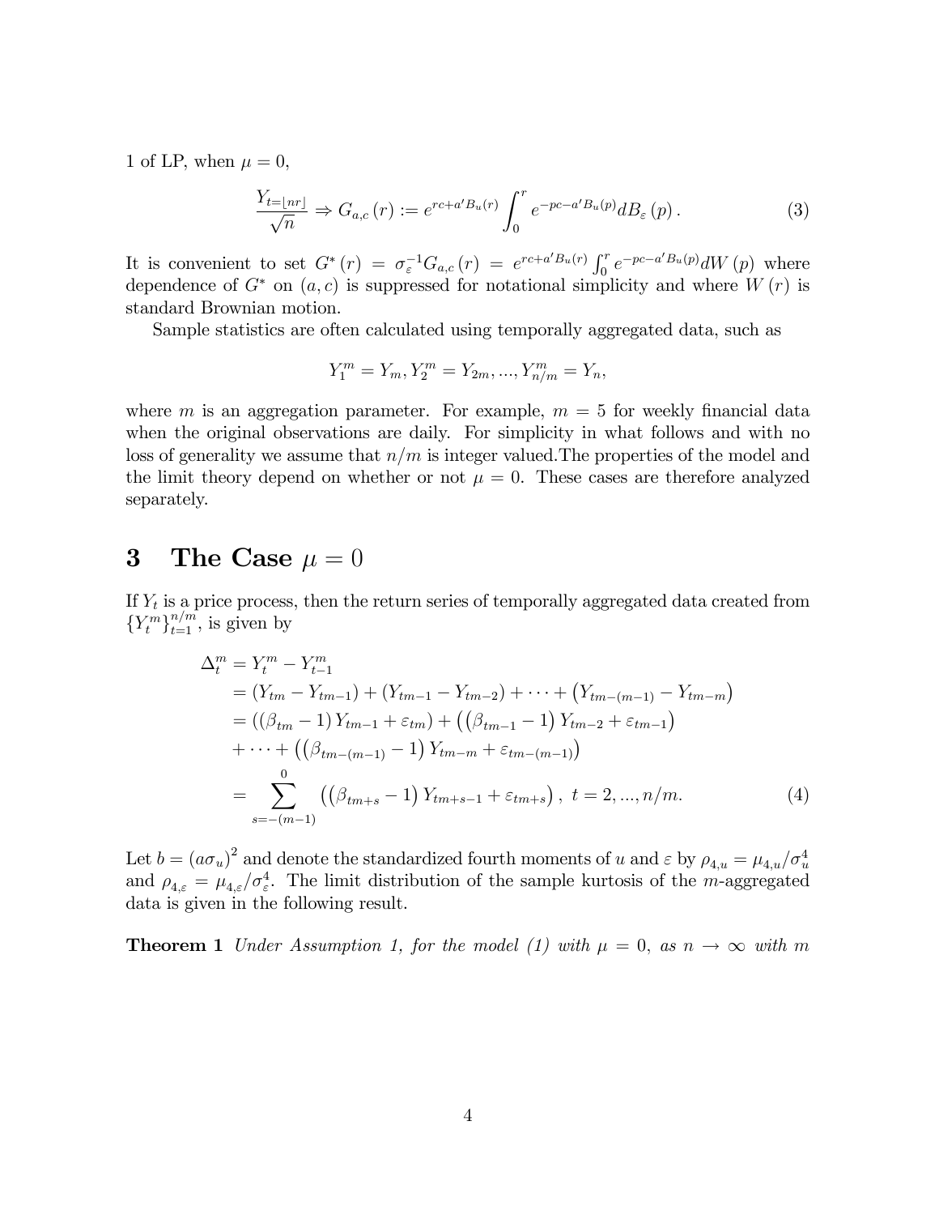1 of LP, when $\mu = 0$,

$$\frac{Y_{t=\lfloor nr \rfloor}}{\sqrt{n}} \Rightarrow G_{a,c}(r) := e^{rc+a'B_u(r)} \int_0^r e^{-pc-a'B_u(p)} dB_\varepsilon(p). \tag{3}$$

It is convenient to set $G^*(r) = \sigma_\varepsilon^{-1} G_{a,c}(r) = e^{rc+a'B_u(r)} \int_0^r e^{-pc-a'B_u(p)} dW(p)$ where dependence of $G^*$ on $(a, c)$ is suppressed for notational simplicity and where $W(r)$ is standard Brownian motion.

Sample statistics are often calculated using temporally aggregated data, such as

$$Y_1^m = Y_m, Y_2^m = Y_{2m}, ..., Y_{n/m}^m = Y_n,$$

where $m$ is an aggregation parameter. For example, $m = 5$ for weekly financial data when the original observations are daily. For simplicity in what follows and with no loss of generality we assume that $n/m$ is integer valued.The properties of the model and the limit theory depend on whether or not $\mu = 0$. These cases are therefore analyzed separately.

## 3 The Case $\mu = 0$

If $Y_t$ is a price process, then the return series of temporally aggregated data created from $\{Y_t^m\}_{t=1}^{n/m}$, is given by

$$\begin{aligned}
\Delta_t^m &= Y_t^m - Y_{t-1}^m \\
&= (Y_{tm} - Y_{tm-1}) + (Y_{tm-1} - Y_{tm-2}) + \cdots + \left(Y_{tm-(m-1)} - Y_{tm-m}\right) \\
&= ((\beta_{tm} - 1) Y_{tm-1} + \varepsilon_{tm}) + \left(\left(\beta_{tm-1} - 1\right) Y_{tm-2} + \varepsilon_{tm-1}\right) \\
&\quad + \cdots + \left(\left(\beta_{tm-(m-1)} - 1\right) Y_{tm-m} + \varepsilon_{tm-(m-1)}\right) \\
&= \sum_{s=-(m-1)}^{0} \left(\left(\beta_{tm+s} - 1\right) Y_{tm+s-1} + \varepsilon_{tm+s}\right), \ t = 2, ..., n/m.
\end{aligned} \tag{4}$$

Let $b = (a\sigma_u)^2$ and denote the standardized fourth moments of $u$ and $\varepsilon$ by $\rho_{4,u} = \mu_{4,u}/\sigma_u^4$ and $\rho_{4,\varepsilon} = \mu_{4,\varepsilon}/\sigma_\varepsilon^4$. The limit distribution of the sample kurtosis of the $m$-aggregated data is given in the following result.

**Theorem 1** *Under Assumption 1, for the model (1) with $\mu = 0$, as $n \to \infty$ with $m$*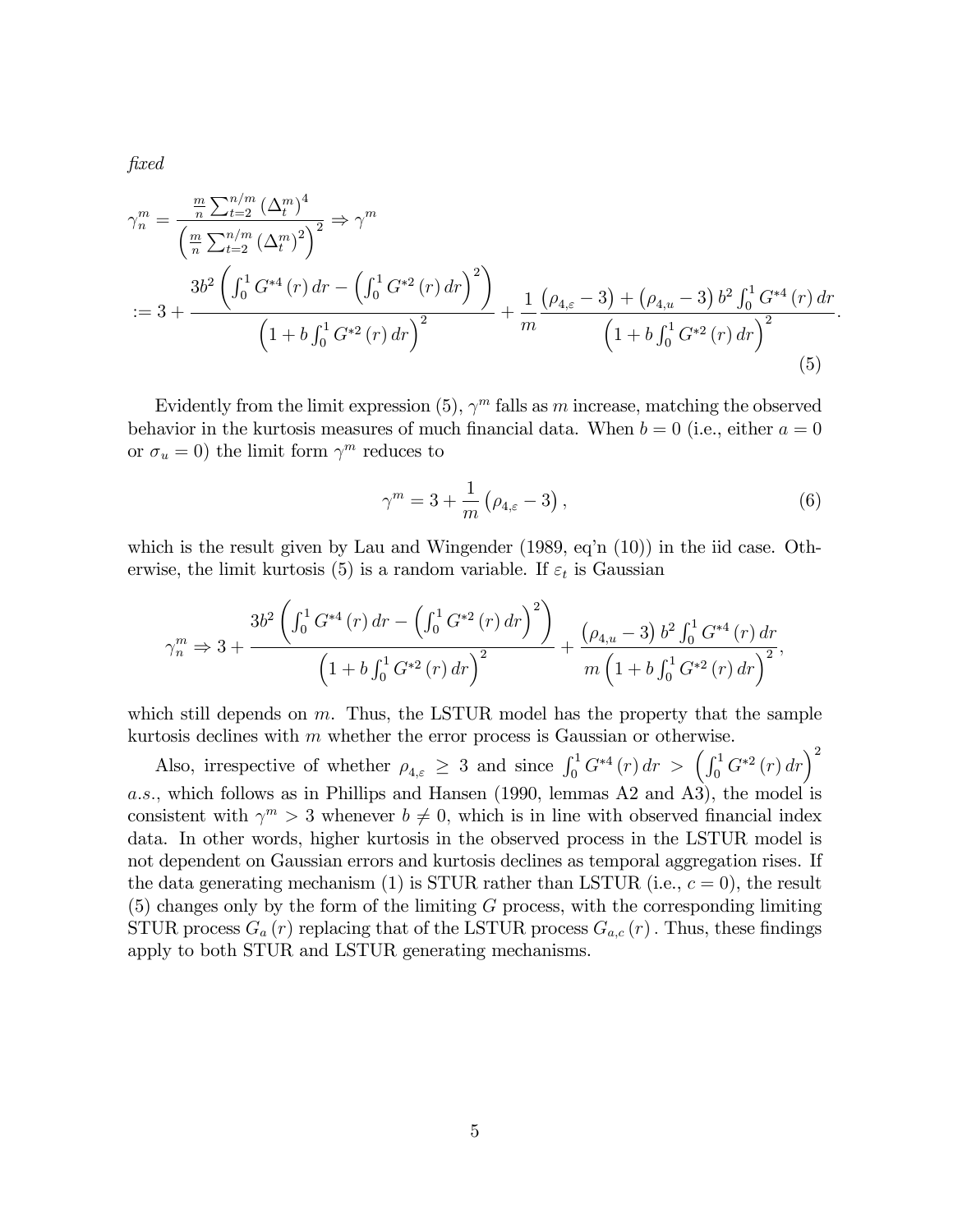*fixed*

$$
\begin{aligned}
\gamma_n^m &= \frac{\frac{m}{n}\sum_{t=2}^{n/m}\left(\Delta_t^m\right)^4}{\left(\frac{m}{n}\sum_{t=2}^{n/m}\left(\Delta_t^m\right)^2\right)^2} \Rightarrow \gamma^m \\
&:= 3 + \frac{3b^2\left(\int_0^1 G^{*4}(r)\,dr - \left(\int_0^1 G^{*2}(r)\,dr\right)^2\right)}{\left(1+b\int_0^1 G^{*2}(r)\,dr\right)^2} + \frac{1}{m}\frac{\left(\rho_{4,\varepsilon}-3\right)+\left(\rho_{4,u}-3\right)b^2\int_0^1 G^{*4}(r)\,dr}{\left(1+b\int_0^1 G^{*2}(r)\,dr\right)^2}.
\end{aligned}
\tag{5}
$$

Evidently from the limit expression (5), $\gamma^m$ falls as $m$ increase, matching the observed behavior in the kurtosis measures of much financial data. When $b=0$ (i.e., either $a=0$ or $\sigma_u=0$) the limit form $\gamma^m$ reduces to

$$
\gamma^m = 3 + \frac{1}{m}\left(\rho_{4,\varepsilon}-3\right), \tag{6}
$$

which is the result given by Lau and Wingender (1989, eq'n (10)) in the iid case. Otherwise, the limit kurtosis (5) is a random variable. If $\varepsilon_t$ is Gaussian

$$
\gamma_n^m \Rightarrow 3 + \frac{3b^2\left(\int_0^1 G^{*4}(r)\,dr - \left(\int_0^1 G^{*2}(r)\,dr\right)^2\right)}{\left(1+b\int_0^1 G^{*2}(r)\,dr\right)^2} + \frac{\left(\rho_{4,u}-3\right)b^2\int_0^1 G^{*4}(r)\,dr}{m\left(1+b\int_0^1 G^{*2}(r)\,dr\right)^2},
$$

which still depends on $m$. Thus, the LSTUR model has the property that the sample kurtosis declines with $m$ whether the error process is Gaussian or otherwise.

Also, irrespective of whether $\rho_{4,\varepsilon} \geq 3$ and since $\int_0^1 G^{*4}(r)\,dr > \left(\int_0^1 G^{*2}(r)\,dr\right)^2$ *a.s.*, which follows as in Phillips and Hansen (1990, lemmas A2 and A3), the model is consistent with $\gamma^m > 3$ whenever $b \neq 0$, which is in line with observed financial index data. In other words, higher kurtosis in the observed process in the LSTUR model is not dependent on Gaussian errors and kurtosis declines as temporal aggregation rises. If the data generating mechanism (1) is STUR rather than LSTUR (i.e., $c=0$), the result (5) changes only by the form of the limiting $G$ process, with the corresponding limiting STUR process $G_a(r)$ replacing that of the LSTUR process $G_{a,c}(r)$. Thus, these findings apply to both STUR and LSTUR generating mechanisms.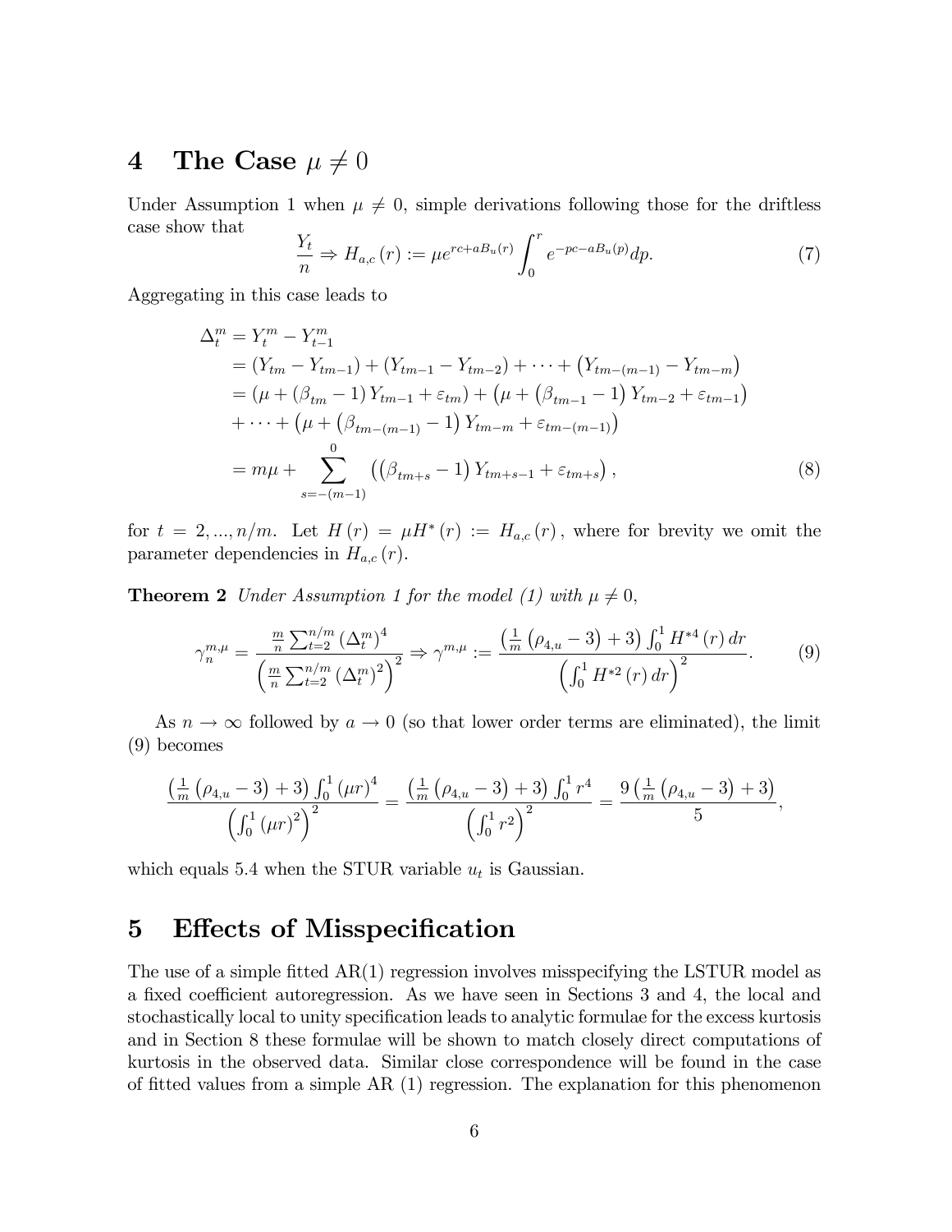# 4 The Case $\mu \neq 0$

Under Assumption 1 when $\mu \neq 0$, simple derivations following those for the driftless case show that

$$\frac{Y_t}{n} \Rightarrow H_{a,c}(r) := \mu e^{rc + aB_u(r)} \int_0^r e^{-pc - aB_u(p)} dp. \tag{7}$$

Aggregating in this case leads to

$$\begin{aligned}
\Delta_t^m &= Y_t^m - Y_{t-1}^m \\
&= (Y_{tm} - Y_{tm-1}) + (Y_{tm-1} - Y_{tm-2}) + \cdots + \left(Y_{tm-(m-1)} - Y_{tm-m}\right) \\
&= (\mu + (\beta_{tm} - 1) Y_{tm-1} + \varepsilon_{tm}) + \left(\mu + \left(\beta_{tm-1} - 1\right) Y_{tm-2} + \varepsilon_{tm-1}\right) \\
&\quad + \cdots + \left(\mu + \left(\beta_{tm-(m-1)} - 1\right) Y_{tm-m} + \varepsilon_{tm-(m-1)}\right) \\
&= m\mu + \sum_{s=-(m-1)}^{0} \left(\left(\beta_{tm+s} - 1\right) Y_{tm+s-1} + \varepsilon_{tm+s}\right),
\end{aligned} \tag{8}$$

for $t = 2, ..., n/m$. Let $H(r) = \mu H^*(r) := H_{a,c}(r)$, where for brevity we omit the parameter dependencies in $H_{a,c}(r)$.

**Theorem 2** *Under Assumption 1 for the model (1) with $\mu \neq 0$,*

$$\gamma_n^{m,\mu} = \frac{\frac{m}{n} \sum_{t=2}^{n/m} \left(\Delta_t^m\right)^4}{\left(\frac{m}{n} \sum_{t=2}^{n/m} \left(\Delta_t^m\right)^2\right)^2} \Rightarrow \gamma^{m,\mu} := \frac{\left(\frac{1}{m}\left(\rho_{4,u} - 3\right) + 3\right) \int_0^1 H^{*4}(r)\, dr}{\left(\int_0^1 H^{*2}(r)\, dr\right)^2}. \tag{9}$$

As $n \to \infty$ followed by $a \to 0$ (so that lower order terms are eliminated), the limit (9) becomes

$$\frac{\left(\frac{1}{m}\left(\rho_{4,u} - 3\right) + 3\right) \int_0^1 (\mu r)^4}{\left(\int_0^1 (\mu r)^2\right)^2} = \frac{\left(\frac{1}{m}\left(\rho_{4,u} - 3\right) + 3\right) \int_0^1 r^4}{\left(\int_0^1 r^2\right)^2} = \frac{9\left(\frac{1}{m}\left(\rho_{4,u} - 3\right) + 3\right)}{5},$$

which equals 5.4 when the STUR variable $u_t$ is Gaussian.

# 5 Effects of Misspecification

The use of a simple fitted AR(1) regression involves misspecifying the LSTUR model as a fixed coefficient autoregression. As we have seen in Sections 3 and 4, the local and stochastically local to unity specification leads to analytic formulae for the excess kurtosis and in Section 8 these formulae will be shown to match closely direct computations of kurtosis in the observed data. Similar close correspondence will be found in the case of fitted values from a simple AR (1) regression. The explanation for this phenomenon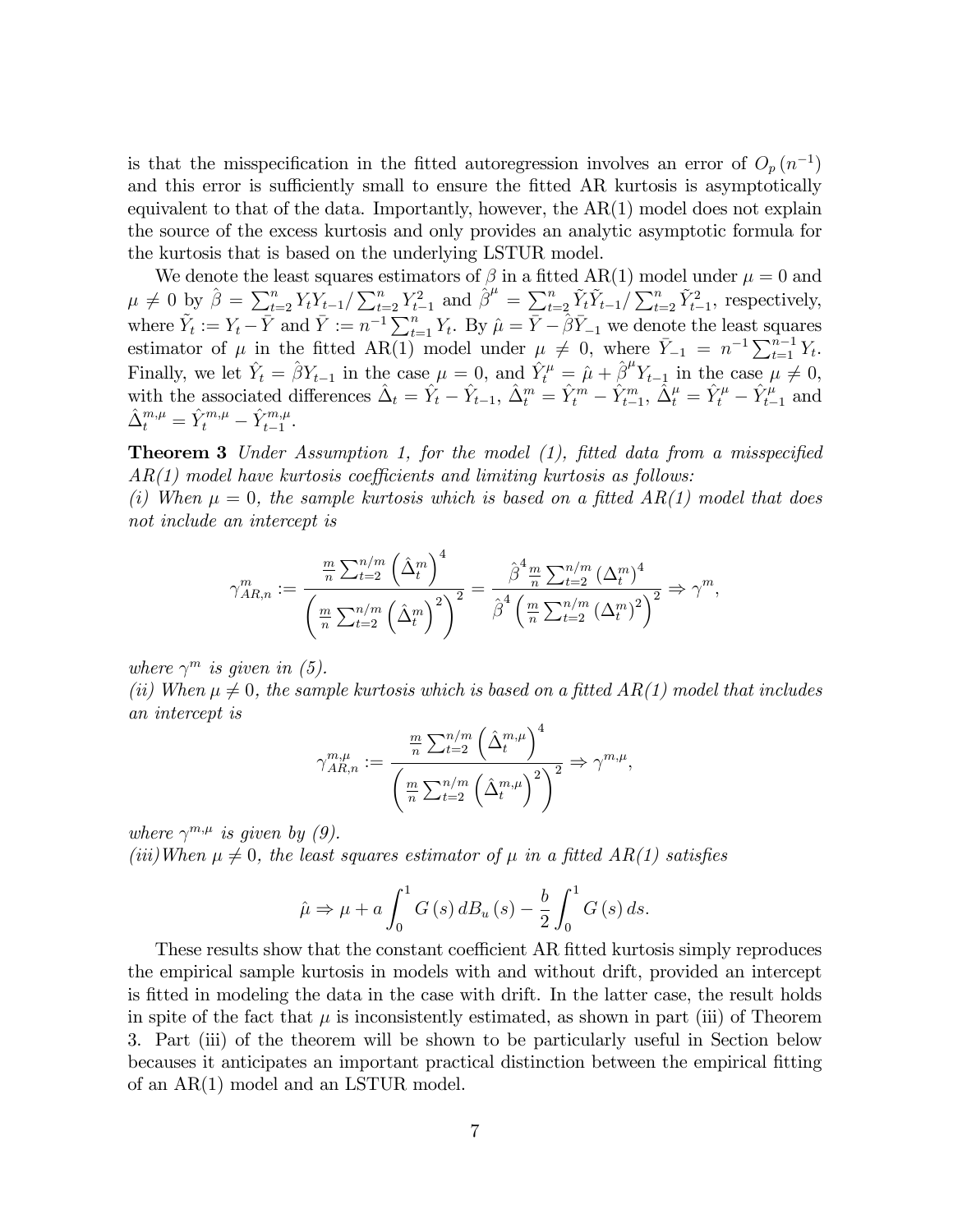is that the misspecification in the fitted autoregression involves an error of $O_p(n^{-1})$ and this error is sufficiently small to ensure the fitted AR kurtosis is asymptotically equivalent to that of the data. Importantly, however, the AR(1) model does not explain the source of the excess kurtosis and only provides an analytic asymptotic formula for the kurtosis that is based on the underlying LSTUR model.

We denote the least squares estimators of $\beta$ in a fitted AR(1) model under $\mu = 0$ and $\mu \neq 0$ by $\hat{\beta} = \sum_{t=2}^{n} Y_t Y_{t-1} / \sum_{t=2}^{n} Y_{t-1}^2$ and $\hat{\beta}^{\mu} = \sum_{t=2}^{n} \tilde{Y}_t \tilde{Y}_{t-1} / \sum_{t=2}^{n} \tilde{Y}_{t-1}^2$, respectively, where $\tilde{Y}_t := Y_t - \bar{Y}$ and $\bar{Y} := n^{-1} \sum_{t=1}^{n} Y_t$. By $\hat{\mu} = \bar{Y} - \hat{\beta}\bar{Y}_{-1}$ we denote the least squares estimator of $\mu$ in the fitted AR(1) model under $\mu \neq 0$, where $\bar{Y}_{-1} = n^{-1} \sum_{t=1}^{n-1} Y_t$. Finally, we let $\hat{Y}_t = \hat{\beta} Y_{t-1}$ in the case $\mu = 0$, and $\hat{Y}_t^{\mu} = \hat{\mu} + \hat{\beta}^{\mu} Y_{t-1}$ in the case $\mu \neq 0$, with the associated differences $\hat{\Delta}_t = \hat{Y}_t - \hat{Y}_{t-1}$, $\hat{\Delta}_t^m = \hat{Y}_t^m - \hat{Y}_{t-1}^m$, $\hat{\Delta}_t^{\mu} = \hat{Y}_t^{\mu} - \hat{Y}_{t-1}^{\mu}$ and $\hat{\Delta}_t^{m,\mu} = \hat{Y}_t^{m,\mu} - \hat{Y}_{t-1}^{m,\mu}$.

**Theorem 3** *Under Assumption 1, for the model (1), fitted data from a misspecified AR(1) model have kurtosis coefficients and limiting kurtosis as follows:*
*(i) When $\mu = 0$, the sample kurtosis which is based on a fitted AR(1) model that does not include an intercept is*

$$\gamma_{AR,n}^m := \frac{\frac{m}{n} \sum_{t=2}^{n/m} \left(\hat{\Delta}_t^m\right)^4}{\left(\frac{m}{n} \sum_{t=2}^{n/m} \left(\hat{\Delta}_t^m\right)^2\right)^2} = \frac{\hat{\beta}^4 \frac{m}{n} \sum_{t=2}^{n/m} \left(\Delta_t^m\right)^4}{\hat{\beta}^4 \left(\frac{m}{n} \sum_{t=2}^{n/m} \left(\Delta_t^m\right)^2\right)^2} \Rightarrow \gamma^m,$$

*where $\gamma^m$ is given in (5).*
*(ii) When $\mu \neq 0$, the sample kurtosis which is based on a fitted AR(1) model that includes an intercept is*

$$\gamma_{AR,n}^{m,\mu} := \frac{\frac{m}{n} \sum_{t=2}^{n/m} \left(\hat{\Delta}_t^{m,\mu}\right)^4}{\left(\frac{m}{n} \sum_{t=2}^{n/m} \left(\hat{\Delta}_t^{m,\mu}\right)^2\right)^2} \Rightarrow \gamma^{m,\mu},$$

*where $\gamma^{m,\mu}$ is given by (9).*
*(iii) When $\mu \neq 0$, the least squares estimator of $\mu$ in a fitted AR(1) satisfies*

$$\hat{\mu} \Rightarrow \mu + a \int_0^1 G(s)\, dB_u(s) - \frac{b}{2} \int_0^1 G(s)\, ds.$$

These results show that the constant coefficient AR fitted kurtosis simply reproduces the empirical sample kurtosis in models with and without drift, provided an intercept is fitted in modeling the data in the case with drift. In the latter case, the result holds in spite of the fact that $\mu$ is inconsistently estimated, as shown in part (iii) of Theorem 3. Part (iii) of the theorem will be shown to be particularly useful in Section below becauses it anticipates an important practical distinction between the empirical fitting of an AR(1) model and an LSTUR model.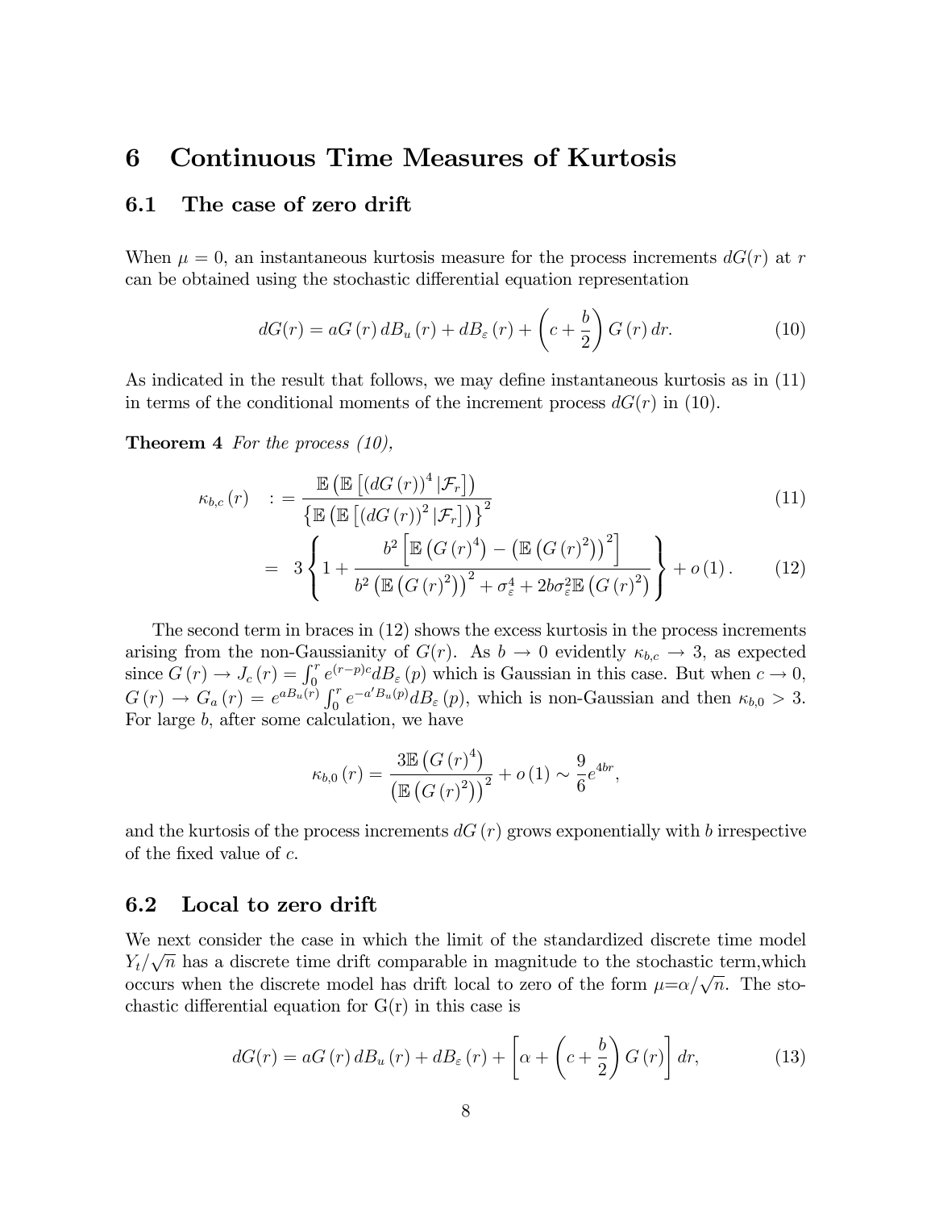# 6 Continuous Time Measures of Kurtosis

## 6.1 The case of zero drift

When $\mu = 0$, an instantaneous kurtosis measure for the process increments $dG(r)$ at $r$ can be obtained using the stochastic differential equation representation

$$dG(r) = aG(r)\,dB_u(r) + dB_\varepsilon(r) + \left(c + \frac{b}{2}\right) G(r)\,dr. \tag{10}$$

As indicated in the result that follows, we may define instantaneous kurtosis as in (11) in terms of the conditional moments of the increment process $dG(r)$ in (10).

**Theorem 4** *For the process (10),*

$$\kappa_{b,c}(r) \;:=\; \frac{\mathbb{E}\left(\mathbb{E}\left[(dG(r))^4 \,|\mathcal{F}_r\right]\right)}{\left\{\mathbb{E}\left(\mathbb{E}\left[(dG(r))^2 \,|\mathcal{F}_r\right]\right)\right\}^2} \tag{11}$$

$$= 3\left\{1 + \frac{b^2\left[\mathbb{E}\left(G(r)^4\right) - \left(\mathbb{E}\left(G(r)^2\right)\right)^2\right]}{b^2\left(\mathbb{E}\left(G(r)^2\right)\right)^2 + \sigma_\varepsilon^4 + 2b\sigma_\varepsilon^2\mathbb{E}\left(G(r)^2\right)}\right\} + o(1). \tag{12}$$

The second term in braces in (12) shows the excess kurtosis in the process increments arising from the non-Gaussianity of $G(r)$. As $b \to 0$ evidently $\kappa_{b,c} \to 3$, as expected since $G(r) \to J_c(r) = \int_0^r e^{(r-p)c} dB_\varepsilon(p)$ which is Gaussian in this case. But when $c \to 0$, $G(r) \to G_a(r) = e^{aB_u(r)} \int_0^r e^{-a' B_u(p)} dB_\varepsilon(p)$, which is non-Gaussian and then $\kappa_{b,0} > 3$. For large $b$, after some calculation, we have

$$\kappa_{b,0}(r) = \frac{3\mathbb{E}\left(G(r)^4\right)}{\left(\mathbb{E}\left(G(r)^2\right)\right)^2} + o(1) \sim \frac{9}{6} e^{4br},$$

and the kurtosis of the process increments $dG(r)$ grows exponentially with $b$ irrespective of the fixed value of $c$.

## 6.2 Local to zero drift

We next consider the case in which the limit of the standardized discrete time model $Y_t/\sqrt{n}$ has a discrete time drift comparable in magnitude to the stochastic term,which occurs when the discrete model has drift local to zero of the form $\mu$=$\alpha/\sqrt{n}$. The stochastic differential equation for G(r) in this case is

$$dG(r) = aG(r)\,dB_u(r) + dB_\varepsilon(r) + \left[\alpha + \left(c + \frac{b}{2}\right) G(r)\right] dr, \tag{13}$$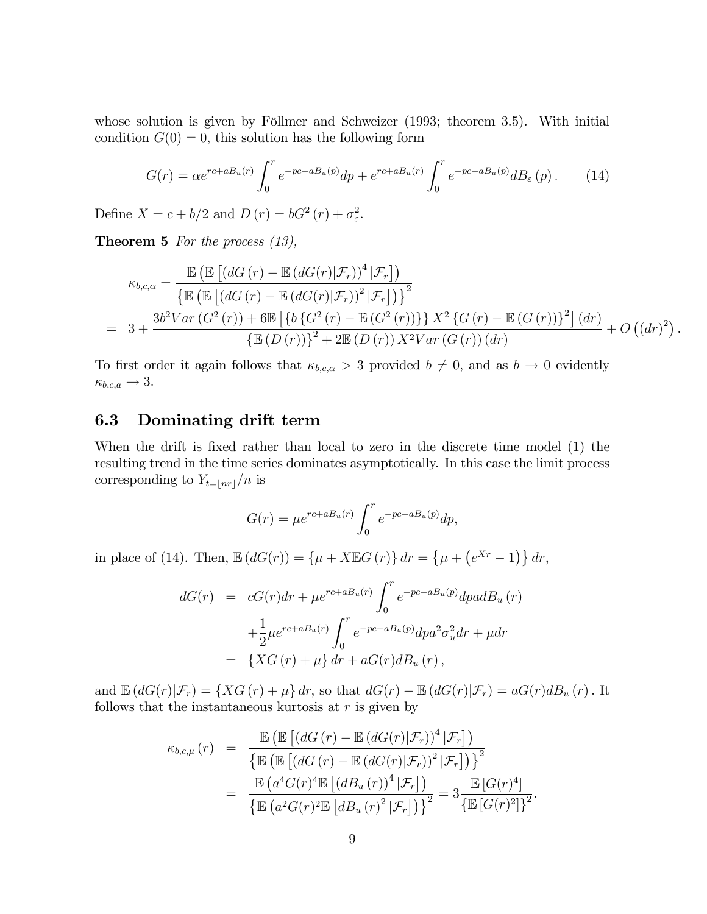whose solution is given by Föllmer and Schweizer (1993; theorem 3.5). With initial condition $G(0) = 0$, this solution has the following form

$$G(r) = \alpha e^{rc+aB_u(r)} \int_0^r e^{-pc-aB_u(p)} dp + e^{rc+aB_u(r)} \int_0^r e^{-pc-aB_u(p)} dB_\varepsilon(p). \tag{14}$$

Define $X = c + b/2$ and $D(r) = bG^2(r) + \sigma_\varepsilon^2$.

**Theorem 5** *For the process (13),*

$$\begin{aligned}
\kappa_{b,c,\alpha} &= \frac{\mathbb{E}\left(\mathbb{E}\left[(dG(r) - \mathbb{E}(dG(r)|\mathcal{F}_r))^4 |\mathcal{F}_r\right]\right)}{\left\{\mathbb{E}\left(\mathbb{E}\left[(dG(r) - \mathbb{E}(dG(r)|\mathcal{F}_r))^2 |\mathcal{F}_r\right]\right)\right\}^2} \\
&= 3 + \frac{3b^2 Var(G^2(r)) + 6\mathbb{E}\left[\{b\{G^2(r) - \mathbb{E}(G^2(r))\}\} X^2 \{G(r) - \mathbb{E}(G(r))\}^2\right](dr)}{\{\mathbb{E}(D(r))\}^2 + 2\mathbb{E}(D(r)) X^2 Var(G(r))(dr)} + O\left((dr)^2\right).
\end{aligned}$$

To first order it again follows that $\kappa_{b,c,\alpha} > 3$ provided $b \neq 0$, and as $b \to 0$ evidently $\kappa_{b,c,a} \to 3$.

## 6.3 Dominating drift term

When the drift is fixed rather than local to zero in the discrete time model (1) the resulting trend in the time series dominates asymptotically. In this case the limit process corresponding to $Y_{t=\lfloor nr \rfloor}/n$ is

$$G(r) = \mu e^{rc+aB_u(r)} \int_0^r e^{-pc-aB_u(p)} dp,$$

in place of (14). Then, $\mathbb{E}(dG(r)) = \{\mu + X\mathbb{E}G(r)\} dr = \left\{\mu + \left(e^{Xr} - 1\right)\right\} dr$,

$$\begin{aligned}
dG(r) &= cG(r)dr + \mu e^{rc+aB_u(r)} \int_0^r e^{-pc-aB_u(p)} dp a dB_u(r) \\
&\quad + \frac{1}{2} \mu e^{rc+aB_u(r)} \int_0^r e^{-pc-aB_u(p)} dp a^2 \sigma_u^2 dr + \mu dr \\
&= \{XG(r) + \mu\} dr + aG(r) dB_u(r),
\end{aligned}$$

and $\mathbb{E}(dG(r)|\mathcal{F}_r) = \{XG(r) + \mu\} dr$, so that $dG(r) - \mathbb{E}(dG(r)|\mathcal{F}_r) = aG(r)dB_u(r)$. It follows that the instantaneous kurtosis at $r$ is given by

$$\begin{aligned}
\kappa_{b,c,\mu}(r) &= \frac{\mathbb{E}\left(\mathbb{E}\left[(dG(r) - \mathbb{E}(dG(r)|\mathcal{F}_r))^4 |\mathcal{F}_r\right]\right)}{\left\{\mathbb{E}\left(\mathbb{E}\left[(dG(r) - \mathbb{E}(dG(r)|\mathcal{F}_r))^2 |\mathcal{F}_r\right]\right)\right\}^2} \\
&= \frac{\mathbb{E}\left(a^4 G(r)^4 \mathbb{E}\left[(dB_u(r))^4 |\mathcal{F}_r\right]\right)}{\left\{\mathbb{E}\left(a^2 G(r)^2 \mathbb{E}\left[dB_u(r)^2 |\mathcal{F}_r\right]\right)\right\}^2} = 3 \frac{\mathbb{E}[G(r)^4]}{\{\mathbb{E}[G(r)^2]\}^2}.
\end{aligned}$$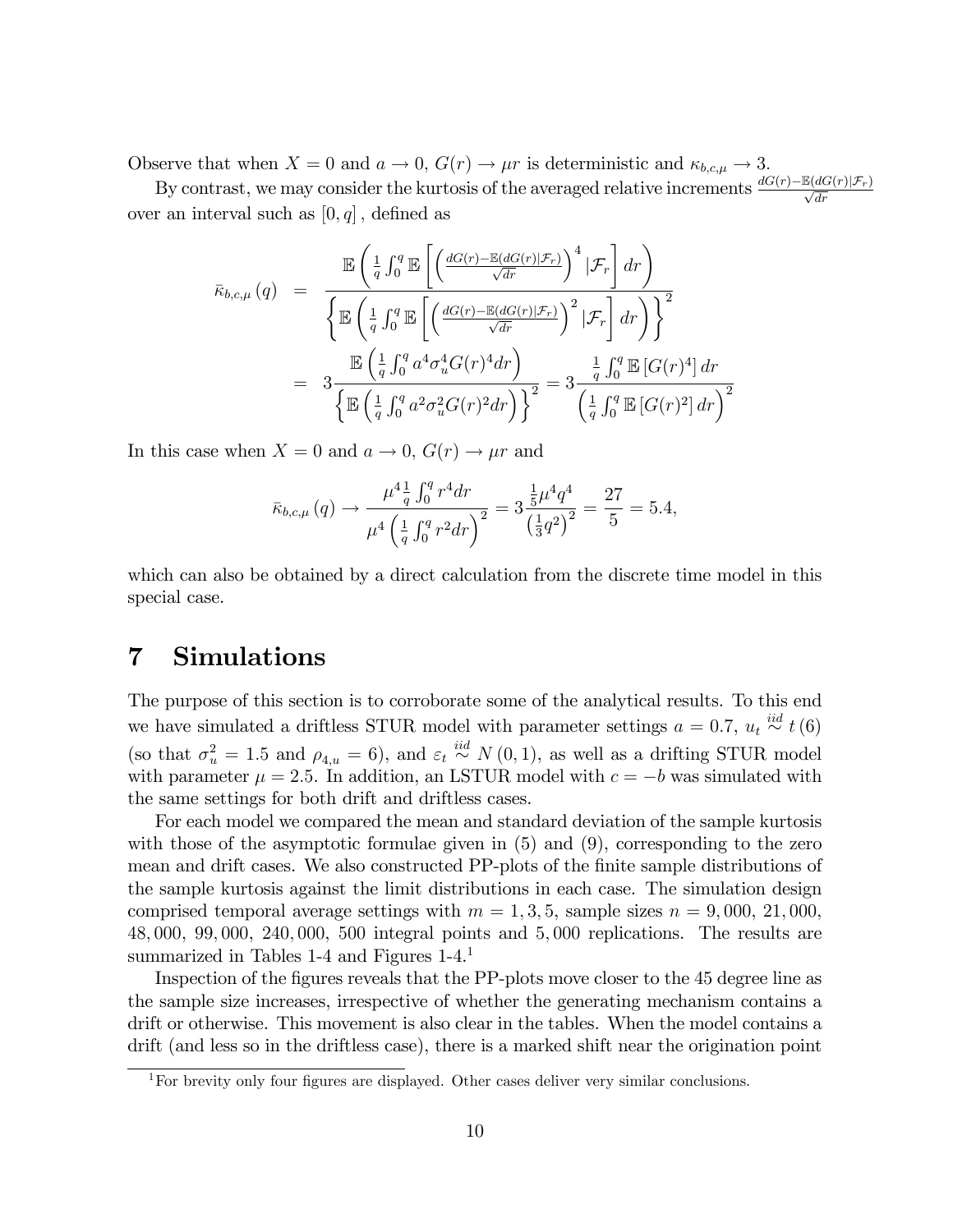Observe that when $X = 0$ and $a \to 0$, $G(r) \to \mu r$ is deterministic and $\kappa_{b,c,\mu} \to 3$.

By contrast, we may consider the kurtosis of the averaged relative increments $\frac{dG(r) - \mathbb{E}(dG(r)|\mathcal{F}_r)}{\sqrt{dr}}$ over an interval such as $[0, q]$, defined as

$$
\begin{aligned}
\bar{\kappa}_{b,c,\mu}(q) &= \frac{\mathbb{E}\left(\frac{1}{q}\int_0^q \mathbb{E}\left[\left(\frac{dG(r) - \mathbb{E}(dG(r)|\mathcal{F}_r)}{\sqrt{dr}}\right)^4 |\mathcal{F}_r\right] dr\right)}{\left\{\mathbb{E}\left(\frac{1}{q}\int_0^q \mathbb{E}\left[\left(\frac{dG(r) - \mathbb{E}(dG(r)|\mathcal{F}_r)}{\sqrt{dr}}\right)^2 |\mathcal{F}_r\right] dr\right)\right\}^2} \\
&= 3\frac{\mathbb{E}\left(\frac{1}{q}\int_0^q a^4\sigma_u^4 G(r)^4 dr\right)}{\left\{\mathbb{E}\left(\frac{1}{q}\int_0^q a^2\sigma_u^2 G(r)^2 dr\right)\right\}^2} = 3\frac{\frac{1}{q}\int_0^q \mathbb{E}\left[G(r)^4\right] dr}{\left(\frac{1}{q}\int_0^q \mathbb{E}\left[G(r)^2\right] dr\right)^2}
\end{aligned}
$$

In this case when $X = 0$ and $a \to 0$, $G(r) \to \mu r$ and

$$
\bar{\kappa}_{b,c,\mu}(q) \to \frac{\mu^4 \frac{1}{q}\int_0^q r^4 dr}{\mu^4\left(\frac{1}{q}\int_0^q r^2 dr\right)^2} = 3\frac{\frac{1}{5}\mu^4 q^4}{\left(\frac{1}{3}q^2\right)^2} = \frac{27}{5} = 5.4,
$$

which can also be obtained by a direct calculation from the discrete time model in this special case.

# 7 Simulations

The purpose of this section is to corroborate some of the analytical results. To this end we have simulated a driftless STUR model with parameter settings $a = 0.7$, $u_t \overset{iid}{\sim} t(6)$ (so that $\sigma_u^2 = 1.5$ and $\rho_{4,u} = 6$), and $\varepsilon_t \overset{iid}{\sim} N(0,1)$, as well as a drifting STUR model with parameter $\mu = 2.5$. In addition, an LSTUR model with $c = -b$ was simulated with the same settings for both drift and driftless cases.

For each model we compared the mean and standard deviation of the sample kurtosis with those of the asymptotic formulae given in (5) and (9), corresponding to the zero mean and drift cases. We also constructed PP-plots of the finite sample distributions of the sample kurtosis against the limit distributions in each case. The simulation design comprised temporal average settings with $m = 1, 3, 5$, sample sizes $n = 9,000$, $21,000$, $48,000$, $99,000$, $240,000$, $500$ integral points and $5,000$ replications. The results are summarized in Tables 1-4 and Figures 1-4.[1]

Inspection of the figures reveals that the PP-plots move closer to the 45 degree line as the sample size increases, irrespective of whether the generating mechanism contains a drift or otherwise. This movement is also clear in the tables. When the model contains a drift (and less so in the driftless case), there is a marked shift near the origination point

[1] For brevity only four figures are displayed. Other cases deliver very similar conclusions.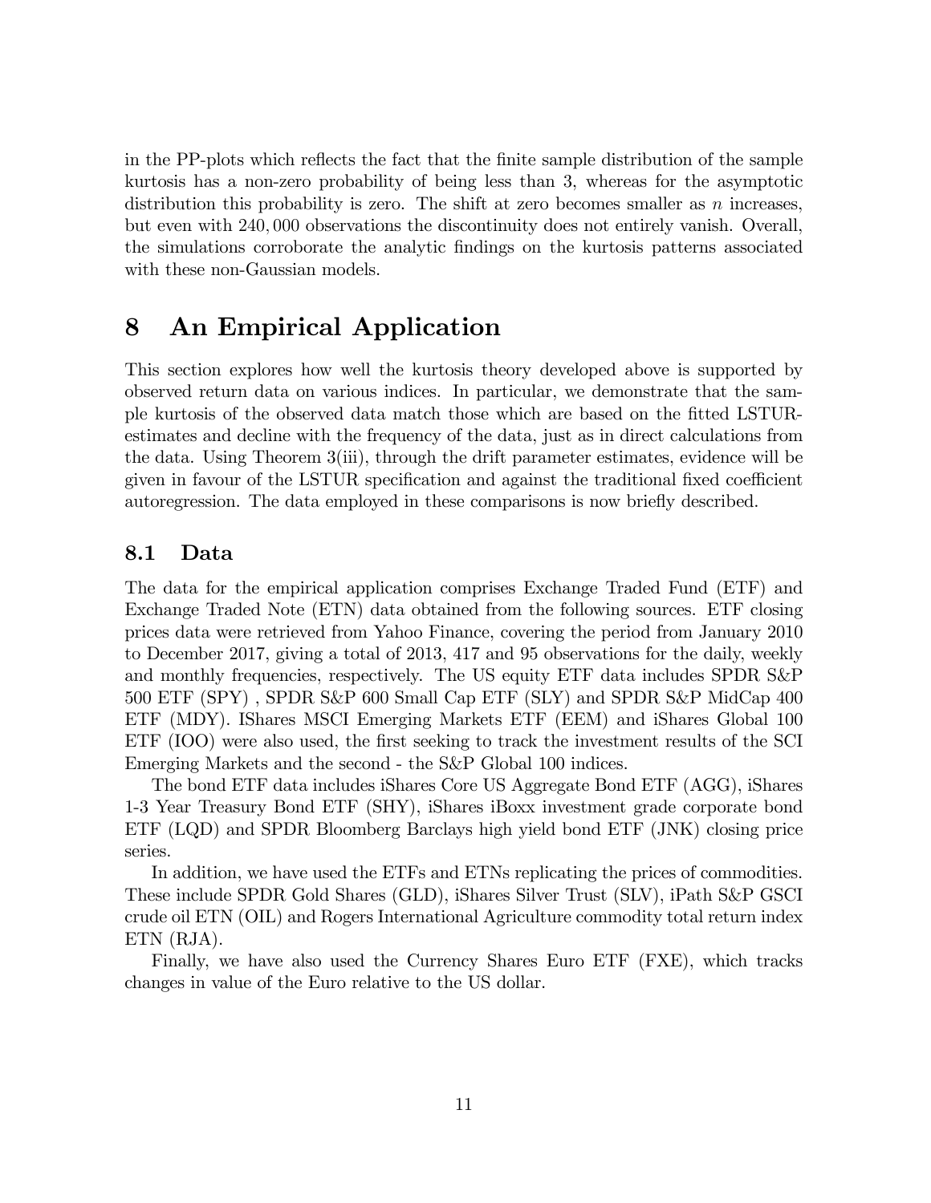in the PP-plots which reflects the fact that the finite sample distribution of the sample kurtosis has a non-zero probability of being less than 3, whereas for the asymptotic distribution this probability is zero. The shift at zero becomes smaller as $n$ increases, but even with $240,000$ observations the discontinuity does not entirely vanish. Overall, the simulations corroborate the analytic findings on the kurtosis patterns associated with these non-Gaussian models.

# 8 An Empirical Application

This section explores how well the kurtosis theory developed above is supported by observed return data on various indices. In particular, we demonstrate that the sample kurtosis of the observed data match those which are based on the fitted LSTUR-estimates and decline with the frequency of the data, just as in direct calculations from the data. Using Theorem 3(iii), through the drift parameter estimates, evidence will be given in favour of the LSTUR specification and against the traditional fixed coefficient autoregression. The data employed in these comparisons is now briefly described.

## 8.1 Data

The data for the empirical application comprises Exchange Traded Fund (ETF) and Exchange Traded Note (ETN) data obtained from the following sources. ETF closing prices data were retrieved from Yahoo Finance, covering the period from January 2010 to December 2017, giving a total of 2013, 417 and 95 observations for the daily, weekly and monthly frequencies, respectively. The US equity ETF data includes SPDR S&P 500 ETF (SPY) , SPDR S&P 600 Small Cap ETF (SLY) and SPDR S&P MidCap 400 ETF (MDY). IShares MSCI Emerging Markets ETF (EEM) and iShares Global 100 ETF (IOO) were also used, the first seeking to track the investment results of the SCI Emerging Markets and the second - the S&P Global 100 indices.

The bond ETF data includes iShares Core US Aggregate Bond ETF (AGG), iShares 1-3 Year Treasury Bond ETF (SHY), iShares iBoxx investment grade corporate bond ETF (LQD) and SPDR Bloomberg Barclays high yield bond ETF (JNK) closing price series.

In addition, we have used the ETFs and ETNs replicating the prices of commodities. These include SPDR Gold Shares (GLD), iShares Silver Trust (SLV), iPath S&P GSCI crude oil ETN (OIL) and Rogers International Agriculture commodity total return index ETN (RJA).

Finally, we have also used the Currency Shares Euro ETF (FXE), which tracks changes in value of the Euro relative to the US dollar.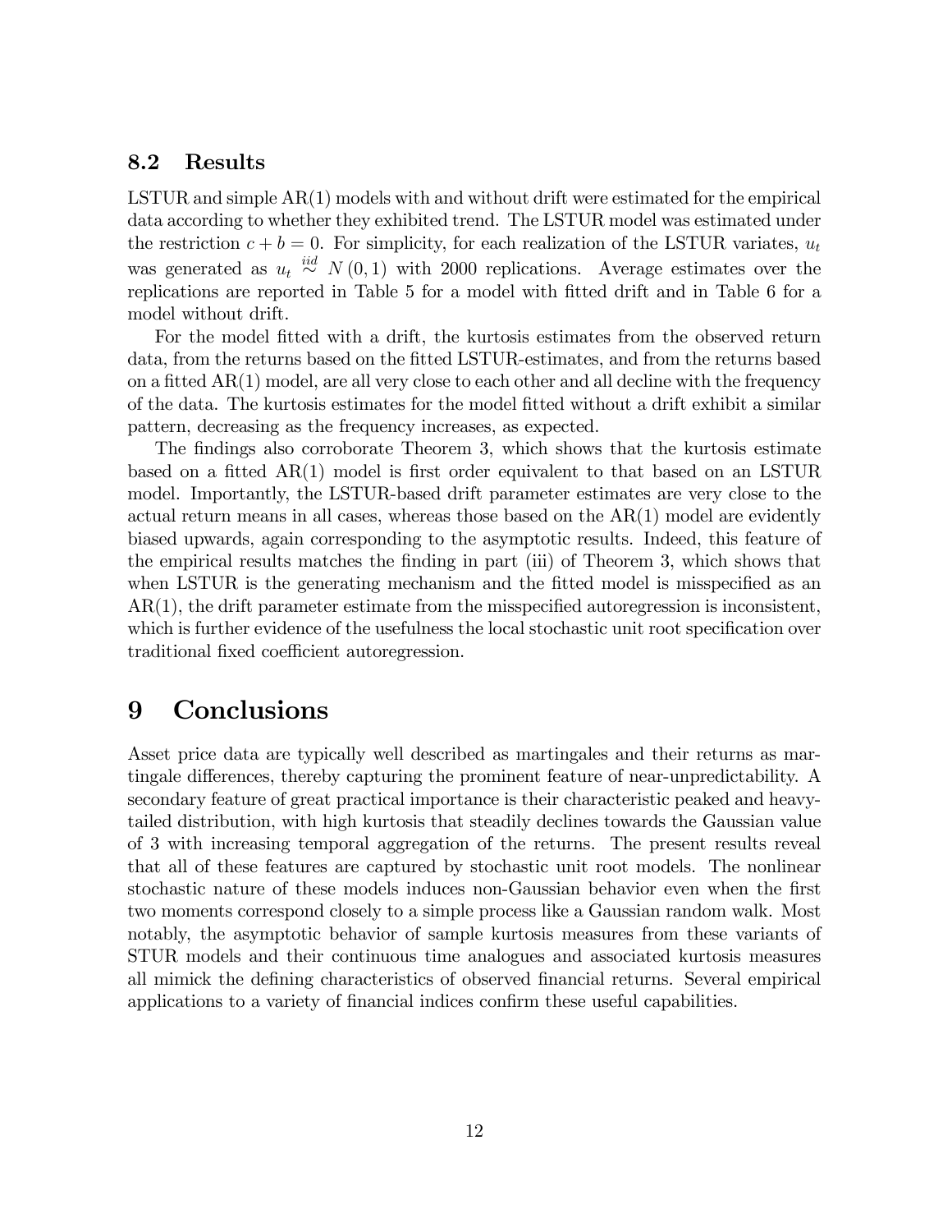## 8.2 Results

LSTUR and simple AR(1) models with and without drift were estimated for the empirical data according to whether they exhibited trend. The LSTUR model was estimated under the restriction $c + b = 0$. For simplicity, for each realization of the LSTUR variates, $u_t$ was generated as $u_t \overset{iid}{\sim} N(0, 1)$ with 2000 replications. Average estimates over the replications are reported in Table 5 for a model with fitted drift and in Table 6 for a model without drift.

For the model fitted with a drift, the kurtosis estimates from the observed return data, from the returns based on the fitted LSTUR-estimates, and from the returns based on a fitted AR(1) model, are all very close to each other and all decline with the frequency of the data. The kurtosis estimates for the model fitted without a drift exhibit a similar pattern, decreasing as the frequency increases, as expected.

The findings also corroborate Theorem 3, which shows that the kurtosis estimate based on a fitted AR(1) model is first order equivalent to that based on an LSTUR model. Importantly, the LSTUR-based drift parameter estimates are very close to the actual return means in all cases, whereas those based on the AR(1) model are evidently biased upwards, again corresponding to the asymptotic results. Indeed, this feature of the empirical results matches the finding in part (iii) of Theorem 3, which shows that when LSTUR is the generating mechanism and the fitted model is misspecified as an AR(1), the drift parameter estimate from the misspecified autoregression is inconsistent, which is further evidence of the usefulness the local stochastic unit root specification over traditional fixed coefficient autoregression.

# 9 Conclusions

Asset price data are typically well described as martingales and their returns as martingale differences, thereby capturing the prominent feature of near-unpredictability. A secondary feature of great practical importance is their characteristic peaked and heavy-tailed distribution, with high kurtosis that steadily declines towards the Gaussian value of 3 with increasing temporal aggregation of the returns. The present results reveal that all of these features are captured by stochastic unit root models. The nonlinear stochastic nature of these models induces non-Gaussian behavior even when the first two moments correspond closely to a simple process like a Gaussian random walk. Most notably, the asymptotic behavior of sample kurtosis measures from these variants of STUR models and their continuous time analogues and associated kurtosis measures all mimick the defining characteristics of observed financial returns. Several empirical applications to a variety of financial indices confirm these useful capabilities.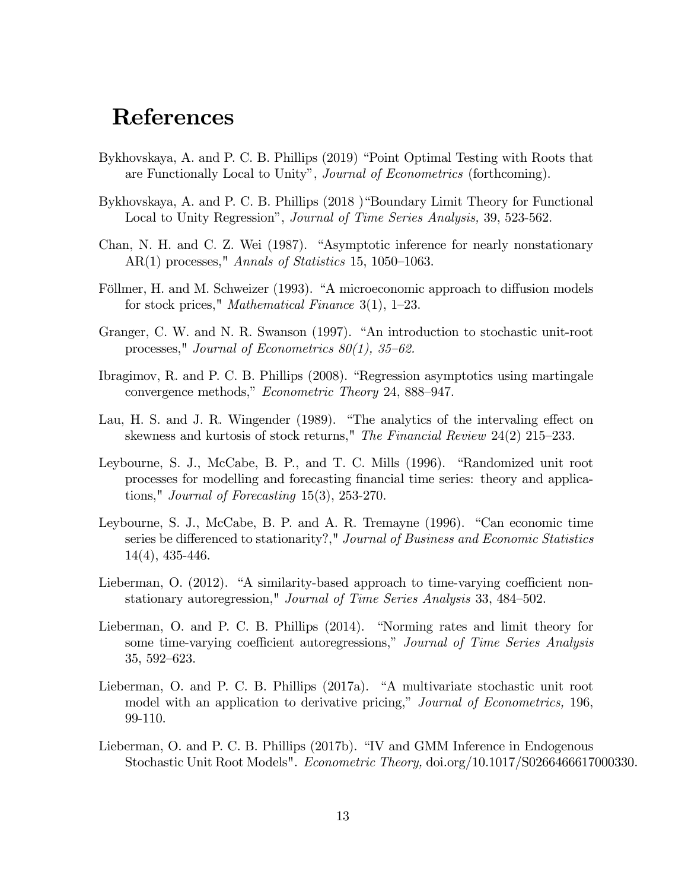# References

Bykhovskaya, A. and P. C. B. Phillips (2019) "Point Optimal Testing with Roots that are Functionally Local to Unity", *Journal of Econometrics* (forthcoming).

Bykhovskaya, A. and P. C. B. Phillips (2018 )"Boundary Limit Theory for Functional Local to Unity Regression", *Journal of Time Series Analysis,* 39, 523-562.

Chan, N. H. and C. Z. Wei (1987). "Asymptotic inference for nearly nonstationary AR(1) processes," *Annals of Statistics* 15, 1050–1063.

Föllmer, H. and M. Schweizer (1993). "A microeconomic approach to diffusion models for stock prices," *Mathematical Finance* 3(1), 1–23.

Granger, C. W. and N. R. Swanson (1997). "An introduction to stochastic unit-root processes," *Journal of Econometrics 80(1), 35–62.*

Ibragimov, R. and P. C. B. Phillips (2008). "Regression asymptotics using martingale convergence methods," *Econometric Theory* 24, 888–947.

Lau, H. S. and J. R. Wingender (1989). "The analytics of the intervaling effect on skewness and kurtosis of stock returns," *The Financial Review* 24(2) 215–233.

Leybourne, S. J., McCabe, B. P., and T. C. Mills (1996). "Randomized unit root processes for modelling and forecasting financial time series: theory and applications," *Journal of Forecasting* 15(3), 253-270.

Leybourne, S. J., McCabe, B. P. and A. R. Tremayne (1996). "Can economic time series be differenced to stationarity?," *Journal of Business and Economic Statistics* 14(4), 435-446.

Lieberman, O. (2012). "A similarity-based approach to time-varying coefficient non-stationary autoregression," *Journal of Time Series Analysis* 33, 484–502.

Lieberman, O. and P. C. B. Phillips (2014). "Norming rates and limit theory for some time-varying coefficient autoregressions," *Journal of Time Series Analysis* 35, 592–623.

Lieberman, O. and P. C. B. Phillips (2017a). "A multivariate stochastic unit root model with an application to derivative pricing," *Journal of Econometrics,* 196, 99-110.

Lieberman, O. and P. C. B. Phillips (2017b). "IV and GMM Inference in Endogenous Stochastic Unit Root Models". *Econometric Theory,* doi.org/10.1017/S0266466617000330.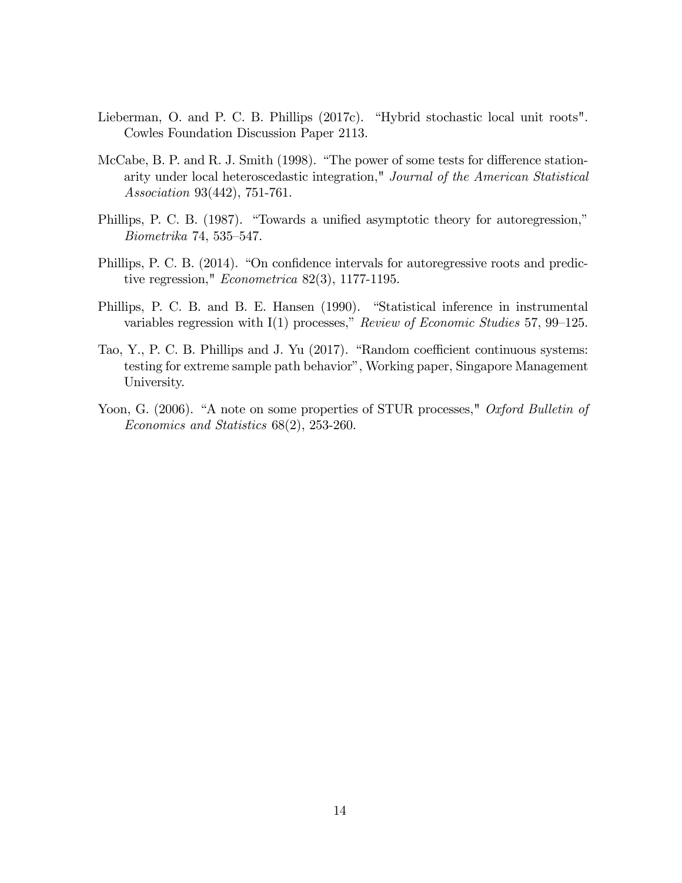Lieberman, O. and P. C. B. Phillips (2017c). "Hybrid stochastic local unit roots". Cowles Foundation Discussion Paper 2113.

McCabe, B. P. and R. J. Smith (1998). "The power of some tests for difference stationarity under local heteroscedastic integration," *Journal of the American Statistical Association* 93(442), 751-761.

Phillips, P. C. B. (1987). "Towards a unified asymptotic theory for autoregression," *Biometrika* 74, 535–547.

Phillips, P. C. B. (2014). "On confidence intervals for autoregressive roots and predictive regression," *Econometrica* 82(3), 1177-1195.

Phillips, P. C. B. and B. E. Hansen (1990). "Statistical inference in instrumental variables regression with I(1) processes," *Review of Economic Studies* 57, 99–125.

Tao, Y., P. C. B. Phillips and J. Yu (2017). "Random coefficient continuous systems: testing for extreme sample path behavior", Working paper, Singapore Management University.

Yoon, G. (2006). "A note on some properties of STUR processes," *Oxford Bulletin of Economics and Statistics* 68(2), 253-260.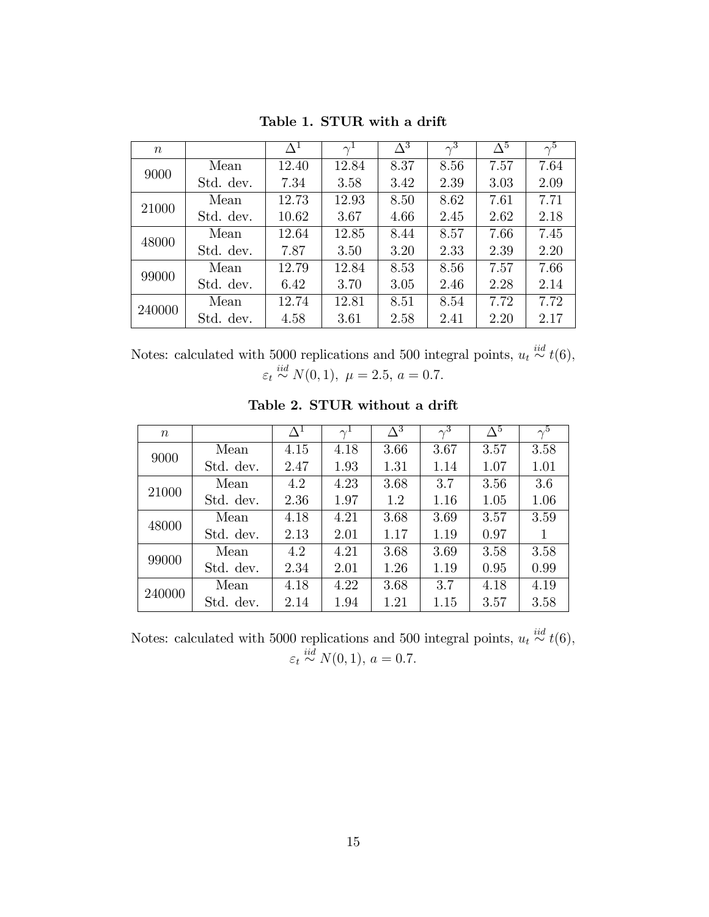**Table 1. STUR with a drift**

| $n$ | | $\Delta^1$ | $\gamma^1$ | $\Delta^3$ | $\gamma^3$ | $\Delta^5$ | $\gamma^5$ |
|---|---|---|---|---|---|---|---|
| 9000 | Mean | 12.40 | 12.84 | 8.37 | 8.56 | 7.57 | 7.64 |
| | Std. dev. | 7.34 | 3.58 | 3.42 | 2.39 | 3.03 | 2.09 |
| 21000 | Mean | 12.73 | 12.93 | 8.50 | 8.62 | 7.61 | 7.71 |
| | Std. dev. | 10.62 | 3.67 | 4.66 | 2.45 | 2.62 | 2.18 |
| 48000 | Mean | 12.64 | 12.85 | 8.44 | 8.57 | 7.66 | 7.45 |
| | Std. dev. | 7.87 | 3.50 | 3.20 | 2.33 | 2.39 | 2.20 |
| 99000 | Mean | 12.79 | 12.84 | 8.53 | 8.56 | 7.57 | 7.66 |
| | Std. dev. | 6.42 | 3.70 | 3.05 | 2.46 | 2.28 | 2.14 |
| 240000 | Mean | 12.74 | 12.81 | 8.51 | 8.54 | 7.72 | 7.72 |
| | Std. dev. | 4.58 | 3.61 | 2.58 | 2.41 | 2.20 | 2.17 |

Notes: calculated with 5000 replications and 500 integral points, $u_t \overset{iid}{\sim} t(6)$, $\varepsilon_t \overset{iid}{\sim} N(0,1)$, $\mu = 2.5$, $a = 0.7$.

**Table 2. STUR without a drift**

| $n$ | | $\Delta^1$ | $\gamma^1$ | $\Delta^3$ | $\gamma^3$ | $\Delta^5$ | $\gamma^5$ |
|---|---|---|---|---|---|---|---|
| 9000 | Mean | 4.15 | 4.18 | 3.66 | 3.67 | 3.57 | 3.58 |
| | Std. dev. | 2.47 | 1.93 | 1.31 | 1.14 | 1.07 | 1.01 |
| 21000 | Mean | 4.2 | 4.23 | 3.68 | 3.7 | 3.56 | 3.6 |
| | Std. dev. | 2.36 | 1.97 | 1.2 | 1.16 | 1.05 | 1.06 |
| 48000 | Mean | 4.18 | 4.21 | 3.68 | 3.69 | 3.57 | 3.59 |
| | Std. dev. | 2.13 | 2.01 | 1.17 | 1.19 | 0.97 | 1 |
| 99000 | Mean | 4.2 | 4.21 | 3.68 | 3.69 | 3.58 | 3.58 |
| | Std. dev. | 2.34 | 2.01 | 1.26 | 1.19 | 0.95 | 0.99 |
| 240000 | Mean | 4.18 | 4.22 | 3.68 | 3.7 | 4.18 | 4.19 |
| | Std. dev. | 2.14 | 1.94 | 1.21 | 1.15 | 3.57 | 3.58 |

Notes: calculated with 5000 replications and 500 integral points, $u_t \overset{iid}{\sim} t(6)$, $\varepsilon_t \overset{iid}{\sim} N(0,1)$, $a = 0.7$.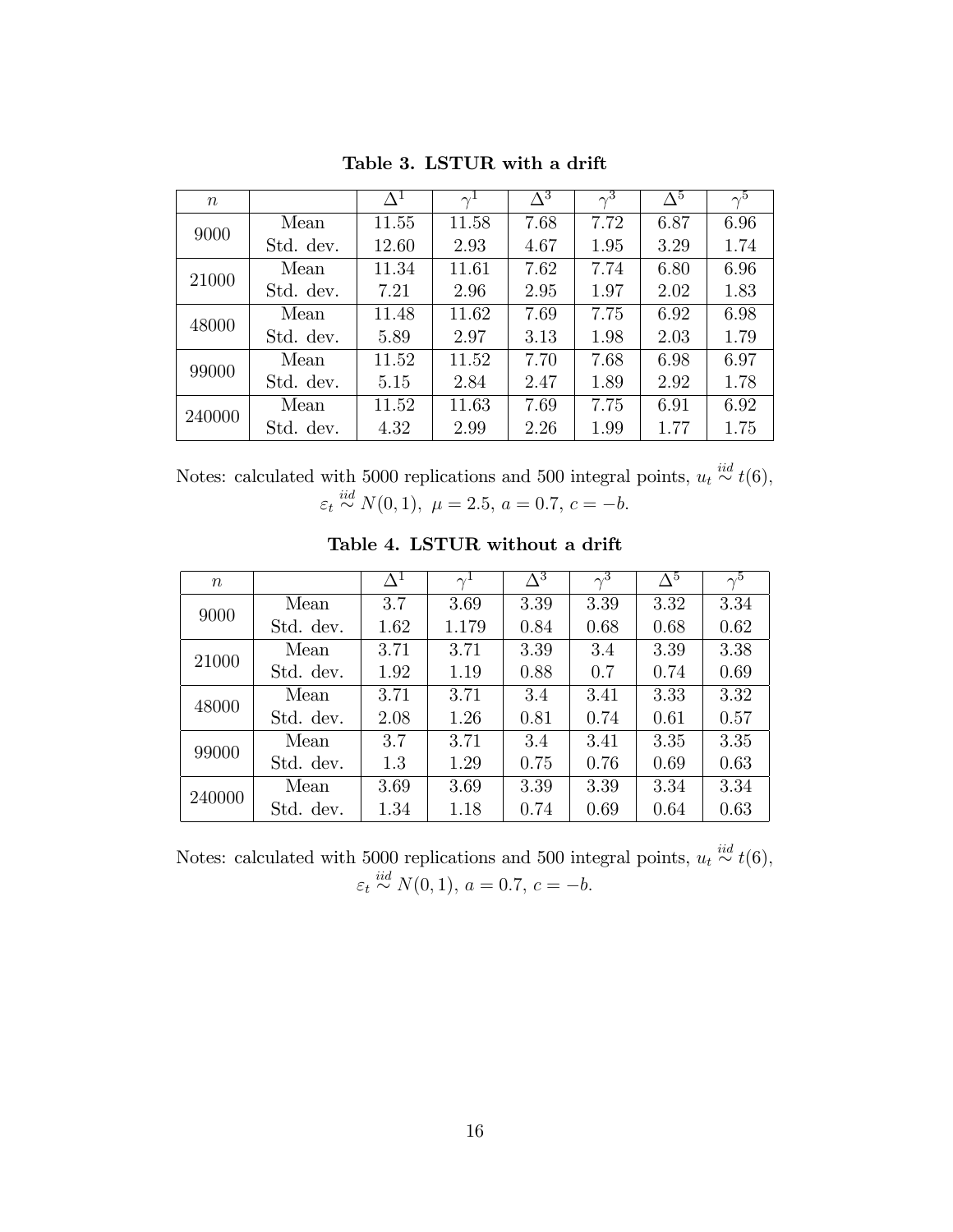**Table 3. LSTUR with a drift**

| $n$ | | $\Delta^1$ | $\gamma^1$ | $\Delta^3$ | $\gamma^3$ | $\Delta^5$ | $\gamma^5$ |
|---|---|---|---|---|---|---|---|
| 9000 | Mean | 11.55 | 11.58 | 7.68 | 7.72 | 6.87 | 6.96 |
| | Std. dev. | 12.60 | 2.93 | 4.67 | 1.95 | 3.29 | 1.74 |
| 21000 | Mean | 11.34 | 11.61 | 7.62 | 7.74 | 6.80 | 6.96 |
| | Std. dev. | 7.21 | 2.96 | 2.95 | 1.97 | 2.02 | 1.83 |
| 48000 | Mean | 11.48 | 11.62 | 7.69 | 7.75 | 6.92 | 6.98 |
| | Std. dev. | 5.89 | 2.97 | 3.13 | 1.98 | 2.03 | 1.79 |
| 99000 | Mean | 11.52 | 11.52 | 7.70 | 7.68 | 6.98 | 6.97 |
| | Std. dev. | 5.15 | 2.84 | 2.47 | 1.89 | 2.92 | 1.78 |
| 240000 | Mean | 11.52 | 11.63 | 7.69 | 7.75 | 6.91 | 6.92 |
| | Std. dev. | 4.32 | 2.99 | 2.26 | 1.99 | 1.77 | 1.75 |

Notes: calculated with 5000 replications and 500 integral points, $u_t \overset{iid}{\sim} t(6)$, $\varepsilon_t \overset{iid}{\sim} N(0,1)$, $\mu = 2.5$, $a = 0.7$, $c = -b$.

**Table 4. LSTUR without a drift**

| $n$ | | $\Delta^1$ | $\gamma^1$ | $\Delta^3$ | $\gamma^3$ | $\Delta^5$ | $\gamma^5$ |
|---|---|---|---|---|---|---|---|
| 9000 | Mean | 3.7 | 3.69 | 3.39 | 3.39 | 3.32 | 3.34 |
| | Std. dev. | 1.62 | 1.179 | 0.84 | 0.68 | 0.68 | 0.62 |
| 21000 | Mean | 3.71 | 3.71 | 3.39 | 3.4 | 3.39 | 3.38 |
| | Std. dev. | 1.92 | 1.19 | 0.88 | 0.7 | 0.74 | 0.69 |
| 48000 | Mean | 3.71 | 3.71 | 3.4 | 3.41 | 3.33 | 3.32 |
| | Std. dev. | 2.08 | 1.26 | 0.81 | 0.74 | 0.61 | 0.57 |
| 99000 | Mean | 3.7 | 3.71 | 3.4 | 3.41 | 3.35 | 3.35 |
| | Std. dev. | 1.3 | 1.29 | 0.75 | 0.76 | 0.69 | 0.63 |
| 240000 | Mean | 3.69 | 3.69 | 3.39 | 3.39 | 3.34 | 3.34 |
| | Std. dev. | 1.34 | 1.18 | 0.74 | 0.69 | 0.64 | 0.63 |

Notes: calculated with 5000 replications and 500 integral points, $u_t \overset{iid}{\sim} t(6)$, $\varepsilon_t \overset{iid}{\sim} N(0,1)$, $a = 0.7$, $c = -b$.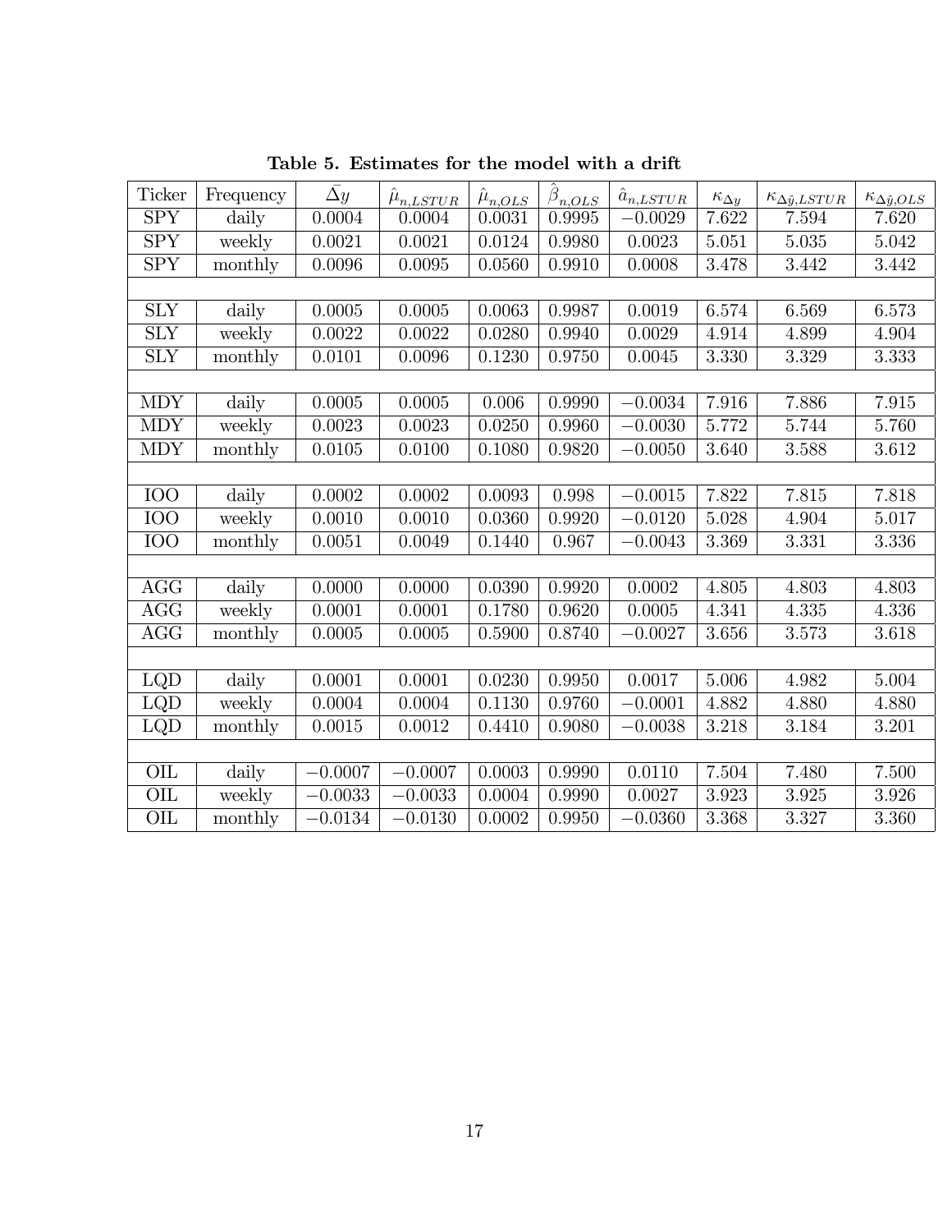**Table 5. Estimates for the model with a drift**

| Ticker | Frequency | $\bar{\Delta y}$ | $\hat{\mu}_{n,LSTUR}$ | $\hat{\mu}_{n,OLS}$ | $\hat{\beta}_{n,OLS}$ | $\hat{a}_{n,LSTUR}$ | $\kappa_{\Delta y}$ | $\kappa_{\Delta \hat{y},LSTUR}$ | $\kappa_{\Delta \hat{y},OLS}$ |
|---|---|---|---|---|---|---|---|---|---|
| SPY | daily | 0.0004 | 0.0004 | 0.0031 | 0.9995 | $-0.0029$ | 7.622 | 7.594 | 7.620 |
| SPY | weekly | 0.0021 | 0.0021 | 0.0124 | 0.9980 | 0.0023 | 5.051 | 5.035 | 5.042 |
| SPY | monthly | 0.0096 | 0.0095 | 0.0560 | 0.9910 | 0.0008 | 3.478 | 3.442 | 3.442 |
| | | | | | | | | | |
| SLY | daily | 0.0005 | 0.0005 | 0.0063 | 0.9987 | 0.0019 | 6.574 | 6.569 | 6.573 |
| SLY | weekly | 0.0022 | 0.0022 | 0.0280 | 0.9940 | 0.0029 | 4.914 | 4.899 | 4.904 |
| SLY | monthly | 0.0101 | 0.0096 | 0.1230 | 0.9750 | 0.0045 | 3.330 | 3.329 | 3.333 |
| | | | | | | | | | |
| MDY | daily | 0.0005 | 0.0005 | 0.006 | 0.9990 | $-0.0034$ | 7.916 | 7.886 | 7.915 |
| MDY | weekly | 0.0023 | 0.0023 | 0.0250 | 0.9960 | $-0.0030$ | 5.772 | 5.744 | 5.760 |
| MDY | monthly | 0.0105 | 0.0100 | 0.1080 | 0.9820 | $-0.0050$ | 3.640 | 3.588 | 3.612 |
| | | | | | | | | | |
| IOO | daily | 0.0002 | 0.0002 | 0.0093 | 0.998 | $-0.0015$ | 7.822 | 7.815 | 7.818 |
| IOO | weekly | 0.0010 | 0.0010 | 0.0360 | 0.9920 | $-0.0120$ | 5.028 | 4.904 | 5.017 |
| IOO | monthly | 0.0051 | 0.0049 | 0.1440 | 0.967 | $-0.0043$ | 3.369 | 3.331 | 3.336 |
| | | | | | | | | | |
| AGG | daily | 0.0000 | 0.0000 | 0.0390 | 0.9920 | 0.0002 | 4.805 | 4.803 | 4.803 |
| AGG | weekly | 0.0001 | 0.0001 | 0.1780 | 0.9620 | 0.0005 | 4.341 | 4.335 | 4.336 |
| AGG | monthly | 0.0005 | 0.0005 | 0.5900 | 0.8740 | $-0.0027$ | 3.656 | 3.573 | 3.618 |
| | | | | | | | | | |
| LQD | daily | 0.0001 | 0.0001 | 0.0230 | 0.9950 | 0.0017 | 5.006 | 4.982 | 5.004 |
| LQD | weekly | 0.0004 | 0.0004 | 0.1130 | 0.9760 | $-0.0001$ | 4.882 | 4.880 | 4.880 |
| LQD | monthly | 0.0015 | 0.0012 | 0.4410 | 0.9080 | $-0.0038$ | 3.218 | 3.184 | 3.201 |
| | | | | | | | | | |
| OIL | daily | $-0.0007$ | $-0.0007$ | 0.0003 | 0.9990 | 0.0110 | 7.504 | 7.480 | 7.500 |
| OIL | weekly | $-0.0033$ | $-0.0033$ | 0.0004 | 0.9990 | 0.0027 | 3.923 | 3.925 | 3.926 |
| OIL | monthly | $-0.0134$ | $-0.0130$ | 0.0002 | 0.9950 | $-0.0360$ | 3.368 | 3.327 | 3.360 |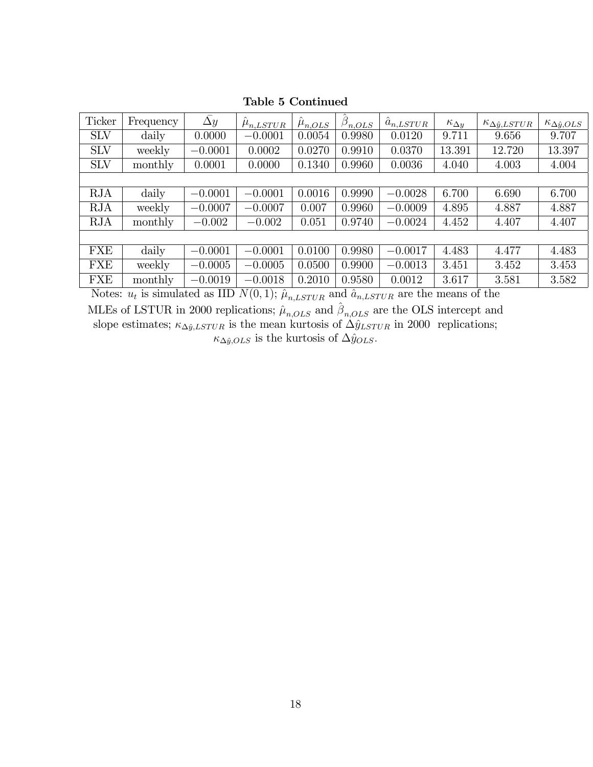**Table 5 Continued**

| Ticker | Frequency | $\bar{\Delta y}$ | $\hat{\mu}_{n,LSTUR}$ | $\hat{\mu}_{n,OLS}$ | $\hat{\beta}_{n,OLS}$ | $\hat{a}_{n,LSTUR}$ | $\kappa_{\Delta y}$ | $\kappa_{\Delta\hat{y},LSTUR}$ | $\kappa_{\Delta\hat{y},OLS}$ |
|---|---|---|---|---|---|---|---|---|---|
| SLV | daily | 0.0000 | $-0.0001$ | 0.0054 | 0.9980 | 0.0120 | 9.711 | 9.656 | 9.707 |
| SLV | weekly | $-0.0001$ | 0.0002 | 0.0270 | 0.9910 | 0.0370 | 13.391 | 12.720 | 13.397 |
| SLV | monthly | 0.0001 | 0.0000 | 0.1340 | 0.9960 | 0.0036 | 4.040 | 4.003 | 4.004 |
| | | | | | | | | | |
| RJA | daily | $-0.0001$ | $-0.0001$ | 0.0016 | 0.9990 | $-0.0028$ | 6.700 | 6.690 | 6.700 |
| RJA | weekly | $-0.0007$ | $-0.0007$ | 0.007 | 0.9960 | $-0.0009$ | 4.895 | 4.887 | 4.887 |
| RJA | monthly | $-0.002$ | $-0.002$ | 0.051 | 0.9740 | $-0.0024$ | 4.452 | 4.407 | 4.407 |
| | | | | | | | | | |
| FXE | daily | $-0.0001$ | $-0.0001$ | 0.0100 | 0.9980 | $-0.0017$ | 4.483 | 4.477 | 4.483 |
| FXE | weekly | $-0.0005$ | $-0.0005$ | 0.0500 | 0.9900 | $-0.0013$ | 3.451 | 3.452 | 3.453 |
| FXE | monthly | $-0.0019$ | $-0.0018$ | 0.2010 | 0.9580 | 0.0012 | 3.617 | 3.581 | 3.582 |

Notes: $u_t$ is simulated as IID $N(0,1)$; $\hat{\mu}_{n,LSTUR}$ and $\hat{a}_{n,LSTUR}$ are the means of the MLEs of LSTUR in 2000 replications; $\hat{\mu}_{n,OLS}$ and $\hat{\beta}_{n,OLS}$ are the OLS intercept and slope estimates; $\kappa_{\Delta\hat{y},LSTUR}$ is the mean kurtosis of $\Delta\hat{y}_{LSTUR}$ in 2000 replications; $\kappa_{\Delta\hat{y},OLS}$ is the kurtosis of $\Delta\hat{y}_{OLS}$.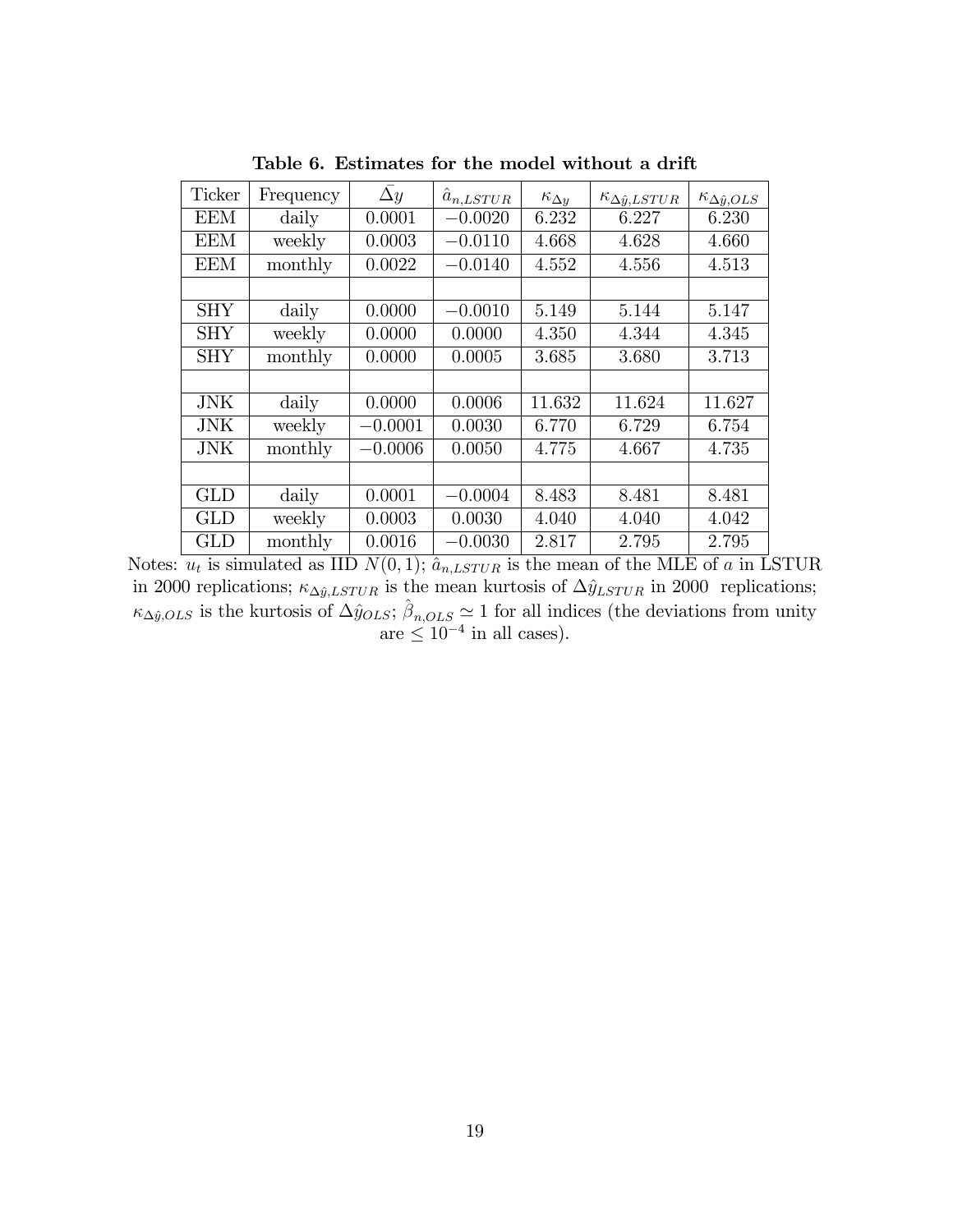**Table 6. Estimates for the model without a drift**

| Ticker | Frequency | $\bar{\Delta y}$ | $\hat{a}_{n,LSTUR}$ | $\kappa_{\Delta y}$ | $\kappa_{\Delta\hat{y},LSTUR}$ | $\kappa_{\Delta\hat{y},OLS}$ |
|---|---|---|---|---|---|---|
| EEM | daily | 0.0001 | $-0.0020$ | 6.232 | 6.227 | 6.230 |
| EEM | weekly | 0.0003 | $-0.0110$ | 4.668 | 4.628 | 4.660 |
| EEM | monthly | 0.0022 | $-0.0140$ | 4.552 | 4.556 | 4.513 |
| | | | | | | |
| SHY | daily | 0.0000 | $-0.0010$ | 5.149 | 5.144 | 5.147 |
| SHY | weekly | 0.0000 | 0.0000 | 4.350 | 4.344 | 4.345 |
| SHY | monthly | 0.0000 | 0.0005 | 3.685 | 3.680 | 3.713 |
| | | | | | | |
| JNK | daily | 0.0000 | 0.0006 | 11.632 | 11.624 | 11.627 |
| JNK | weekly | $-0.0001$ | 0.0030 | 6.770 | 6.729 | 6.754 |
| JNK | monthly | $-0.0006$ | 0.0050 | 4.775 | 4.667 | 4.735 |
| | | | | | | |
| GLD | daily | 0.0001 | $-0.0004$ | 8.483 | 8.481 | 8.481 |
| GLD | weekly | 0.0003 | 0.0030 | 4.040 | 4.040 | 4.042 |
| GLD | monthly | 0.0016 | $-0.0030$ | 2.817 | 2.795 | 2.795 |

Notes: $u_t$ is simulated as IID $N(0,1)$; $\hat{a}_{n,LSTUR}$ is the mean of the MLE of $a$ in LSTUR in 2000 replications; $\kappa_{\Delta\hat{y},LSTUR}$ is the mean kurtosis of $\Delta\hat{y}_{LSTUR}$ in 2000 replications; $\kappa_{\Delta\hat{y},OLS}$ is the kurtosis of $\Delta\hat{y}_{OLS}$; $\hat{\beta}_{n,OLS} \simeq 1$ for all indices (the deviations from unity are $\leq 10^{-4}$ in all cases).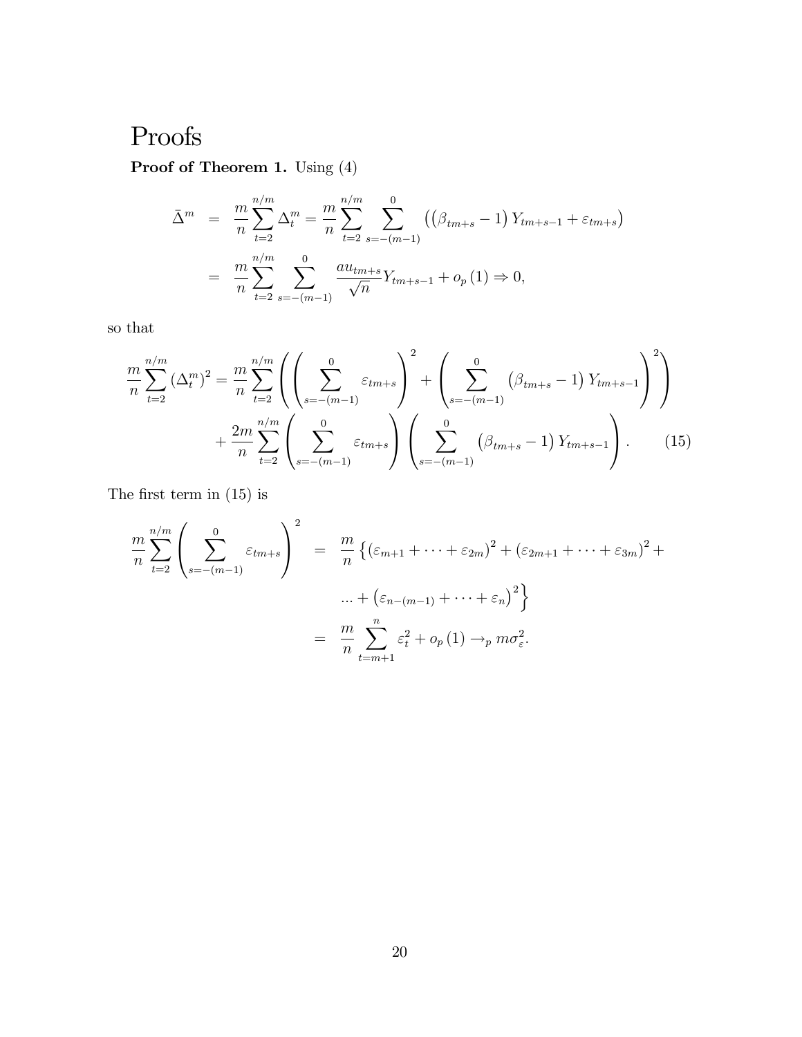# Proofs

**Proof of Theorem 1.** Using (4)

$$
\begin{aligned}
\bar{\Delta}^m &= \frac{m}{n}\sum_{t=2}^{n/m} \Delta_t^m = \frac{m}{n}\sum_{t=2}^{n/m}\sum_{s=-(m-1)}^{0}\left(\left(\beta_{tm+s}-1\right)Y_{tm+s-1}+\varepsilon_{tm+s}\right) \\
&= \frac{m}{n}\sum_{t=2}^{n/m}\sum_{s=-(m-1)}^{0}\frac{au_{tm+s}}{\sqrt{n}}Y_{tm+s-1}+o_p(1) \Rightarrow 0,
\end{aligned}
$$

so that

$$
\begin{aligned}
\frac{m}{n}\sum_{t=2}^{n/m}\left(\Delta_t^m\right)^2 = \frac{m}{n}\sum_{t=2}^{n/m}\left(\left(\sum_{s=-(m-1)}^{0}\varepsilon_{tm+s}\right)^2+\left(\sum_{s=-(m-1)}^{0}\left(\beta_{tm+s}-1\right)Y_{tm+s-1}\right)^2\right) \\
+\frac{2m}{n}\sum_{t=2}^{n/m}\left(\sum_{s=-(m-1)}^{0}\varepsilon_{tm+s}\right)\left(\sum_{s=-(m-1)}^{0}\left(\beta_{tm+s}-1\right)Y_{tm+s-1}\right). \qquad (15)
\end{aligned}
$$

The first term in (15) is

$$
\begin{aligned}
\frac{m}{n}\sum_{t=2}^{n/m}\left(\sum_{s=-(m-1)}^{0}\varepsilon_{tm+s}\right)^2 &= \frac{m}{n}\left\{\left(\varepsilon_{m+1}+\cdots+\varepsilon_{2m}\right)^2+\left(\varepsilon_{2m+1}+\cdots+\varepsilon_{3m}\right)^2+\right. \\
&\quad \left. \ldots+\left(\varepsilon_{n-(m-1)}+\cdots+\varepsilon_n\right)^2\right\} \\
&= \frac{m}{n}\sum_{t=m+1}^{n}\varepsilon_t^2+o_p(1) \rightarrow_p m\sigma_\varepsilon^2.
\end{aligned}
$$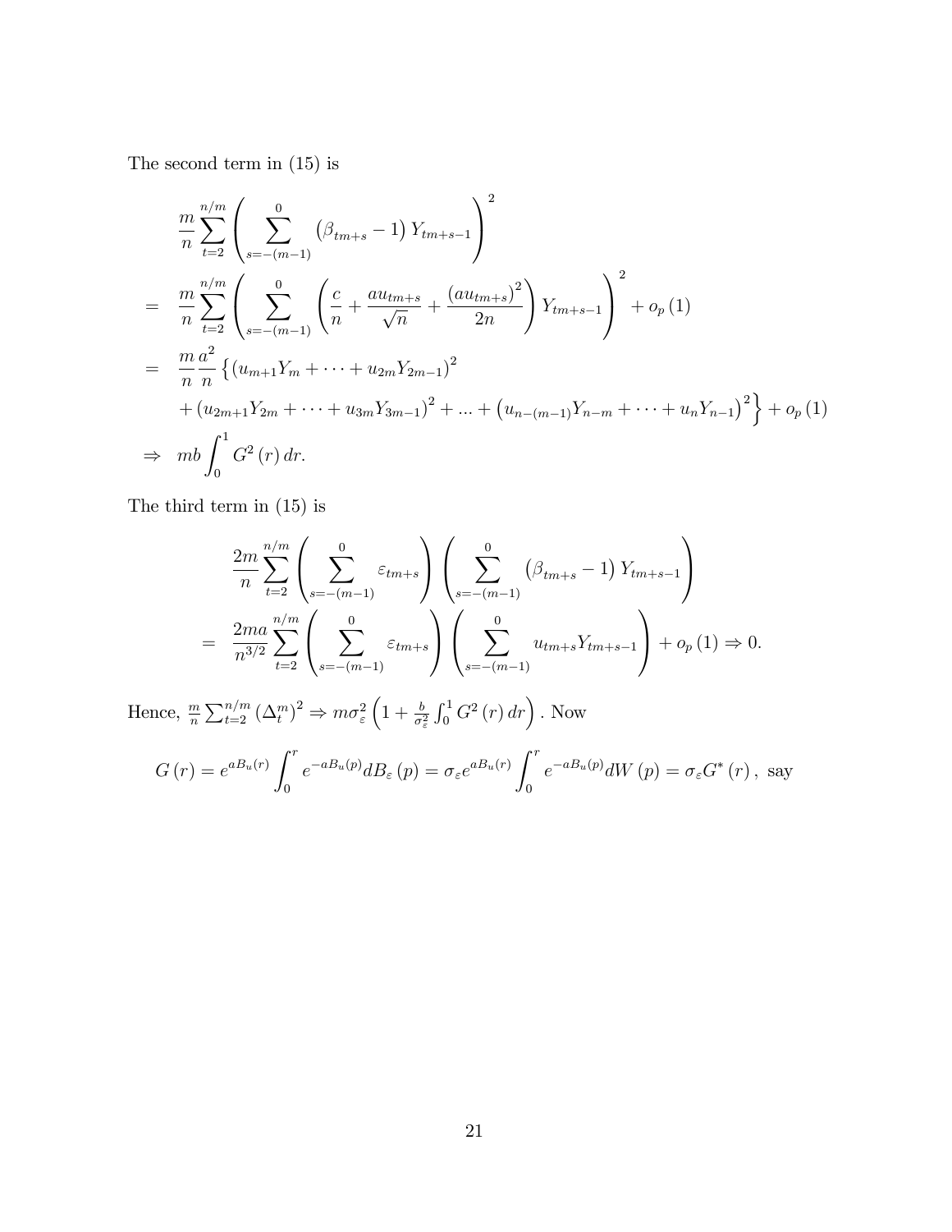The second term in (15) is

$$
\begin{aligned}
& \frac{m}{n}\sum_{t=2}^{n/m}\left(\sum_{s=-(m-1)}^{0}\left(\beta_{tm+s}-1\right)Y_{tm+s-1}\right)^{2} \\
= \; & \frac{m}{n}\sum_{t=2}^{n/m}\left(\sum_{s=-(m-1)}^{0}\left(\frac{c}{n}+\frac{au_{tm+s}}{\sqrt{n}}+\frac{\left(au_{tm+s}\right)^{2}}{2n}\right)Y_{tm+s-1}\right)^{2}+o_{p}\left(1\right) \\
= \; & \frac{m}{n}\frac{a^{2}}{n}\left\{\left(u_{m+1}Y_{m}+\cdots+u_{2m}Y_{2m-1}\right)^{2}\right. \\
& \left.+\left(u_{2m+1}Y_{2m}+\cdots+u_{3m}Y_{3m-1}\right)^{2}+...+\left(u_{n-(m-1)}Y_{n-m}+\cdots+u_{n}Y_{n-1}\right)^{2}\right\}+o_{p}\left(1\right) \\
\Rightarrow \; & mb\int_{0}^{1}G^{2}\left(r\right)dr.
\end{aligned}
$$

The third term in (15) is

$$
\begin{aligned}
& \frac{2m}{n}\sum_{t=2}^{n/m}\left(\sum_{s=-(m-1)}^{0}\varepsilon_{tm+s}\right)\left(\sum_{s=-(m-1)}^{0}\left(\beta_{tm+s}-1\right)Y_{tm+s-1}\right) \\
= \; & \frac{2ma}{n^{3/2}}\sum_{t=2}^{n/m}\left(\sum_{s=-(m-1)}^{0}\varepsilon_{tm+s}\right)\left(\sum_{s=-(m-1)}^{0}u_{tm+s}Y_{tm+s-1}\right)+o_{p}\left(1\right)\Rightarrow 0.
\end{aligned}
$$

Hence, $\frac{m}{n}\sum_{t=2}^{n/m}\left(\Delta_{t}^{m}\right)^{2}\Rightarrow m\sigma_{\varepsilon}^{2}\left(1+\frac{b}{\sigma_{\varepsilon}^{2}}\int_{0}^{1}G^{2}\left(r\right)dr\right)$. Now

$$
G\left(r\right)=e^{aB_{u}(r)}\int_{0}^{r}e^{-aB_{u}(p)}dB_{\varepsilon}\left(p\right)=\sigma_{\varepsilon}e^{aB_{u}(r)}\int_{0}^{r}e^{-aB_{u}(p)}dW\left(p\right)=\sigma_{\varepsilon}G^{*}\left(r\right),\text{ say}
$$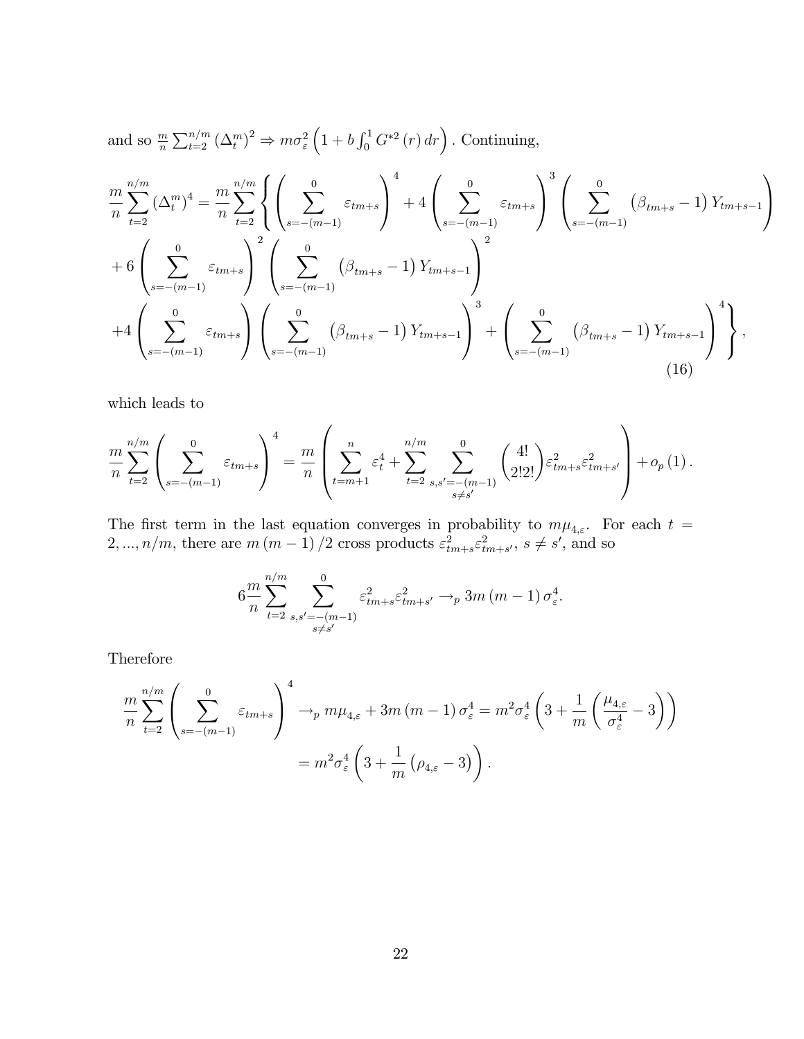and so $\frac{m}{n}\sum_{t=2}^{n/m}\left(\Delta_t^m\right)^2 \Rightarrow m\sigma_\varepsilon^2\left(1+b\int_0^1 G^{*2}(r)\,dr\right)$. Continuing,

$$
\begin{aligned}
\frac{m}{n}\sum_{t=2}^{n/m}\left(\Delta_t^m\right)^4 = \frac{m}{n}\sum_{t=2}^{n/m}\Bigg\{ & \left(\sum_{s=-(m-1)}^{0}\varepsilon_{tm+s}\right)^4 + 4\left(\sum_{s=-(m-1)}^{0}\varepsilon_{tm+s}\right)^3\left(\sum_{s=-(m-1)}^{0}\left(\beta_{tm+s}-1\right)Y_{tm+s-1}\right) \\
& + 6\left(\sum_{s=-(m-1)}^{0}\varepsilon_{tm+s}\right)^2\left(\sum_{s=-(m-1)}^{0}\left(\beta_{tm+s}-1\right)Y_{tm+s-1}\right)^2 \\
& +4\left(\sum_{s=-(m-1)}^{0}\varepsilon_{tm+s}\right)\left(\sum_{s=-(m-1)}^{0}\left(\beta_{tm+s}-1\right)Y_{tm+s-1}\right)^3 + \left(\sum_{s=-(m-1)}^{0}\left(\beta_{tm+s}-1\right)Y_{tm+s-1}\right)^4\Bigg\},
\end{aligned} \tag{16}
$$

which leads to

$$
\frac{m}{n}\sum_{t=2}^{n/m}\left(\sum_{s=-(m-1)}^{0}\varepsilon_{tm+s}\right)^4 = \frac{m}{n}\left(\sum_{t=m+1}^{n}\varepsilon_t^4 + \sum_{t=2}^{n/m}\sum_{\substack{s,s'=-(m-1)\\ s\neq s'}}^{0}\binom{4!}{2!2!}\varepsilon_{tm+s}^2\varepsilon_{tm+s'}^2\right) + o_p(1).
$$

The first term in the last equation converges in probability to $m\mu_{4,\varepsilon}$. For each $t = 2,...,n/m$, there are $m(m-1)/2$ cross products $\varepsilon_{tm+s}^2\varepsilon_{tm+s'}^2$, $s \neq s'$, and so

$$
6\frac{m}{n}\sum_{t=2}^{n/m}\sum_{\substack{s,s'=-(m-1)\\ s\neq s'}}^{0}\varepsilon_{tm+s}^2\varepsilon_{tm+s'}^2 \to_p 3m(m-1)\sigma_\varepsilon^4.
$$

Therefore

$$
\begin{aligned}
\frac{m}{n}\sum_{t=2}^{n/m}\left(\sum_{s=-(m-1)}^{0}\varepsilon_{tm+s}\right)^4 &\to_p m\mu_{4,\varepsilon} + 3m(m-1)\sigma_\varepsilon^4 = m^2\sigma_\varepsilon^4\left(3+\frac{1}{m}\left(\frac{\mu_{4,\varepsilon}}{\sigma_\varepsilon^4}-3\right)\right) \\
&= m^2\sigma_\varepsilon^4\left(3+\frac{1}{m}\left(\rho_{4,\varepsilon}-3\right)\right).
\end{aligned}
$$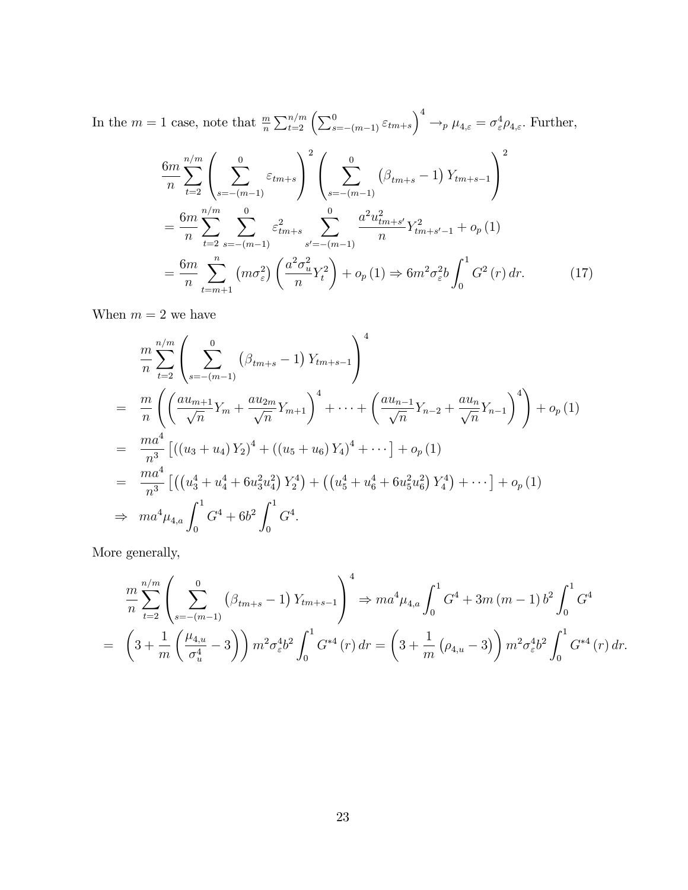In the $m = 1$ case, note that $\frac{m}{n}\sum_{t=2}^{n/m}\left(\sum_{s=-(m-1)}^{0}\varepsilon_{tm+s}\right)^4 \to_p \mu_{4,\varepsilon} = \sigma_\varepsilon^4\rho_{4,\varepsilon}$. Further,

$$
\begin{aligned}
&\frac{6m}{n}\sum_{t=2}^{n/m}\left(\sum_{s=-(m-1)}^{0}\varepsilon_{tm+s}\right)^2\left(\sum_{s=-(m-1)}^{0}\left(\beta_{tm+s}-1\right)Y_{tm+s-1}\right)^2 \\
&= \frac{6m}{n}\sum_{t=2}^{n/m}\sum_{s=-(m-1)}^{0}\varepsilon_{tm+s}^2\sum_{s'=-(m-1)}^{0}\frac{a^2u_{tm+s'}^2}{n}Y_{tm+s'-1}^2 + o_p(1) \\
&= \frac{6m}{n}\sum_{t=m+1}^{n}\left(m\sigma_\varepsilon^2\right)\left(\frac{a^2\sigma_u^2}{n}Y_t^2\right) + o_p(1) \Rightarrow 6m^2\sigma_\varepsilon^2 b\int_0^1 G^2(r)\,dr. \qquad (17)
\end{aligned}
$$

When $m = 2$ we have

$$
\begin{aligned}
&\frac{m}{n}\sum_{t=2}^{n/m}\left(\sum_{s=-(m-1)}^{0}\left(\beta_{tm+s}-1\right)Y_{tm+s-1}\right)^4 \\
=\;& \frac{m}{n}\left(\left(\frac{au_{m+1}}{\sqrt{n}}Y_m + \frac{au_{2m}}{\sqrt{n}}Y_{m+1}\right)^4 + \cdots + \left(\frac{au_{n-1}}{\sqrt{n}}Y_{n-2} + \frac{au_n}{\sqrt{n}}Y_{n-1}\right)^4\right) + o_p(1) \\
=\;& \frac{ma^4}{n^3}\left[\left(\left(u_3+u_4\right)Y_2\right)^4 + \left(\left(u_5+u_6\right)Y_4\right)^4 + \cdots\right] + o_p(1) \\
=\;& \frac{ma^4}{n^3}\left[\left(\left(u_3^4+u_4^4+6u_3^2u_4^2\right)Y_2^4\right) + \left(\left(u_5^4+u_6^4+6u_5^2u_6^2\right)Y_4^4\right) + \cdots\right] + o_p(1) \\
\Rightarrow\;& ma^4\mu_{4,a}\int_0^1 G^4 + 6b^2\int_0^1 G^4.
\end{aligned}
$$

More generally,

$$
\begin{aligned}
&\frac{m}{n}\sum_{t=2}^{n/m}\left(\sum_{s=-(m-1)}^{0}\left(\beta_{tm+s}-1\right)Y_{tm+s-1}\right)^4 \Rightarrow ma^4\mu_{4,a}\int_0^1 G^4 + 3m(m-1)b^2\int_0^1 G^4 \\
=\;& \left(3+\frac{1}{m}\left(\frac{\mu_{4,u}}{\sigma_u^4}-3\right)\right)m^2\sigma_\varepsilon^4 b^2\int_0^1 G^{*4}(r)\,dr = \left(3+\frac{1}{m}\left(\rho_{4,u}-3\right)\right)m^2\sigma_\varepsilon^4 b^2\int_0^1 G^{*4}(r)\,dr.
\end{aligned}
$$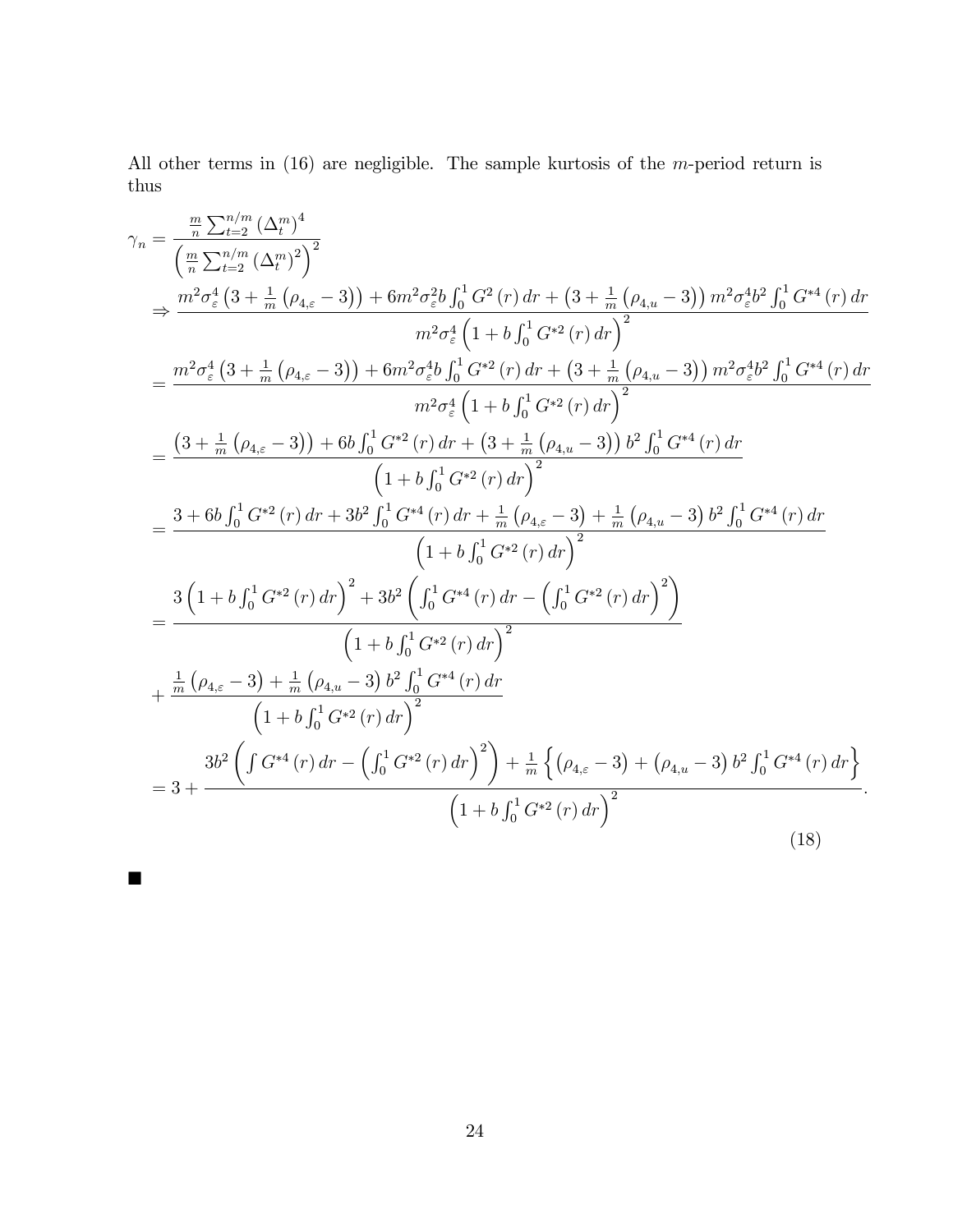All other terms in (16) are negligible. The sample kurtosis of the $m$-period return is thus

$$
\begin{aligned}
\gamma_n &= \frac{\frac{m}{n}\sum_{t=2}^{n/m}\left(\Delta_t^m\right)^4}{\left(\frac{m}{n}\sum_{t=2}^{n/m}\left(\Delta_t^m\right)^2\right)^2} \\
&\Rightarrow \frac{m^2\sigma_\varepsilon^4\left(3+\frac{1}{m}\left(\rho_{4,\varepsilon}-3\right)\right)+6m^2\sigma_\varepsilon^2 b\int_0^1 G^2\left(r\right)dr+\left(3+\frac{1}{m}\left(\rho_{4,u}-3\right)\right)m^2\sigma_\varepsilon^4 b^2\int_0^1 G^{*4}\left(r\right)dr}{m^2\sigma_\varepsilon^4\left(1+b\int_0^1 G^{*2}\left(r\right)dr\right)^2} \\
&= \frac{m^2\sigma_\varepsilon^4\left(3+\frac{1}{m}\left(\rho_{4,\varepsilon}-3\right)\right)+6m^2\sigma_\varepsilon^4 b\int_0^1 G^{*2}\left(r\right)dr+\left(3+\frac{1}{m}\left(\rho_{4,u}-3\right)\right)m^2\sigma_\varepsilon^4 b^2\int_0^1 G^{*4}\left(r\right)dr}{m^2\sigma_\varepsilon^4\left(1+b\int_0^1 G^{*2}\left(r\right)dr\right)^2} \\
&= \frac{\left(3+\frac{1}{m}\left(\rho_{4,\varepsilon}-3\right)\right)+6b\int_0^1 G^{*2}\left(r\right)dr+\left(3+\frac{1}{m}\left(\rho_{4,u}-3\right)\right)b^2\int_0^1 G^{*4}\left(r\right)dr}{\left(1+b\int_0^1 G^{*2}\left(r\right)dr\right)^2} \\
&= \frac{3+6b\int_0^1 G^{*2}\left(r\right)dr+3b^2\int_0^1 G^{*4}\left(r\right)dr+\frac{1}{m}\left(\rho_{4,\varepsilon}-3\right)+\frac{1}{m}\left(\rho_{4,u}-3\right)b^2\int_0^1 G^{*4}\left(r\right)dr}{\left(1+b\int_0^1 G^{*2}\left(r\right)dr\right)^2} \\
&= \frac{3\left(1+b\int_0^1 G^{*2}\left(r\right)dr\right)^2+3b^2\left(\int_0^1 G^{*4}\left(r\right)dr-\left(\int_0^1 G^{*2}\left(r\right)dr\right)^2\right)}{\left(1+b\int_0^1 G^{*2}\left(r\right)dr\right)^2} \\
&\quad+\frac{\frac{1}{m}\left(\rho_{4,\varepsilon}-3\right)+\frac{1}{m}\left(\rho_{4,u}-3\right)b^2\int_0^1 G^{*4}\left(r\right)dr}{\left(1+b\int_0^1 G^{*2}\left(r\right)dr\right)^2} \\
&= 3+\frac{3b^2\left(\int G^{*4}\left(r\right)dr-\left(\int_0^1 G^{*2}\left(r\right)dr\right)^2\right)+\frac{1}{m}\left\{\left(\rho_{4,\varepsilon}-3\right)+\left(\rho_{4,u}-3\right)b^2\int_0^1 G^{*4}\left(r\right)dr\right\}}{\left(1+b\int_0^1 G^{*2}\left(r\right)dr\right)^2}.
\end{aligned}
\tag{18}
$$

■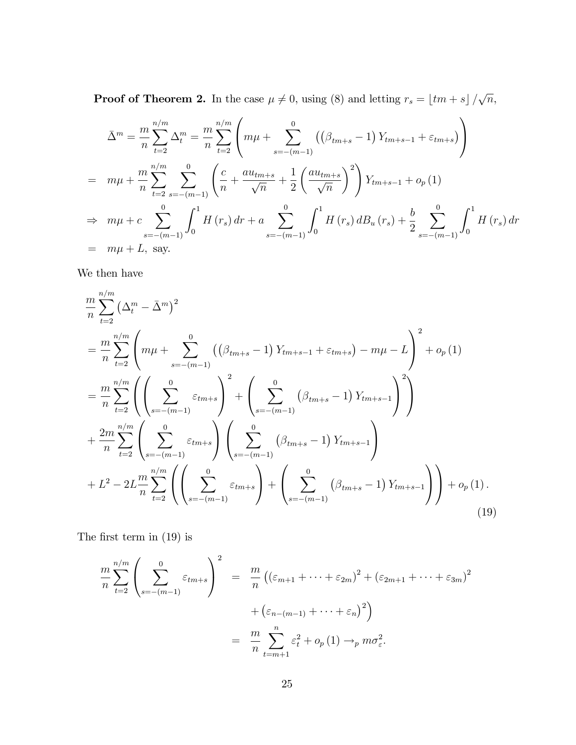**Proof of Theorem 2.** In the case $\mu \neq 0$, using (8) and letting $r_s = \lfloor tm + s \rfloor / \sqrt{n}$,

$$
\begin{aligned}
\bar{\Delta}^m = \frac{m}{n}\sum_{t=2}^{n/m} \Delta_t^m &= \frac{m}{n}\sum_{t=2}^{n/m}\left( m\mu + \sum_{s=-(m-1)}^{0}\left(\left(\beta_{tm+s}-1\right)Y_{tm+s-1} + \varepsilon_{tm+s}\right)\right) \\
&= m\mu + \frac{m}{n}\sum_{t=2}^{n/m}\sum_{s=-(m-1)}^{0}\left(\frac{c}{n} + \frac{au_{tm+s}}{\sqrt{n}} + \frac{1}{2}\left(\frac{au_{tm+s}}{\sqrt{n}}\right)^2\right)Y_{tm+s-1} + o_p(1) \\
&\Rightarrow m\mu + c\sum_{s=-(m-1)}^{0}\int_0^1 H(r_s)\,dr + a\sum_{s=-(m-1)}^{0}\int_0^1 H(r_s)\,dB_u(r_s) + \frac{b}{2}\sum_{s=-(m-1)}^{0}\int_0^1 H(r_s)\,dr \\
&= m\mu + L, \text{ say.}
\end{aligned}
$$

We then have

$$
\begin{aligned}
&\frac{m}{n}\sum_{t=2}^{n/m}\left(\Delta_t^m - \bar{\Delta}^m\right)^2 \\
&= \frac{m}{n}\sum_{t=2}^{n/m}\left( m\mu + \sum_{s=-(m-1)}^{0}\left(\left(\beta_{tm+s}-1\right)Y_{tm+s-1} + \varepsilon_{tm+s}\right) - m\mu - L\right)^2 + o_p(1) \\
&= \frac{m}{n}\sum_{t=2}^{n/m}\left(\left(\sum_{s=-(m-1)}^{0}\varepsilon_{tm+s}\right)^2 + \left(\sum_{s=-(m-1)}^{0}\left(\beta_{tm+s}-1\right)Y_{tm+s-1}\right)^2\right) \\
&+ \frac{2m}{n}\sum_{t=2}^{n/m}\left(\sum_{s=-(m-1)}^{0}\varepsilon_{tm+s}\right)\left(\sum_{s=-(m-1)}^{0}\left(\beta_{tm+s}-1\right)Y_{tm+s-1}\right) \\
&+ L^2 - 2L\frac{m}{n}\sum_{t=2}^{n/m}\left(\left(\sum_{s=-(m-1)}^{0}\varepsilon_{tm+s}\right) + \left(\sum_{s=-(m-1)}^{0}\left(\beta_{tm+s}-1\right)Y_{tm+s-1}\right)\right) + o_p(1).
\end{aligned} \tag{19}
$$

The first term in (19) is

$$
\begin{aligned}
\frac{m}{n}\sum_{t=2}^{n/m}\left(\sum_{s=-(m-1)}^{0}\varepsilon_{tm+s}\right)^2 &= \frac{m}{n}\left(\left(\varepsilon_{m+1} + \cdots + \varepsilon_{2m}\right)^2 + \left(\varepsilon_{2m+1} + \cdots + \varepsilon_{3m}\right)^2 \right.\\
&\quad \left. + \left(\varepsilon_{n-(m-1)} + \cdots + \varepsilon_n\right)^2\right) \\
&= \frac{m}{n}\sum_{t=m+1}^{n}\varepsilon_t^2 + o_p(1) \to_p m\sigma_\varepsilon^2.
\end{aligned}
$$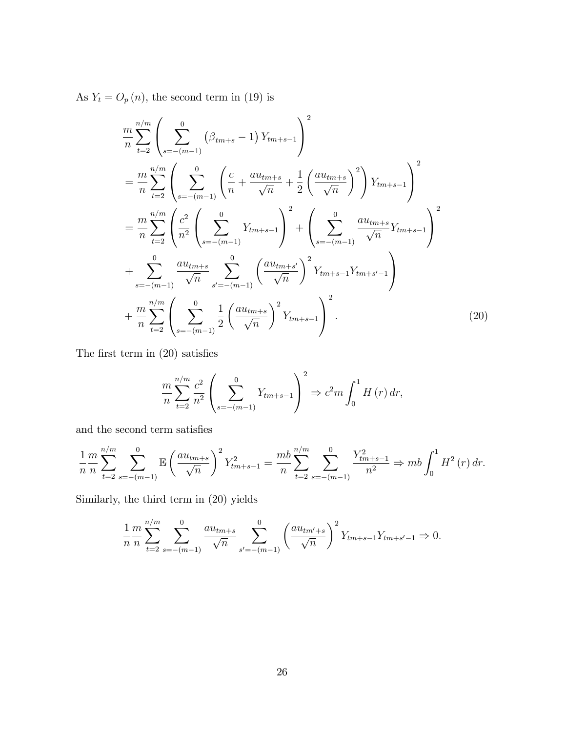As $Y_t = O_p(n)$, the second term in (19) is

$$
\begin{aligned}
&\frac{m}{n}\sum_{t=2}^{n/m}\left(\sum_{s=-(m-1)}^{0}\left(\beta_{tm+s}-1\right)Y_{tm+s-1}\right)^2 \\
&= \frac{m}{n}\sum_{t=2}^{n/m}\left(\sum_{s=-(m-1)}^{0}\left(\frac{c}{n}+\frac{au_{tm+s}}{\sqrt{n}}+\frac{1}{2}\left(\frac{au_{tm+s}}{\sqrt{n}}\right)^2\right)Y_{tm+s-1}\right)^2 \\
&= \frac{m}{n}\sum_{t=2}^{n/m}\left(\frac{c^2}{n^2}\left(\sum_{s=-(m-1)}^{0}Y_{tm+s-1}\right)^2+\left(\sum_{s=-(m-1)}^{0}\frac{au_{tm+s}}{\sqrt{n}}Y_{tm+s-1}\right)^2\right. \\
&\left.+\sum_{s=-(m-1)}^{0}\frac{au_{tm+s}}{\sqrt{n}}\sum_{s'=-(m-1)}^{0}\left(\frac{au_{tm+s'}}{\sqrt{n}}\right)^2 Y_{tm+s-1}Y_{tm+s'-1}\right) \\
&+\frac{m}{n}\sum_{t=2}^{n/m}\left(\sum_{s=-(m-1)}^{0}\frac{1}{2}\left(\frac{au_{tm+s}}{\sqrt{n}}\right)^2 Y_{tm+s-1}\right)^2.
\end{aligned}
\tag{20}
$$

The first term in (20) satisfies

$$
\frac{m}{n}\sum_{t=2}^{n/m}\frac{c^2}{n^2}\left(\sum_{s=-(m-1)}^{0}Y_{tm+s-1}\right)^2 \Rightarrow c^2 m\int_0^1 H(r)\,dr,
$$

and the second term satisfies

$$
\frac{1}{n}\frac{m}{n}\sum_{t=2}^{n/m}\sum_{s=-(m-1)}^{0}\mathbb{E}\left(\frac{au_{tm+s}}{\sqrt{n}}\right)^2 Y_{tm+s-1}^2 = \frac{mb}{n}\sum_{t=2}^{n/m}\sum_{s=-(m-1)}^{0}\frac{Y_{tm+s-1}^2}{n^2} \Rightarrow mb\int_0^1 H^2(r)\,dr.
$$

Similarly, the third term in (20) yields

$$
\frac{1}{n}\frac{m}{n}\sum_{t=2}^{n/m}\sum_{s=-(m-1)}^{0}\frac{au_{tm+s}}{\sqrt{n}}\sum_{s'=-(m-1)}^{0}\left(\frac{au_{tm'+s}}{\sqrt{n}}\right)^2 Y_{tm+s-1}Y_{tm+s'-1} \Rightarrow 0.
$$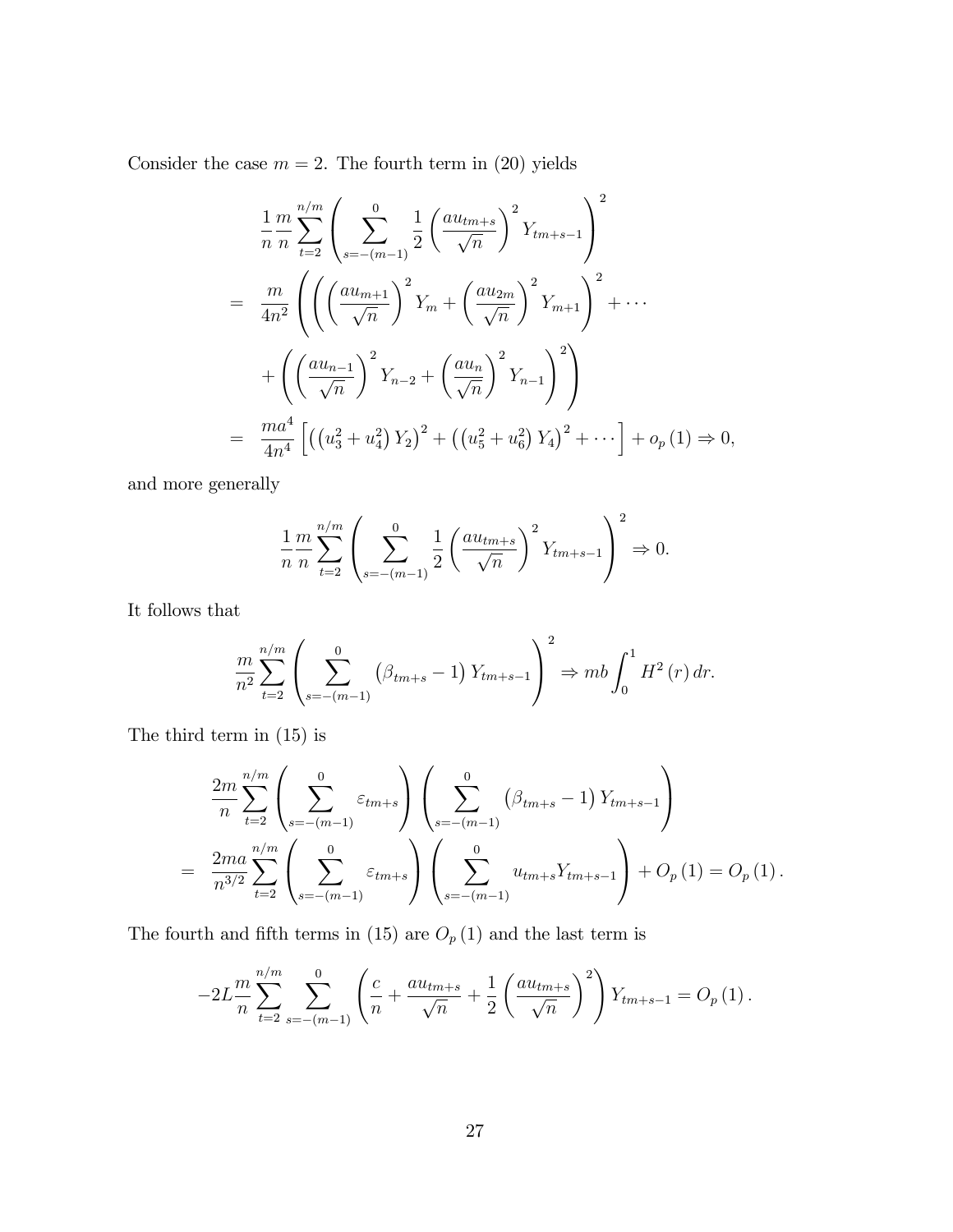Consider the case $m = 2$. The fourth term in (20) yields

$$
\begin{aligned}
& \frac{1}{n}\frac{m}{n}\sum_{t=2}^{n/m}\left(\sum_{s=-(m-1)}^{0}\frac{1}{2}\left(\frac{au_{tm+s}}{\sqrt{n}}\right)^2 Y_{tm+s-1}\right)^2 \\
= \;& \frac{m}{4n^2}\left(\left(\left(\frac{au_{m+1}}{\sqrt{n}}\right)^2 Y_m + \left(\frac{au_{2m}}{\sqrt{n}}\right)^2 Y_{m+1}\right)^2 + \cdots \right. \\
& \left. + \left(\left(\frac{au_{n-1}}{\sqrt{n}}\right)^2 Y_{n-2} + \left(\frac{au_{n}}{\sqrt{n}}\right)^2 Y_{n-1}\right)^2\right) \\
= \;& \frac{ma^4}{4n^4}\left[\left(\left(u_3^2+u_4^2\right)Y_2\right)^2 + \left(\left(u_5^2+u_6^2\right)Y_4\right)^2 + \cdots\right] + o_p(1) \Rightarrow 0,
\end{aligned}
$$

and more generally

$$
\frac{1}{n}\frac{m}{n}\sum_{t=2}^{n/m}\left(\sum_{s=-(m-1)}^{0}\frac{1}{2}\left(\frac{au_{tm+s}}{\sqrt{n}}\right)^2 Y_{tm+s-1}\right)^2 \Rightarrow 0.
$$

It follows that

$$
\frac{m}{n^2}\sum_{t=2}^{n/m}\left(\sum_{s=-(m-1)}^{0}\left(\beta_{tm+s}-1\right)Y_{tm+s-1}\right)^2 \Rightarrow mb\int_0^1 H^2(r)\,dr.
$$

The third term in (15) is

$$
\begin{aligned}
& \frac{2m}{n}\sum_{t=2}^{n/m}\left(\sum_{s=-(m-1)}^{0}\varepsilon_{tm+s}\right)\left(\sum_{s=-(m-1)}^{0}\left(\beta_{tm+s}-1\right)Y_{tm+s-1}\right) \\
= \;& \frac{2ma}{n^{3/2}}\sum_{t=2}^{n/m}\left(\sum_{s=-(m-1)}^{0}\varepsilon_{tm+s}\right)\left(\sum_{s=-(m-1)}^{0}u_{tm+s}Y_{tm+s-1}\right) + O_p(1) = O_p(1).
\end{aligned}
$$

The fourth and fifth terms in (15) are $O_p(1)$ and the last term is

$$
-2L\frac{m}{n}\sum_{t=2}^{n/m}\sum_{s=-(m-1)}^{0}\left(\frac{c}{n}+\frac{au_{tm+s}}{\sqrt{n}}+\frac{1}{2}\left(\frac{au_{tm+s}}{\sqrt{n}}\right)^2\right)Y_{tm+s-1} = O_p(1).
$$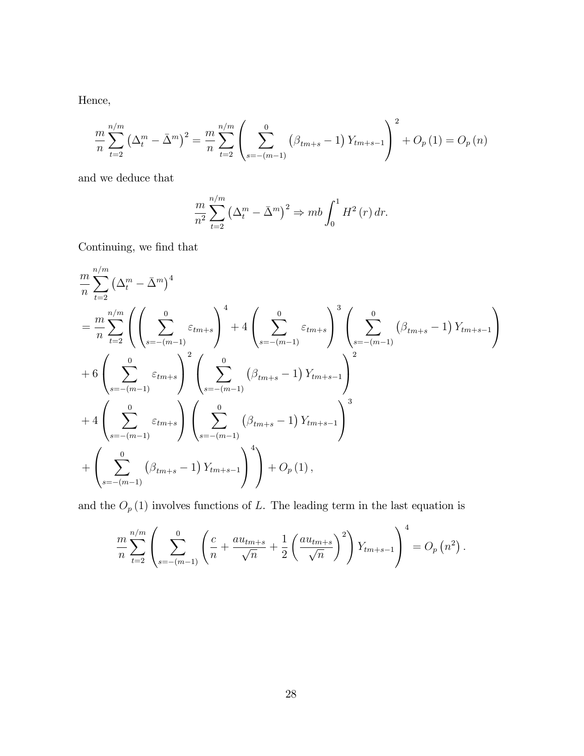Hence,

$$\frac{m}{n}\sum_{t=2}^{n/m}\left(\Delta_t^m-\bar{\Delta}^m\right)^2=\frac{m}{n}\sum_{t=2}^{n/m}\left(\sum_{s=-(m-1)}^{0}\left(\beta_{tm+s}-1\right)Y_{tm+s-1}\right)^2+O_p\left(1\right)=O_p\left(n\right)$$

and we deduce that

$$\frac{m}{n^2}\sum_{t=2}^{n/m}\left(\Delta_t^m-\bar{\Delta}^m\right)^2\Rightarrow mb\int_0^1 H^2\left(r\right)dr.$$

Continuing, we find that

$$\begin{aligned}
&\frac{m}{n}\sum_{t=2}^{n/m}\left(\Delta_t^m-\bar{\Delta}^m\right)^4\\
&=\frac{m}{n}\sum_{t=2}^{n/m}\left(\left(\sum_{s=-(m-1)}^{0}\varepsilon_{tm+s}\right)^4+4\left(\sum_{s=-(m-1)}^{0}\varepsilon_{tm+s}\right)^3\left(\sum_{s=-(m-1)}^{0}\left(\beta_{tm+s}-1\right)Y_{tm+s-1}\right)\right.\\
&+6\left(\sum_{s=-(m-1)}^{0}\varepsilon_{tm+s}\right)^2\left(\sum_{s=-(m-1)}^{0}\left(\beta_{tm+s}-1\right)Y_{tm+s-1}\right)^2\\
&+4\left(\sum_{s=-(m-1)}^{0}\varepsilon_{tm+s}\right)\left(\sum_{s=-(m-1)}^{0}\left(\beta_{tm+s}-1\right)Y_{tm+s-1}\right)^3\\
&\left.+\left(\sum_{s=-(m-1)}^{0}\left(\beta_{tm+s}-1\right)Y_{tm+s-1}\right)^4\right)+O_p\left(1\right),
\end{aligned}$$

and the $O_p\left(1\right)$ involves functions of $L$. The leading term in the last equation is

$$\frac{m}{n}\sum_{t=2}^{n/m}\left(\sum_{s=-(m-1)}^{0}\left(\frac{c}{n}+\frac{au_{tm+s}}{\sqrt{n}}+\frac{1}{2}\left(\frac{au_{tm+s}}{\sqrt{n}}\right)^2\right)Y_{tm+s-1}\right)^4=O_p\left(n^2\right).$$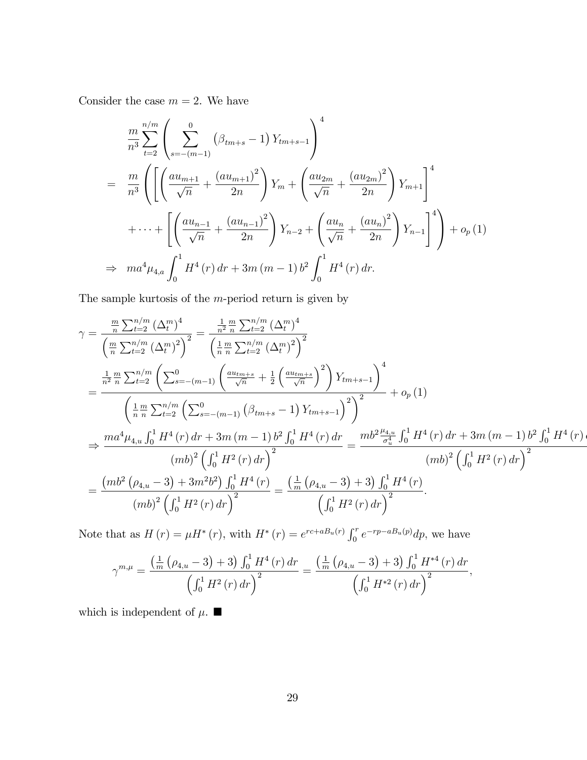Consider the case $m = 2$. We have

$$
\begin{aligned}
& \frac{m}{n^3} \sum_{t=2}^{n/m} \left( \sum_{s=-(m-1)}^{0} \left(\beta_{tm+s} - 1\right) Y_{tm+s-1} \right)^4 \\
= \quad & \frac{m}{n^3} \left( \left[ \left( \frac{au_{m+1}}{\sqrt{n}} + \frac{\left(au_{m+1}\right)^2}{2n} \right) Y_m + \left( \frac{au_{2m}}{\sqrt{n}} + \frac{\left(au_{2m}\right)^2}{2n} \right) Y_{m+1} \right]^4 \right. \\
& \left. + \cdots + \left[ \left( \frac{au_{n-1}}{\sqrt{n}} + \frac{\left(au_{n-1}\right)^2}{2n} \right) Y_{n-2} + \left( \frac{au_n}{\sqrt{n}} + \frac{\left(au_n\right)^2}{2n} \right) Y_{n-1} \right]^4 \right) + o_p(1) \\
\Rightarrow \quad & ma^4 \mu_{4,a} \int_0^1 H^4(r)\, dr + 3m(m-1) b^2 \int_0^1 H^4(r)\, dr.
\end{aligned}
$$

The sample kurtosis of the $m$-period return is given by

$$
\begin{aligned}
\gamma &= \frac{\frac{m}{n} \sum_{t=2}^{n/m} \left(\Delta_t^m\right)^4}{\left( \frac{m}{n} \sum_{t=2}^{n/m} \left(\Delta_t^m\right)^2 \right)^2} = \frac{\frac{1}{n^2} \frac{m}{n} \sum_{t=2}^{n/m} \left(\Delta_t^m\right)^4}{\left( \frac{1}{n} \frac{m}{n} \sum_{t=2}^{n/m} \left(\Delta_t^m\right)^2 \right)^2} \\
&= \frac{\frac{1}{n^2} \frac{m}{n} \sum_{t=2}^{n/m} \left( \sum_{s=-(m-1)}^{0} \left( \frac{au_{tm+s}}{\sqrt{n}} + \frac{1}{2} \left( \frac{au_{tm+s}}{\sqrt{n}} \right)^2 \right) Y_{tm+s-1} \right)^4}{\left( \frac{1}{n} \frac{m}{n} \sum_{t=2}^{n/m} \left( \sum_{s=-(m-1)}^{0} \left(\beta_{tm+s} - 1\right) Y_{tm+s-1} \right)^2 \right)^2} + o_p(1) \\
&\Rightarrow \frac{ma^4 \mu_{4,u} \int_0^1 H^4(r)\, dr + 3m(m-1) b^2 \int_0^1 H^4(r)\, dr}{(mb)^2 \left( \int_0^1 H^2(r)\, dr \right)^2} = \frac{mb^2 \frac{\mu_{4,u}}{\sigma_u^4} \int_0^1 H^4(r)\, dr + 3m(m-1) b^2 \int_0^1 H^4(r)\, dr}{(mb)^2 \left( \int_0^1 H^2(r)\, dr \right)^2} \\
&= \frac{\left( mb^2 \left(\rho_{4,u} - 3\right) + 3m^2 b^2 \right) \int_0^1 H^4(r)}{(mb)^2 \left( \int_0^1 H^2(r)\, dr \right)^2} = \frac{\left( \frac{1}{m} \left(\rho_{4,u} - 3\right) + 3 \right) \int_0^1 H^4(r)}{\left( \int_0^1 H^2(r)\, dr \right)^2}.
\end{aligned}
$$

Note that as $H(r) = \mu H^*(r)$, with $H^*(r) = e^{rc + aB_u(r)} \int_0^r e^{-rp - aB_u(p)} dp$, we have

$$
\gamma^{m,\mu} = \frac{\left( \frac{1}{m} \left(\rho_{4,u} - 3\right) + 3 \right) \int_0^1 H^4(r)\, dr}{\left( \int_0^1 H^2(r)\, dr \right)^2} = \frac{\left( \frac{1}{m} \left(\rho_{4,u} - 3\right) + 3 \right) \int_0^1 H^{*4}(r)\, dr}{\left( \int_0^1 H^{*2}(r)\, dr \right)^2},
$$

which is independent of $\mu$. ■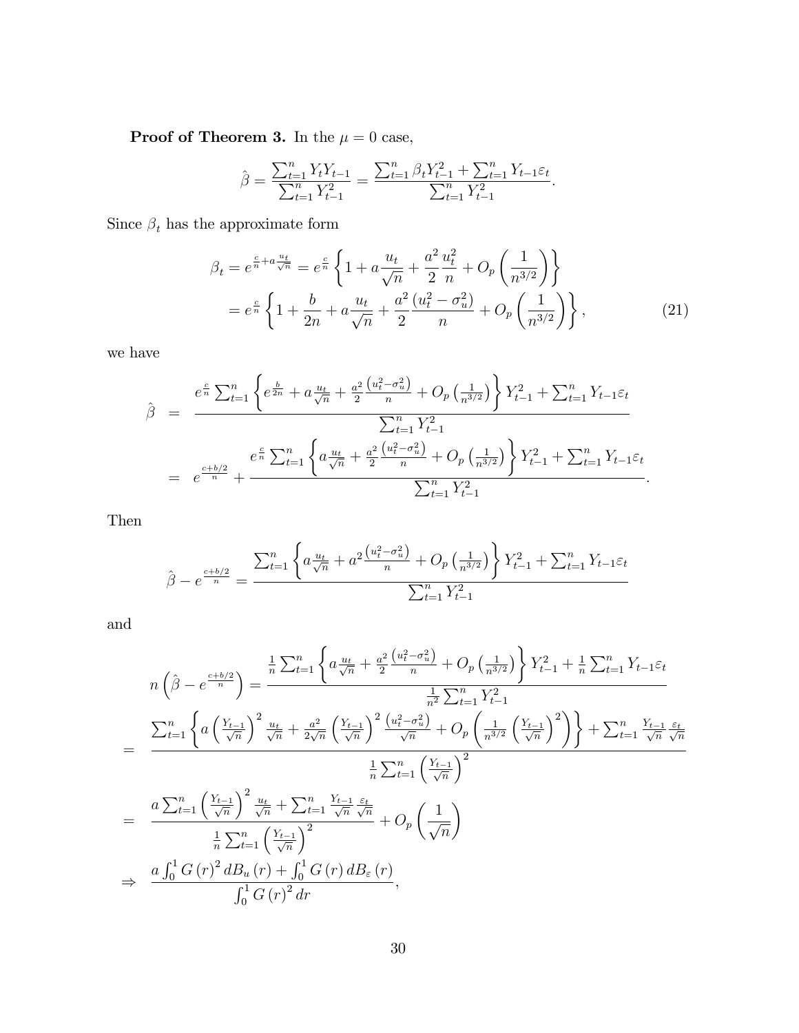**Proof of Theorem 3.** In the $\mu = 0$ case,

$$\hat{\beta} = \frac{\sum_{t=1}^{n} Y_t Y_{t-1}}{\sum_{t=1}^{n} Y_{t-1}^2} = \frac{\sum_{t=1}^{n} \beta_t Y_{t-1}^2 + \sum_{t=1}^{n} Y_{t-1}\varepsilon_t}{\sum_{t=1}^{n} Y_{t-1}^2}.$$

Since $\beta_t$ has the approximate form

$$\begin{aligned}
\beta_t = e^{\frac{c}{n} + a\frac{u_t}{\sqrt{n}}} &= e^{\frac{c}{n}} \left\{ 1 + a\frac{u_t}{\sqrt{n}} + \frac{a^2}{2}\frac{u_t^2}{n} + O_p\left(\frac{1}{n^{3/2}}\right) \right\} \\
&= e^{\frac{c}{n}} \left\{ 1 + \frac{b}{2n} + a\frac{u_t}{\sqrt{n}} + \frac{a^2}{2}\frac{\left(u_t^2 - \sigma_u^2\right)}{n} + O_p\left(\frac{1}{n^{3/2}}\right) \right\},
\end{aligned} \tag{21}$$

we have

$$\begin{aligned}
\hat{\beta} &= \frac{e^{\frac{c}{n}} \sum_{t=1}^{n} \left\{ e^{\frac{b}{2n}} + a\frac{u_t}{\sqrt{n}} + \frac{a^2}{2}\frac{\left(u_t^2 - \sigma_u^2\right)}{n} + O_p\left(\frac{1}{n^{3/2}}\right) \right\} Y_{t-1}^2 + \sum_{t=1}^{n} Y_{t-1}\varepsilon_t}{\sum_{t=1}^{n} Y_{t-1}^2} \\
&= e^{\frac{c+b/2}{n}} + \frac{e^{\frac{c}{n}} \sum_{t=1}^{n} \left\{ a\frac{u_t}{\sqrt{n}} + \frac{a^2}{2}\frac{\left(u_t^2 - \sigma_u^2\right)}{n} + O_p\left(\frac{1}{n^{3/2}}\right) \right\} Y_{t-1}^2 + \sum_{t=1}^{n} Y_{t-1}\varepsilon_t}{\sum_{t=1}^{n} Y_{t-1}^2}.
\end{aligned}$$

Then

$$\hat{\beta} - e^{\frac{c+b/2}{n}} = \frac{\sum_{t=1}^{n} \left\{ a\frac{u_t}{\sqrt{n}} + a^2\frac{\left(u_t^2 - \sigma_u^2\right)}{n} + O_p\left(\frac{1}{n^{3/2}}\right) \right\} Y_{t-1}^2 + \sum_{t=1}^{n} Y_{t-1}\varepsilon_t}{\sum_{t=1}^{n} Y_{t-1}^2}$$

and

$$\begin{aligned}
n\left(\hat{\beta} - e^{\frac{c+b/2}{n}}\right) &= \frac{\frac{1}{n}\sum_{t=1}^{n} \left\{ a\frac{u_t}{\sqrt{n}} + \frac{a^2}{2}\frac{\left(u_t^2 - \sigma_u^2\right)}{n} + O_p\left(\frac{1}{n^{3/2}}\right) \right\} Y_{t-1}^2 + \frac{1}{n}\sum_{t=1}^{n} Y_{t-1}\varepsilon_t}{\frac{1}{n^2}\sum_{t=1}^{n} Y_{t-1}^2} \\
&= \frac{\sum_{t=1}^{n} \left\{ a\left(\frac{Y_{t-1}}{\sqrt{n}}\right)^2 \frac{u_t}{\sqrt{n}} + \frac{a^2}{2\sqrt{n}}\left(\frac{Y_{t-1}}{\sqrt{n}}\right)^2 \frac{\left(u_t^2 - \sigma_u^2\right)}{\sqrt{n}} + O_p\left(\frac{1}{n^{3/2}}\left(\frac{Y_{t-1}}{\sqrt{n}}\right)^2\right) \right\} + \sum_{t=1}^{n} \frac{Y_{t-1}}{\sqrt{n}}\frac{\varepsilon_t}{\sqrt{n}}}{\frac{1}{n}\sum_{t=1}^{n}\left(\frac{Y_{t-1}}{\sqrt{n}}\right)^2} \\
&= \frac{a\sum_{t=1}^{n}\left(\frac{Y_{t-1}}{\sqrt{n}}\right)^2 \frac{u_t}{\sqrt{n}} + \sum_{t=1}^{n}\frac{Y_{t-1}}{\sqrt{n}}\frac{\varepsilon_t}{\sqrt{n}}}{\frac{1}{n}\sum_{t=1}^{n}\left(\frac{Y_{t-1}}{\sqrt{n}}\right)^2} + O_p\left(\frac{1}{\sqrt{n}}\right) \\
&\Rightarrow \frac{a\int_0^1 G(r)^2 dB_u(r) + \int_0^1 G(r)\, dB_\varepsilon(r)}{\int_0^1 G(r)^2 dr},
\end{aligned}$$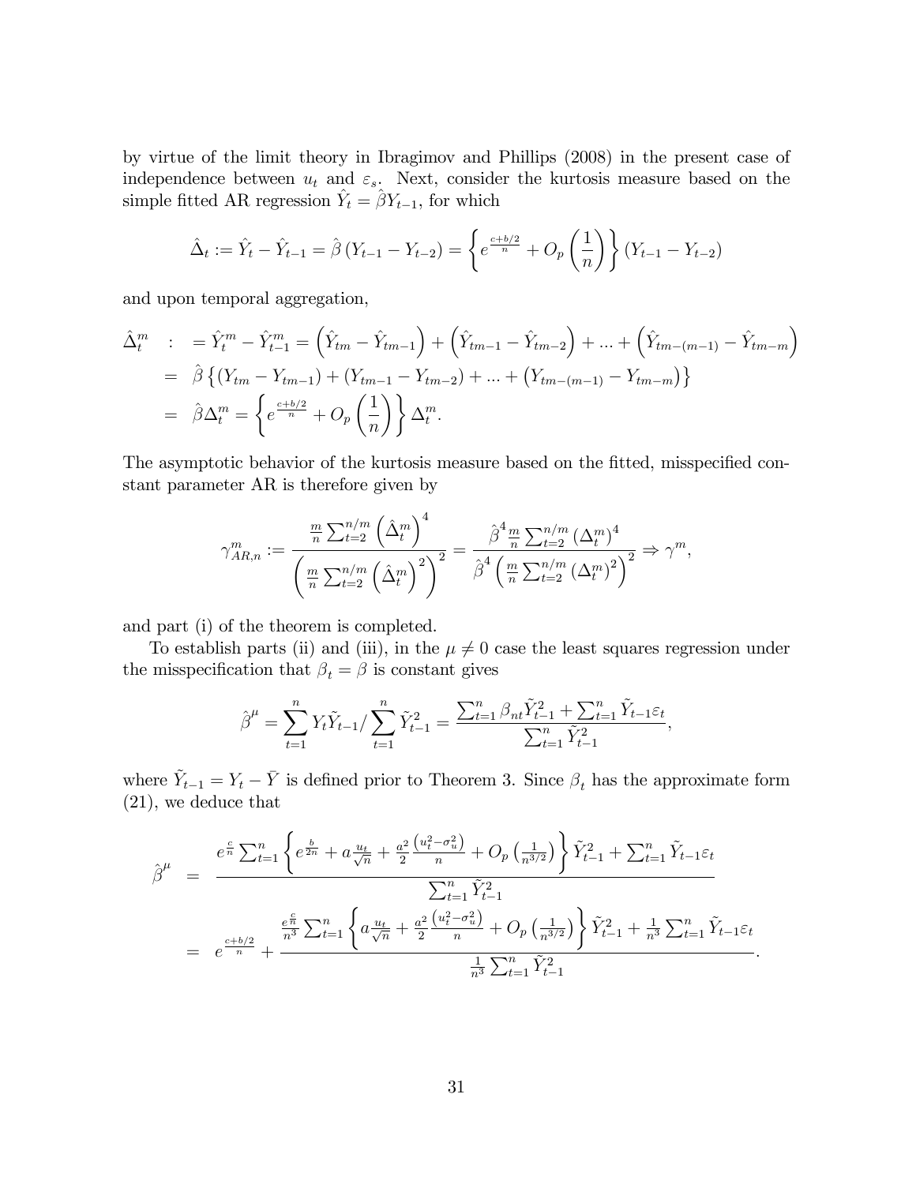by virtue of the limit theory in Ibragimov and Phillips (2008) in the present case of independence between $u_t$ and $\varepsilon_s$. Next, consider the kurtosis measure based on the simple fitted AR regression $\hat{Y}_t = \hat{\beta} Y_{t-1}$, for which

$$\hat{\Delta}_t := \hat{Y}_t - \hat{Y}_{t-1} = \hat{\beta}\left(Y_{t-1} - Y_{t-2}\right) = \left\{ e^{\frac{c+b/2}{n}} + O_p\left(\frac{1}{n}\right)\right\}\left(Y_{t-1} - Y_{t-2}\right)$$

and upon temporal aggregation,

$$\begin{aligned}
\hat{\Delta}_t^m \quad &: \; = \hat{Y}_t^m - \hat{Y}_{t-1}^m = \left(\hat{Y}_{tm} - \hat{Y}_{tm-1}\right) + \left(\hat{Y}_{tm-1} - \hat{Y}_{tm-2}\right) + ... + \left(\hat{Y}_{tm-(m-1)} - \hat{Y}_{tm-m}\right) \\
&= \hat{\beta}\left\{\left(Y_{tm} - Y_{tm-1}\right) + \left(Y_{tm-1} - Y_{tm-2}\right) + ... + \left(Y_{tm-(m-1)} - Y_{tm-m}\right)\right\} \\
&= \hat{\beta}\Delta_t^m = \left\{ e^{\frac{c+b/2}{n}} + O_p\left(\frac{1}{n}\right)\right\}\Delta_t^m.
\end{aligned}$$

The asymptotic behavior of the kurtosis measure based on the fitted, misspecified constant parameter AR is therefore given by

$$\gamma_{AR,n}^m := \frac{\frac{m}{n}\sum_{t=2}^{n/m}\left(\hat{\Delta}_t^m\right)^4}{\left(\frac{m}{n}\sum_{t=2}^{n/m}\left(\hat{\Delta}_t^m\right)^2\right)^2} = \frac{\hat{\beta}^4 \frac{m}{n}\sum_{t=2}^{n/m}\left(\Delta_t^m\right)^4}{\hat{\beta}^4\left(\frac{m}{n}\sum_{t=2}^{n/m}\left(\Delta_t^m\right)^2\right)^2} \Rightarrow \gamma^m,$$

and part (i) of the theorem is completed.

To establish parts (ii) and (iii), in the $\mu \neq 0$ case the least squares regression under the misspecification that $\beta_t = \beta$ is constant gives

$$\hat{\beta}^\mu = \sum_{t=1}^n Y_t \tilde{Y}_{t-1} / \sum_{t=1}^n \tilde{Y}_{t-1}^2 = \frac{\sum_{t=1}^n \beta_{nt}\tilde{Y}_{t-1}^2 + \sum_{t=1}^n \tilde{Y}_{t-1}\varepsilon_t}{\sum_{t=1}^n \tilde{Y}_{t-1}^2},$$

where $\tilde{Y}_{t-1} = Y_t - \bar{Y}$ is defined prior to Theorem 3. Since $\beta_t$ has the approximate form (21), we deduce that

$$\begin{aligned}
\hat{\beta}^\mu &= \frac{e^{\frac{c}{n}}\sum_{t=1}^n\left\{e^{\frac{b}{2n}} + a\frac{u_t}{\sqrt{n}} + \frac{a^2}{2}\frac{\left(u_t^2 - \sigma_u^2\right)}{n} + O_p\left(\frac{1}{n^{3/2}}\right)\right\}\tilde{Y}_{t-1}^2 + \sum_{t=1}^n \tilde{Y}_{t-1}\varepsilon_t}{\sum_{t=1}^n \tilde{Y}_{t-1}^2} \\
&= e^{\frac{c+b/2}{n}} + \frac{\frac{e^{\frac{c}{n}}}{n^3}\sum_{t=1}^n\left\{a\frac{u_t}{\sqrt{n}} + \frac{a^2}{2}\frac{\left(u_t^2 - \sigma_u^2\right)}{n} + O_p\left(\frac{1}{n^{3/2}}\right)\right\}\tilde{Y}_{t-1}^2 + \frac{1}{n^3}\sum_{t=1}^n \tilde{Y}_{t-1}\varepsilon_t}{\frac{1}{n^3}\sum_{t=1}^n \tilde{Y}_{t-1}^2}.
\end{aligned}$$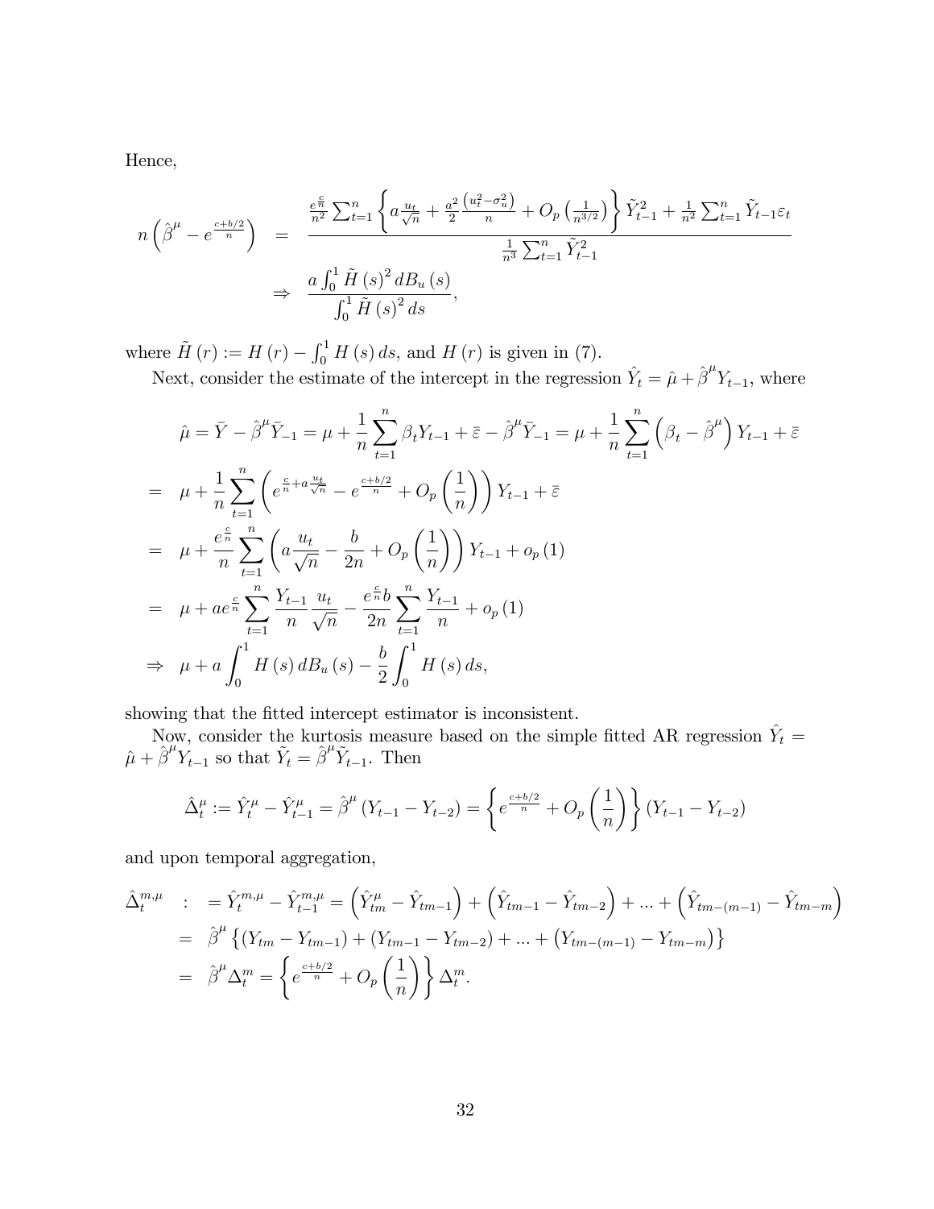Hence,

$$
\begin{aligned}
n\left(\hat{\beta}^{\mu}-e^{\frac{c+b/2}{n}}\right) &= \frac{\frac{e^{\frac{c}{n}}}{n^2}\sum_{t=1}^{n}\left\{a\frac{u_t}{\sqrt{n}}+\frac{a^2}{2}\frac{\left(u_t^2-\sigma_u^2\right)}{n}+O_p\left(\frac{1}{n^{3/2}}\right)\right\}\tilde{Y}_{t-1}^2+\frac{1}{n^2}\sum_{t=1}^{n}\tilde{Y}_{t-1}\varepsilon_t}{\frac{1}{n^3}\sum_{t=1}^{n}\tilde{Y}_{t-1}^2} \\
&\Rightarrow \frac{a\int_0^1 \tilde{H}(s)^2\,dB_u(s)}{\int_0^1 \tilde{H}(s)^2\,ds},
\end{aligned}
$$

where $\tilde{H}(r) := H(r) - \int_0^1 H(s)\,ds$, and $H(r)$ is given in (7).

Next, consider the estimate of the intercept in the regression $\hat{Y}_t = \hat{\mu} + \hat{\beta}^{\mu} Y_{t-1}$, where

$$
\begin{aligned}
\hat{\mu} &= \bar{Y} - \hat{\beta}^{\mu}\bar{Y}_{-1} = \mu + \frac{1}{n}\sum_{t=1}^{n}\beta_t Y_{t-1} + \bar{\varepsilon} - \hat{\beta}^{\mu}\bar{Y}_{-1} = \mu + \frac{1}{n}\sum_{t=1}^{n}\left(\beta_t - \hat{\beta}^{\mu}\right)Y_{t-1} + \bar{\varepsilon} \\
&= \mu + \frac{1}{n}\sum_{t=1}^{n}\left(e^{\frac{c}{n}+a\frac{u_t}{\sqrt{n}}} - e^{\frac{c+b/2}{n}} + O_p\left(\frac{1}{n}\right)\right)Y_{t-1} + \bar{\varepsilon} \\
&= \mu + \frac{e^{\frac{c}{n}}}{n}\sum_{t=1}^{n}\left(a\frac{u_t}{\sqrt{n}} - \frac{b}{2n} + O_p\left(\frac{1}{n}\right)\right)Y_{t-1} + o_p(1) \\
&= \mu + ae^{\frac{c}{n}}\sum_{t=1}^{n}\frac{Y_{t-1}}{n}\frac{u_t}{\sqrt{n}} - \frac{e^{\frac{c}{n}}b}{2n}\sum_{t=1}^{n}\frac{Y_{t-1}}{n} + o_p(1) \\
&\Rightarrow \mu + a\int_0^1 H(s)\,dB_u(s) - \frac{b}{2}\int_0^1 H(s)\,ds,
\end{aligned}
$$

showing that the fitted intercept estimator is inconsistent.

Now, consider the kurtosis measure based on the simple fitted AR regression $\hat{Y}_t = \hat{\mu} + \hat{\beta}^{\mu} Y_{t-1}$ so that $\tilde{Y}_t = \hat{\beta}^{\mu}\tilde{Y}_{t-1}$. Then

$$
\hat{\Delta}_t^{\mu} := \hat{Y}_t^{\mu} - \hat{Y}_{t-1}^{\mu} = \hat{\beta}^{\mu}\left(Y_{t-1} - Y_{t-2}\right) = \left\{e^{\frac{c+b/2}{n}} + O_p\left(\frac{1}{n}\right)\right\}\left(Y_{t-1} - Y_{t-2}\right)
$$

and upon temporal aggregation,

$$
\begin{aligned}
\hat{\Delta}_t^{m,\mu} \quad &: = \hat{Y}_t^{m,\mu} - \hat{Y}_{t-1}^{m,\mu} = \left(\hat{Y}_{tm}^{\mu} - \hat{Y}_{tm-1}\right) + \left(\hat{Y}_{tm-1} - \hat{Y}_{tm-2}\right) + \ldots + \left(\hat{Y}_{tm-(m-1)} - \hat{Y}_{tm-m}\right) \\
&= \hat{\beta}^{\mu}\left\{\left(Y_{tm} - Y_{tm-1}\right) + \left(Y_{tm-1} - Y_{tm-2}\right) + \ldots + \left(Y_{tm-(m-1)} - Y_{tm-m}\right)\right\} \\
&= \hat{\beta}^{\mu}\Delta_t^m = \left\{e^{\frac{c+b/2}{n}} + O_p\left(\frac{1}{n}\right)\right\}\Delta_t^m.
\end{aligned}
$$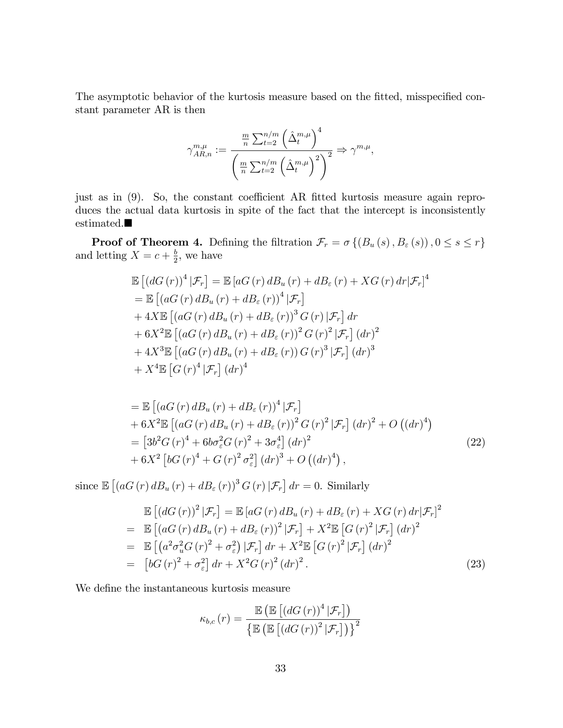The asymptotic behavior of the kurtosis measure based on the fitted, misspecified constant parameter AR is then

$$\gamma_{AR,n}^{m,\mu} := \frac{\frac{m}{n}\sum_{t=2}^{n/m}\left(\hat{\Delta}_t^{m,\mu}\right)^4}{\left(\frac{m}{n}\sum_{t=2}^{n/m}\left(\hat{\Delta}_t^{m,\mu}\right)^2\right)^2} \Rightarrow \gamma^{m,\mu},$$

just as in (9). So, the constant coefficient AR fitted kurtosis measure again reproduces the actual data kurtosis in spite of the fact that the intercept is inconsistently estimated.■

**Proof of Theorem 4.** Defining the filtration $\mathcal{F}_r = \sigma\left\{\left(B_u(s), B_\varepsilon(s)\right), 0 \le s \le r\right\}$ and letting $X = c + \frac{b}{2}$, we have

$$\begin{aligned}
&\mathbb{E}\left[\left(dG(r)\right)^4 | \mathcal{F}_r\right] = \mathbb{E}\left[aG(r)\,dB_u(r) + dB_\varepsilon(r) + XG(r)\,dr | \mathcal{F}_r\right]^4 \\
&= \mathbb{E}\left[\left(aG(r)\,dB_u(r) + dB_\varepsilon(r)\right)^4 | \mathcal{F}_r\right] \\
&+ 4X\mathbb{E}\left[\left(aG(r)\,dB_u(r) + dB_\varepsilon(r)\right)^3 G(r) | \mathcal{F}_r\right] dr \\
&+ 6X^2\mathbb{E}\left[\left(aG(r)\,dB_u(r) + dB_\varepsilon(r)\right)^2 G(r)^2 | \mathcal{F}_r\right] (dr)^2 \\
&+ 4X^3\mathbb{E}\left[\left(aG(r)\,dB_u(r) + dB_\varepsilon(r)\right) G(r)^3 | \mathcal{F}_r\right] (dr)^3 \\
&+ X^4\mathbb{E}\left[G(r)^4 | \mathcal{F}_r\right] (dr)^4
\end{aligned}$$

$$\begin{aligned}
&= \mathbb{E}\left[\left(aG(r)\,dB_u(r) + dB_\varepsilon(r)\right)^4 | \mathcal{F}_r\right] \\
&+ 6X^2\mathbb{E}\left[\left(aG(r)\,dB_u(r) + dB_\varepsilon(r)\right)^2 G(r)^2 | \mathcal{F}_r\right] (dr)^2 + O\left((dr)^4\right) \\
&= \left[3b^2G(r)^4 + 6b\sigma_\varepsilon^2 G(r)^2 + 3\sigma_\varepsilon^4\right] (dr)^2 \\
&+ 6X^2\left[bG(r)^4 + G(r)^2\sigma_\varepsilon^2\right] (dr)^3 + O\left((dr)^4\right),
\end{aligned} \tag{22}$$

since $\mathbb{E}\left[\left(aG(r)\,dB_u(r) + dB_\varepsilon(r)\right)^3 G(r) | \mathcal{F}_r\right] dr = 0$. Similarly

$$\begin{aligned}
&\mathbb{E}\left[\left(dG(r)\right)^2 | \mathcal{F}_r\right] = \mathbb{E}\left[aG(r)\,dB_u(r) + dB_\varepsilon(r) + XG(r)\,dr | \mathcal{F}_r\right]^2 \\
=\; & \mathbb{E}\left[\left(aG(r)\,dB_u(r) + dB_\varepsilon(r)\right)^2 | \mathcal{F}_r\right] + X^2\mathbb{E}\left[G(r)^2 | \mathcal{F}_r\right] (dr)^2 \\
=\; & \mathbb{E}\left[\left(a^2\sigma_u^2 G(r)^2 + \sigma_\varepsilon^2\right) | \mathcal{F}_r\right] dr + X^2\mathbb{E}\left[G(r)^2 | \mathcal{F}_r\right] (dr)^2 \\
=\; & \left[bG(r)^2 + \sigma_\varepsilon^2\right] dr + X^2 G(r)^2 (dr)^2.
\end{aligned} \tag{23}$$

We define the instantaneous kurtosis measure

$$\kappa_{b,c}(r) = \frac{\mathbb{E}\left(\mathbb{E}\left[\left(dG(r)\right)^4 | \mathcal{F}_r\right]\right)}{\left\{\mathbb{E}\left(\mathbb{E}\left[\left(dG(r)\right)^2 | \mathcal{F}_r\right]\right)\right\}^2}$$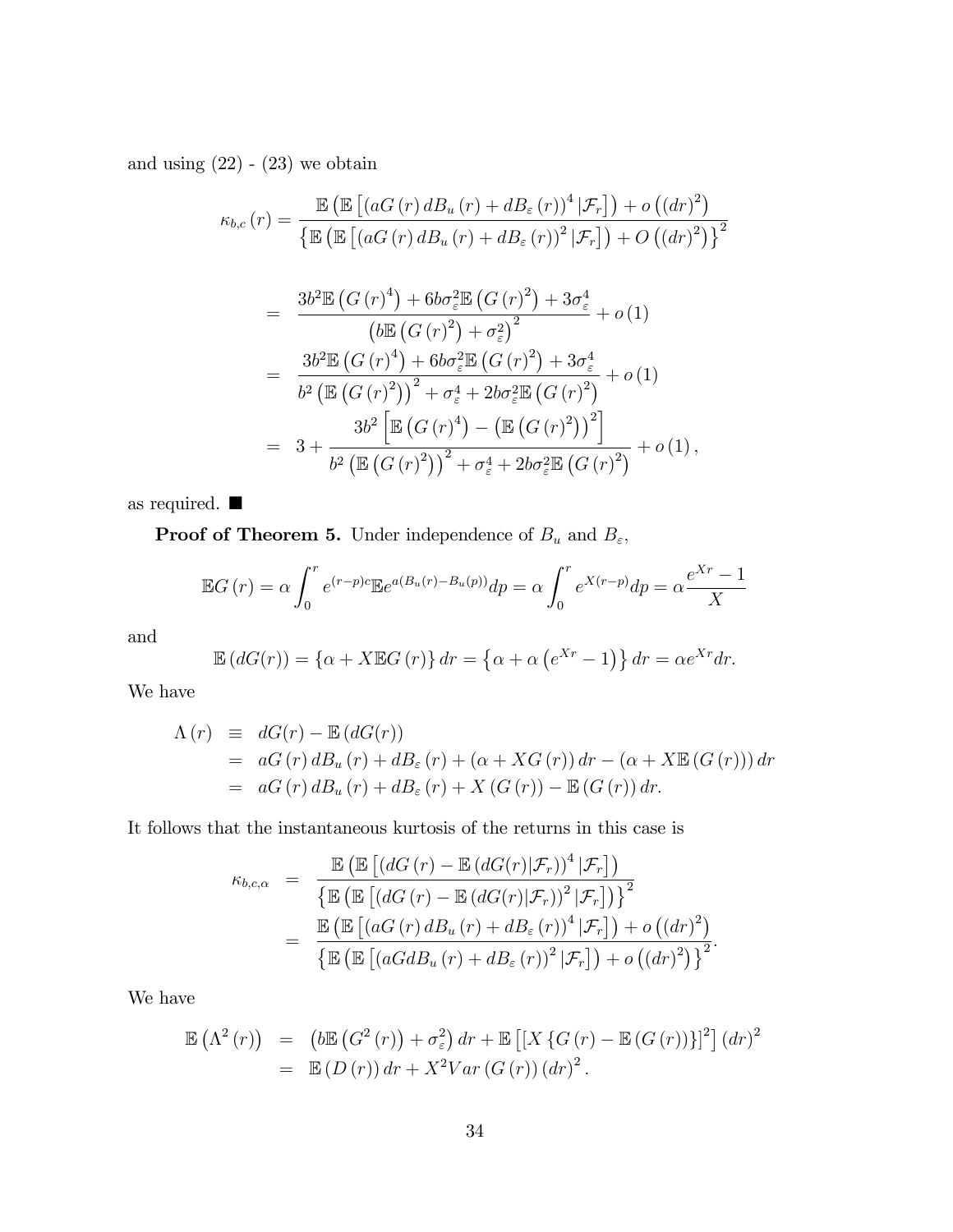and using (22) - (23) we obtain

$$\kappa_{b,c}(r) = \frac{\mathbb{E}\left(\mathbb{E}\left[\left(aG(r)\,dB_u(r) + dB_\varepsilon(r)\right)^4|\mathcal{F}_r\right]\right) + o\left((dr)^2\right)}{\left\{\mathbb{E}\left(\mathbb{E}\left[\left(aG(r)\,dB_u(r) + dB_\varepsilon(r)\right)^2|\mathcal{F}_r\right]\right) + O\left((dr)^2\right)\right\}^2}$$

$$\begin{aligned}
&= \frac{3b^2\mathbb{E}\left(G(r)^4\right) + 6b\sigma_\varepsilon^2\mathbb{E}\left(G(r)^2\right) + 3\sigma_\varepsilon^4}{\left(b\mathbb{E}\left(G(r)^2\right) + \sigma_\varepsilon^2\right)^2} + o(1) \\
&= \frac{3b^2\mathbb{E}\left(G(r)^4\right) + 6b\sigma_\varepsilon^2\mathbb{E}\left(G(r)^2\right) + 3\sigma_\varepsilon^4}{b^2\left(\mathbb{E}\left(G(r)^2\right)\right)^2 + \sigma_\varepsilon^4 + 2b\sigma_\varepsilon^2\mathbb{E}\left(G(r)^2\right)} + o(1) \\
&= 3 + \frac{3b^2\left[\mathbb{E}\left(G(r)^4\right) - \left(\mathbb{E}\left(G(r)^2\right)\right)^2\right]}{b^2\left(\mathbb{E}\left(G(r)^2\right)\right)^2 + \sigma_\varepsilon^4 + 2b\sigma_\varepsilon^2\mathbb{E}\left(G(r)^2\right)} + o(1),
\end{aligned}$$

as required. ■

**Proof of Theorem 5.** Under independence of $B_u$ and $B_\varepsilon$,

$$\mathbb{E}G(r) = \alpha\int_0^r e^{(r-p)c}\mathbb{E}e^{a(B_u(r)-B_u(p))}dp = \alpha\int_0^r e^{X(r-p)}dp = \alpha\frac{e^{Xr}-1}{X}$$

and

$$\mathbb{E}\left(dG(r)\right) = \left\{\alpha + X\mathbb{E}G(r)\right\}dr = \left\{\alpha + \alpha\left(e^{Xr}-1\right)\right\}dr = \alpha e^{Xr}dr.$$

We have

$$\begin{aligned}
\Lambda(r) &\equiv dG(r) - \mathbb{E}\left(dG(r)\right) \\
&= aG(r)\,dB_u(r) + dB_\varepsilon(r) + \left(\alpha + XG(r)\right)dr - \left(\alpha + X\mathbb{E}\left(G(r)\right)\right)dr \\
&= aG(r)\,dB_u(r) + dB_\varepsilon(r) + X\left(G(r)\right) - \mathbb{E}\left(G(r)\right)dr.
\end{aligned}$$

It follows that the instantaneous kurtosis of the returns in this case is

$$\begin{aligned}
\kappa_{b,c,\alpha} &= \frac{\mathbb{E}\left(\mathbb{E}\left[\left(dG(r) - \mathbb{E}\left(dG(r)|\mathcal{F}_r\right)\right)^4|\mathcal{F}_r\right]\right)}{\left\{\mathbb{E}\left(\mathbb{E}\left[\left(dG(r) - \mathbb{E}\left(dG(r)|\mathcal{F}_r\right)\right)^2|\mathcal{F}_r\right]\right)\right\}^2} \\
&= \frac{\mathbb{E}\left(\mathbb{E}\left[\left(aG(r)\,dB_u(r) + dB_\varepsilon(r)\right)^4|\mathcal{F}_r\right]\right) + o\left((dr)^2\right)}{\left\{\mathbb{E}\left(\mathbb{E}\left[\left(aGdB_u(r) + dB_\varepsilon(r)\right)^2|\mathcal{F}_r\right]\right) + o\left((dr)^2\right)\right\}^2}.
\end{aligned}$$

We have

$$\begin{aligned}
\mathbb{E}\left(\Lambda^2(r)\right) &= \left(b\mathbb{E}\left(G^2(r)\right) + \sigma_\varepsilon^2\right)dr + \mathbb{E}\left[\left[X\left\{G(r) - \mathbb{E}\left(G(r)\right)\right\}\right]^2\right](dr)^2 \\
&= \mathbb{E}\left(D(r)\right)dr + X^2 Var\left(G(r)\right)(dr)^2.
\end{aligned}$$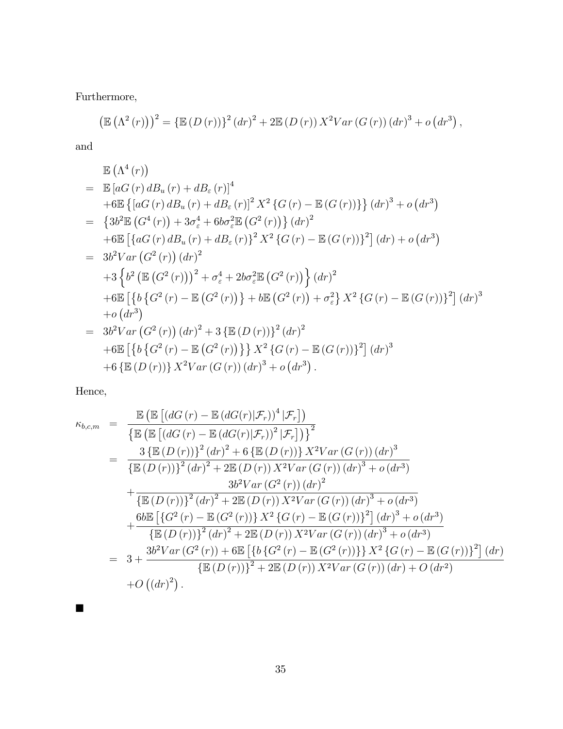Furthermore,

$$\left(\mathbb{E}\left(\Lambda^{2}\left(r\right)\right)\right)^{2}=\left\{\mathbb{E}\left(D\left(r\right)\right)\right\}^{2}\left(dr\right)^{2}+2\mathbb{E}\left(D\left(r\right)\right)X^{2}Var\left(G\left(r\right)\right)\left(dr\right)^{3}+o\left(dr^{3}\right),$$

and

$$\begin{aligned}
& \mathbb{E}\left(\Lambda^{4}\left(r\right)\right) \\
= \; & \mathbb{E}\left[aG\left(r\right)dB_{u}\left(r\right)+dB_{\varepsilon}\left(r\right)\right]^{4} \\
& +6\mathbb{E}\left\{\left[aG\left(r\right)dB_{u}\left(r\right)+dB_{\varepsilon}\left(r\right)\right]^{2}X^{2}\left\{G\left(r\right)-\mathbb{E}\left(G\left(r\right)\right)\right\}\right\}\left(dr\right)^{3}+o\left(dr^{3}\right) \\
= \; & \left\{3b^{2}\mathbb{E}\left(G^{4}\left(r\right)\right)+3\sigma_{\varepsilon}^{4}+6b\sigma_{\varepsilon}^{2}\mathbb{E}\left(G^{2}\left(r\right)\right)\right\}\left(dr\right)^{2} \\
& +6\mathbb{E}\left[\left\{aG\left(r\right)dB_{u}\left(r\right)+dB_{\varepsilon}\left(r\right)\right\}^{2}X^{2}\left\{G\left(r\right)-\mathbb{E}\left(G\left(r\right)\right)\right\}^{2}\right]\left(dr\right)+o\left(dr^{3}\right) \\
= \; & 3b^{2}Var\left(G^{2}\left(r\right)\right)\left(dr\right)^{2} \\
& +3\left\{b^{2}\left(\mathbb{E}\left(G^{2}\left(r\right)\right)\right)^{2}+\sigma_{\varepsilon}^{4}+2b\sigma_{\varepsilon}^{2}\mathbb{E}\left(G^{2}\left(r\right)\right)\right\}\left(dr\right)^{2} \\
& +6\mathbb{E}\left[\left\{b\left\{G^{2}\left(r\right)-\mathbb{E}\left(G^{2}\left(r\right)\right)\right\}+b\mathbb{E}\left(G^{2}\left(r\right)\right)+\sigma_{\varepsilon}^{2}\right\}X^{2}\left\{G\left(r\right)-\mathbb{E}\left(G\left(r\right)\right)\right\}^{2}\right]\left(dr\right)^{3} \\
& +o\left(dr^{3}\right) \\
= \; & 3b^{2}Var\left(G^{2}\left(r\right)\right)\left(dr\right)^{2}+3\left\{\mathbb{E}\left(D\left(r\right)\right)\right\}^{2}\left(dr\right)^{2} \\
& +6\mathbb{E}\left[\left\{b\left\{G^{2}\left(r\right)-\mathbb{E}\left(G^{2}\left(r\right)\right)\right\}\right\}X^{2}\left\{G\left(r\right)-\mathbb{E}\left(G\left(r\right)\right)\right\}^{2}\right]\left(dr\right)^{3} \\
& +6\left\{\mathbb{E}\left(D\left(r\right)\right)\right\}X^{2}Var\left(G\left(r\right)\right)\left(dr\right)^{3}+o\left(dr^{3}\right).
\end{aligned}$$

Hence,

$$\begin{aligned}
\kappa_{b,c,m} = \; & \frac{\mathbb{E}\left(\mathbb{E}\left[\left(dG\left(r\right)-\mathbb{E}\left(dG(r)|\mathcal{F}_{r}\right)\right)^{4}|\mathcal{F}_{r}\right]\right)}{\left\{\mathbb{E}\left(\mathbb{E}\left[\left(dG\left(r\right)-\mathbb{E}\left(dG(r)|\mathcal{F}_{r}\right)\right)^{2}|\mathcal{F}_{r}\right]\right)\right\}^{2}} \\
= \; & \frac{3\left\{\mathbb{E}\left(D\left(r\right)\right)\right\}^{2}\left(dr\right)^{2}+6\left\{\mathbb{E}\left(D\left(r\right)\right)\right\}X^{2}Var\left(G\left(r\right)\right)\left(dr\right)^{3}}{\left\{\mathbb{E}\left(D\left(r\right)\right)\right\}^{2}\left(dr\right)^{2}+2\mathbb{E}\left(D\left(r\right)\right)X^{2}Var\left(G\left(r\right)\right)\left(dr\right)^{3}+o\left(dr^{3}\right)} \\
& +\frac{3b^{2}Var\left(G^{2}\left(r\right)\right)\left(dr\right)^{2}}{\left\{\mathbb{E}\left(D\left(r\right)\right)\right\}^{2}\left(dr\right)^{2}+2\mathbb{E}\left(D\left(r\right)\right)X^{2}Var\left(G\left(r\right)\right)\left(dr\right)^{3}+o\left(dr^{3}\right)} \\
& +\frac{6b\mathbb{E}\left[\left\{G^{2}\left(r\right)-\mathbb{E}\left(G^{2}\left(r\right)\right)\right\}X^{2}\left\{G\left(r\right)-\mathbb{E}\left(G\left(r\right)\right)\right\}^{2}\right]\left(dr\right)^{3}+o\left(dr^{3}\right)}{\left\{\mathbb{E}\left(D\left(r\right)\right)\right\}^{2}\left(dr\right)^{2}+2\mathbb{E}\left(D\left(r\right)\right)X^{2}Var\left(G\left(r\right)\right)\left(dr\right)^{3}+o\left(dr^{3}\right)} \\
= \; & 3+\frac{3b^{2}Var\left(G^{2}\left(r\right)\right)+6\mathbb{E}\left[\left\{b\left\{G^{2}\left(r\right)-\mathbb{E}\left(G^{2}\left(r\right)\right)\right\}\right\}X^{2}\left\{G\left(r\right)-\mathbb{E}\left(G\left(r\right)\right)\right\}^{2}\right]\left(dr\right)}{\left\{\mathbb{E}\left(D\left(r\right)\right)\right\}^{2}+2\mathbb{E}\left(D\left(r\right)\right)X^{2}Var\left(G\left(r\right)\right)\left(dr\right)+O\left(dr^{2}\right)} \\
& +O\left(\left(dr\right)^{2}\right).
\end{aligned}$$

■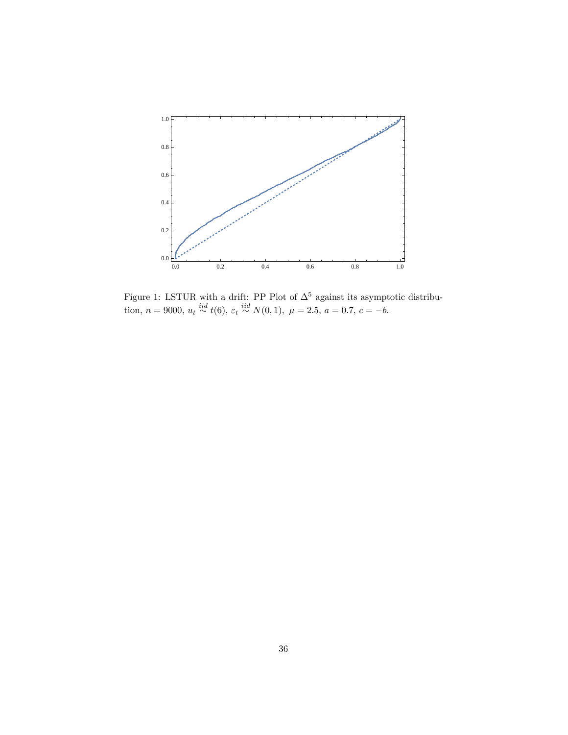Figure 1: LSTUR with a drift: PP Plot of $\Delta^5$ against its asymptotic distribution, $n = 9000$, $u_t \overset{iid}{\sim} t(6)$, $\varepsilon_t \overset{iid}{\sim} N(0,1)$, $\mu = 2.5$, $a = 0.7$, $c = -b$.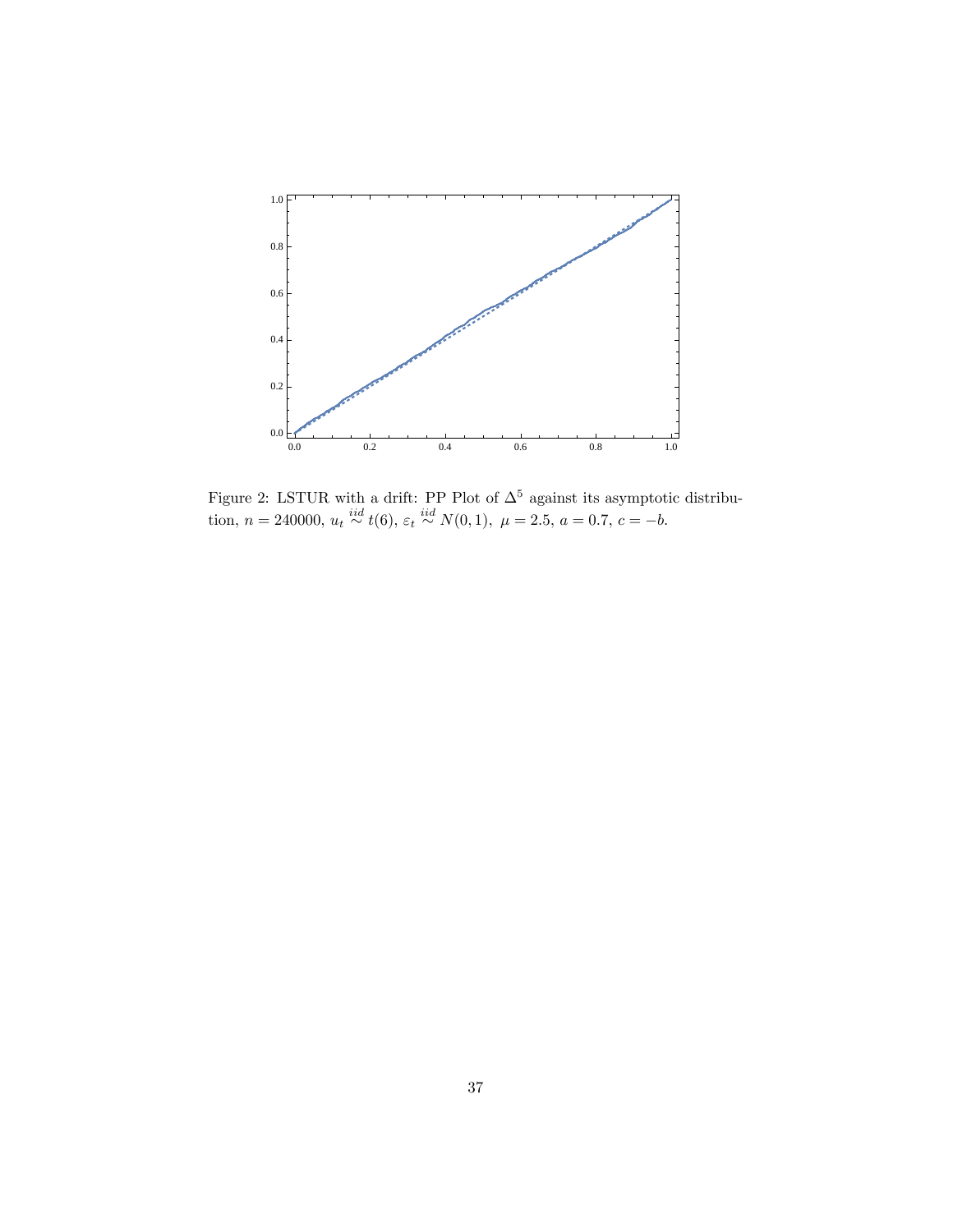Figure 2: LSTUR with a drift: PP Plot of $\Delta^5$ against its asymptotic distribution, $n = 240000$, $u_t \overset{iid}{\sim} t(6)$, $\varepsilon_t \overset{iid}{\sim} N(0, 1)$, $\mu = 2.5$, $a = 0.7$, $c = -b$.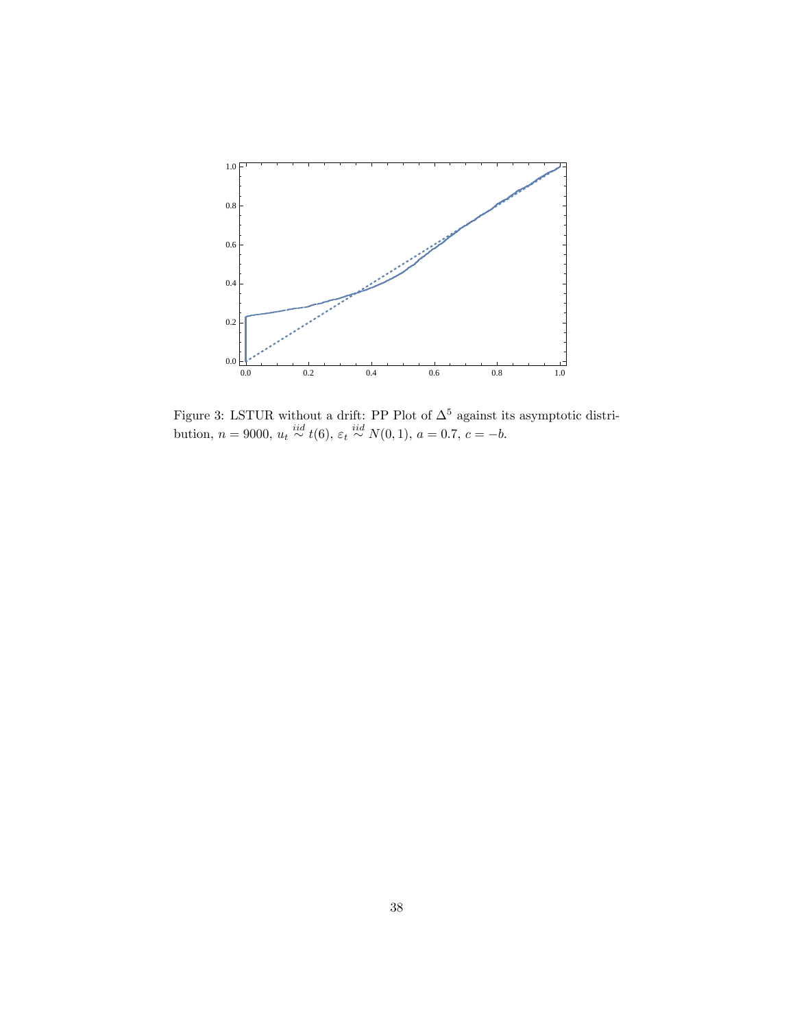Figure 3: LSTUR without a drift: PP Plot of $\Delta^5$ against its asymptotic distribution, $n = 9000$, $u_t \overset{iid}{\sim} t(6)$, $\varepsilon_t \overset{iid}{\sim} N(0,1)$, $a = 0.7$, $c = -b$.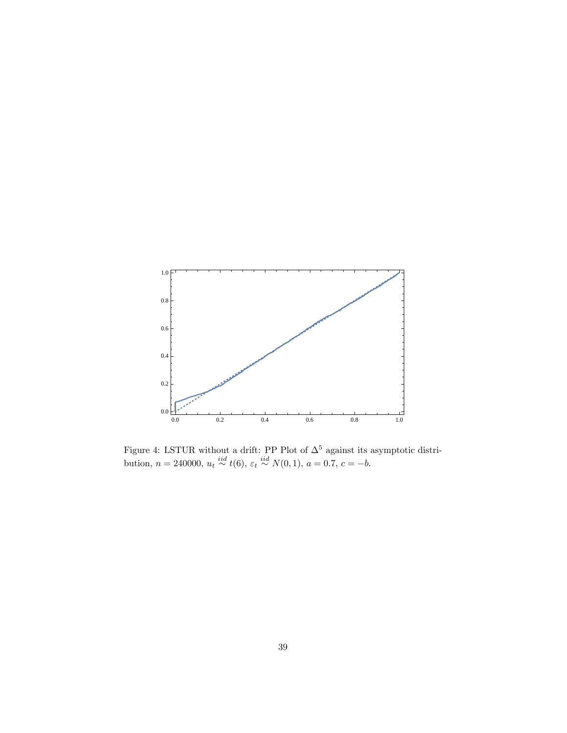1.0
0.8
0.6
0.4
0.2
0.0
0.0
0.2
0.4
0.6
0.8
1.0

Figure 4: LSTUR without a drift: PP Plot of $\Delta^5$ against its asymptotic distribution, $n = 240000$, $u_t \overset{iid}{\sim} t(6)$, $\varepsilon_t \overset{iid}{\sim} N(0,1)$, $a = 0.7$, $c = -b$.